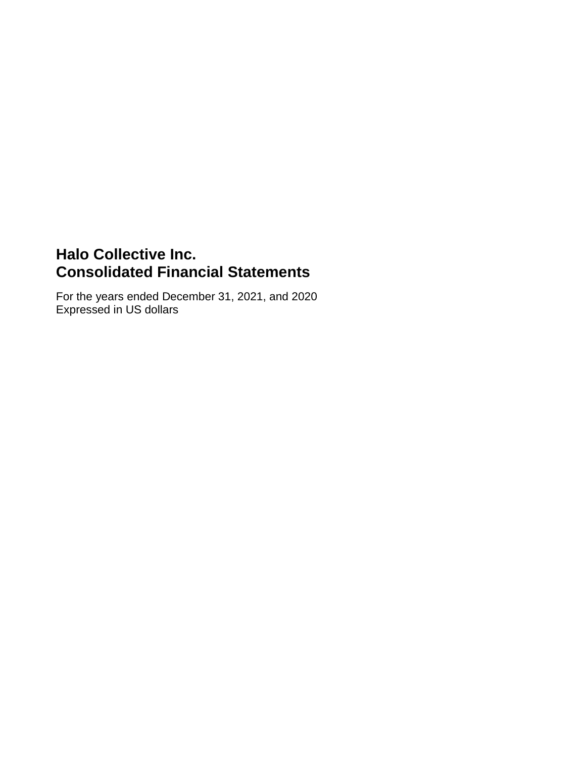# Halo Collective Inc.
# Consolidated Financial Statements

For the years ended December 31, 2021, and 2020
Expressed in US dollars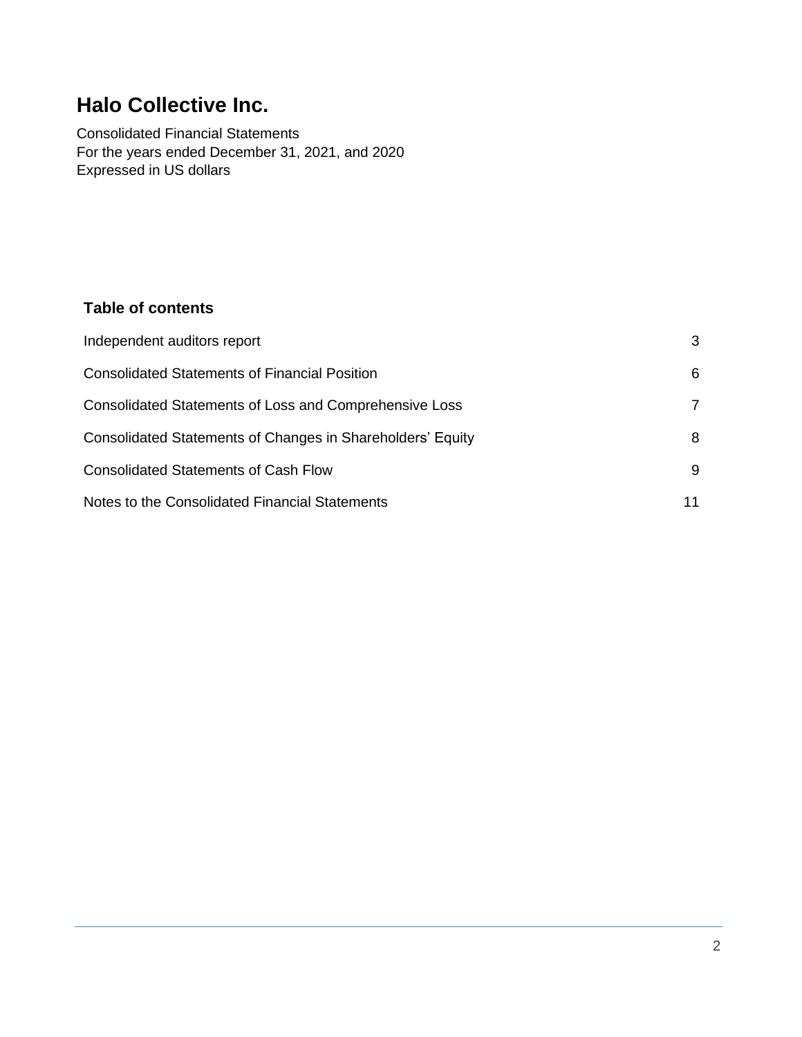# Halo Collective Inc.

Consolidated Financial Statements
For the years ended December 31, 2021, and 2020
Expressed in US dollars

## Table of contents

| | |
|---|---|
| Independent auditors report | 3 |
| Consolidated Statements of Financial Position | 6 |
| Consolidated Statements of Loss and Comprehensive Loss | 7 |
| Consolidated Statements of Changes in Shareholders' Equity | 8 |
| Consolidated Statements of Cash Flow | 9 |
| Notes to the Consolidated Financial Statements | 11 |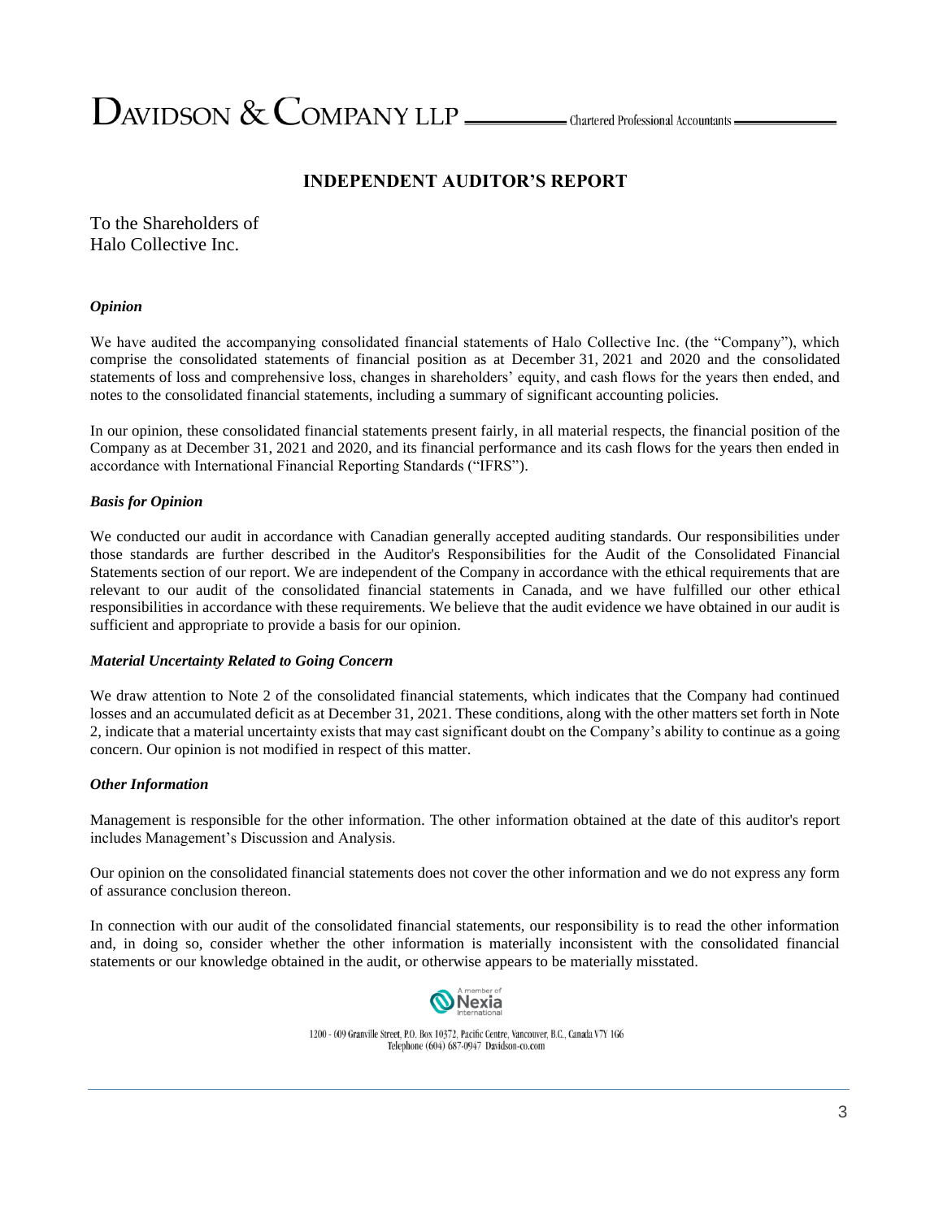DAVIDSON & COMPANY LLP Chartered Professional Accountants

# INDEPENDENT AUDITOR'S REPORT

To the Shareholders of
Halo Collective Inc.

***Opinion***

We have audited the accompanying consolidated financial statements of Halo Collective Inc. (the "Company"), which comprise the consolidated statements of financial position as at December 31, 2021 and 2020 and the consolidated statements of loss and comprehensive loss, changes in shareholders' equity, and cash flows for the years then ended, and notes to the consolidated financial statements, including a summary of significant accounting policies.

In our opinion, these consolidated financial statements present fairly, in all material respects, the financial position of the Company as at December 31, 2021 and 2020, and its financial performance and its cash flows for the years then ended in accordance with International Financial Reporting Standards ("IFRS").

***Basis for Opinion***

We conducted our audit in accordance with Canadian generally accepted auditing standards. Our responsibilities under those standards are further described in the Auditor's Responsibilities for the Audit of the Consolidated Financial Statements section of our report. We are independent of the Company in accordance with the ethical requirements that are relevant to our audit of the consolidated financial statements in Canada, and we have fulfilled our other ethical responsibilities in accordance with these requirements. We believe that the audit evidence we have obtained in our audit is sufficient and appropriate to provide a basis for our opinion.

***Material Uncertainty Related to Going Concern***

We draw attention to Note 2 of the consolidated financial statements, which indicates that the Company had continued losses and an accumulated deficit as at December 31, 2021. These conditions, along with the other matters set forth in Note 2, indicate that a material uncertainty exists that may cast significant doubt on the Company's ability to continue as a going concern. Our opinion is not modified in respect of this matter.

***Other Information***

Management is responsible for the other information. The other information obtained at the date of this auditor's report includes Management's Discussion and Analysis.

Our opinion on the consolidated financial statements does not cover the other information and we do not express any form of assurance conclusion thereon.

In connection with our audit of the consolidated financial statements, our responsibility is to read the other information and, in doing so, consider whether the other information is materially inconsistent with the consolidated financial statements or our knowledge obtained in the audit, or otherwise appears to be materially misstated.

A member of Nexia International

1200 - 609 Granville Street, P.O. Box 10372, Pacific Centre, Vancouver, B.C., Canada V7Y 1G6
Telephone (604) 687-0947 Davidson-co.com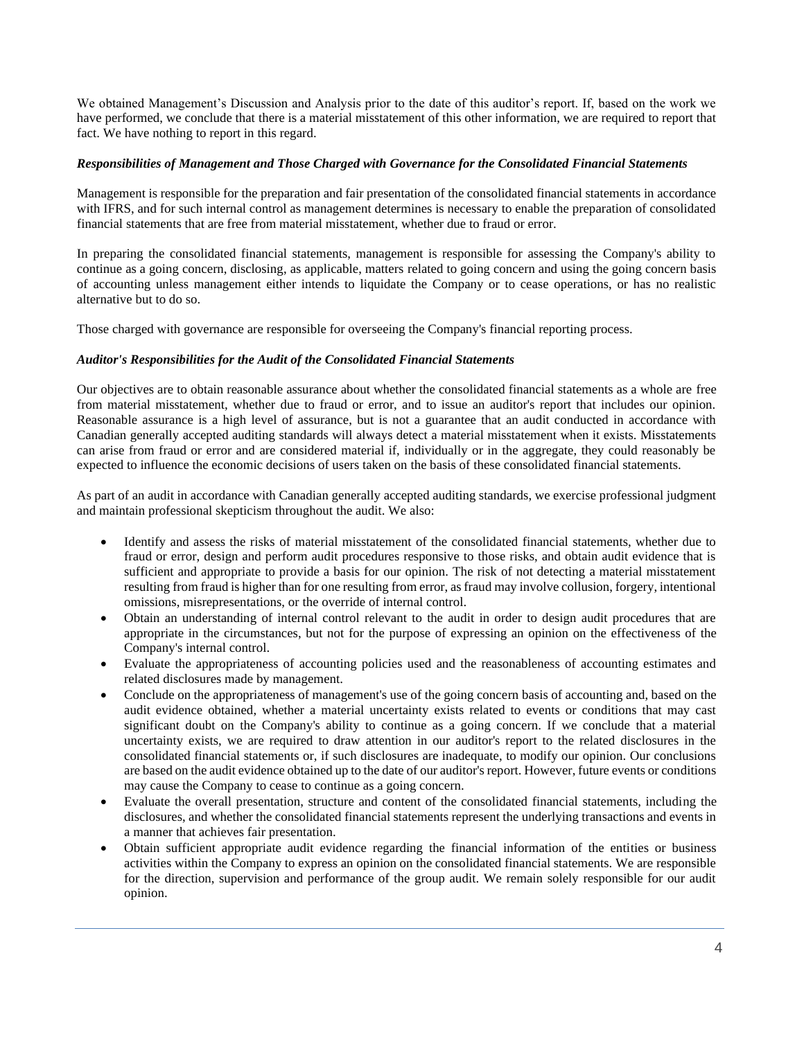We obtained Management's Discussion and Analysis prior to the date of this auditor's report. If, based on the work we have performed, we conclude that there is a material misstatement of this other information, we are required to report that fact. We have nothing to report in this regard.

***Responsibilities of Management and Those Charged with Governance for the Consolidated Financial Statements***

Management is responsible for the preparation and fair presentation of the consolidated financial statements in accordance with IFRS, and for such internal control as management determines is necessary to enable the preparation of consolidated financial statements that are free from material misstatement, whether due to fraud or error.

In preparing the consolidated financial statements, management is responsible for assessing the Company's ability to continue as a going concern, disclosing, as applicable, matters related to going concern and using the going concern basis of accounting unless management either intends to liquidate the Company or to cease operations, or has no realistic alternative but to do so.

Those charged with governance are responsible for overseeing the Company's financial reporting process.

***Auditor's Responsibilities for the Audit of the Consolidated Financial Statements***

Our objectives are to obtain reasonable assurance about whether the consolidated financial statements as a whole are free from material misstatement, whether due to fraud or error, and to issue an auditor's report that includes our opinion. Reasonable assurance is a high level of assurance, but is not a guarantee that an audit conducted in accordance with Canadian generally accepted auditing standards will always detect a material misstatement when it exists. Misstatements can arise from fraud or error and are considered material if, individually or in the aggregate, they could reasonably be expected to influence the economic decisions of users taken on the basis of these consolidated financial statements.

As part of an audit in accordance with Canadian generally accepted auditing standards, we exercise professional judgment and maintain professional skepticism throughout the audit. We also:

- Identify and assess the risks of material misstatement of the consolidated financial statements, whether due to fraud or error, design and perform audit procedures responsive to those risks, and obtain audit evidence that is sufficient and appropriate to provide a basis for our opinion. The risk of not detecting a material misstatement resulting from fraud is higher than for one resulting from error, as fraud may involve collusion, forgery, intentional omissions, misrepresentations, or the override of internal control.
- Obtain an understanding of internal control relevant to the audit in order to design audit procedures that are appropriate in the circumstances, but not for the purpose of expressing an opinion on the effectiveness of the Company's internal control.
- Evaluate the appropriateness of accounting policies used and the reasonableness of accounting estimates and related disclosures made by management.
- Conclude on the appropriateness of management's use of the going concern basis of accounting and, based on the audit evidence obtained, whether a material uncertainty exists related to events or conditions that may cast significant doubt on the Company's ability to continue as a going concern. If we conclude that a material uncertainty exists, we are required to draw attention in our auditor's report to the related disclosures in the consolidated financial statements or, if such disclosures are inadequate, to modify our opinion. Our conclusions are based on the audit evidence obtained up to the date of our auditor's report. However, future events or conditions may cause the Company to cease to continue as a going concern.
- Evaluate the overall presentation, structure and content of the consolidated financial statements, including the disclosures, and whether the consolidated financial statements represent the underlying transactions and events in a manner that achieves fair presentation.
- Obtain sufficient appropriate audit evidence regarding the financial information of the entities or business activities within the Company to express an opinion on the consolidated financial statements. We are responsible for the direction, supervision and performance of the group audit. We remain solely responsible for our audit opinion.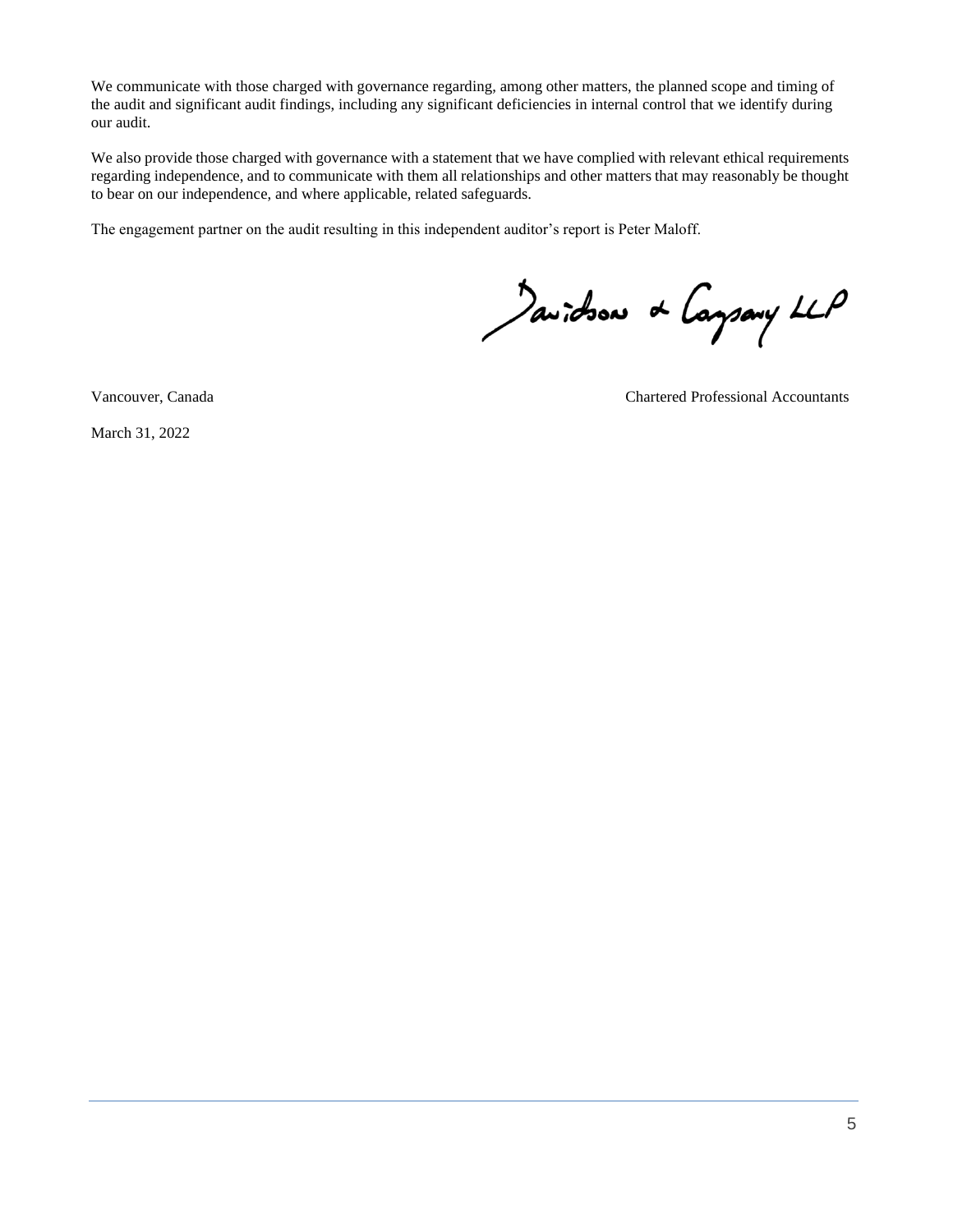We communicate with those charged with governance regarding, among other matters, the planned scope and timing of the audit and significant audit findings, including any significant deficiencies in internal control that we identify during our audit.

We also provide those charged with governance with a statement that we have complied with relevant ethical requirements regarding independence, and to communicate with them all relationships and other matters that may reasonably be thought to bear on our independence, and where applicable, related safeguards.

The engagement partner on the audit resulting in this independent auditor's report is Peter Maloff.

Davidson & Company LLP

Vancouver, Canada

Chartered Professional Accountants

March 31, 2022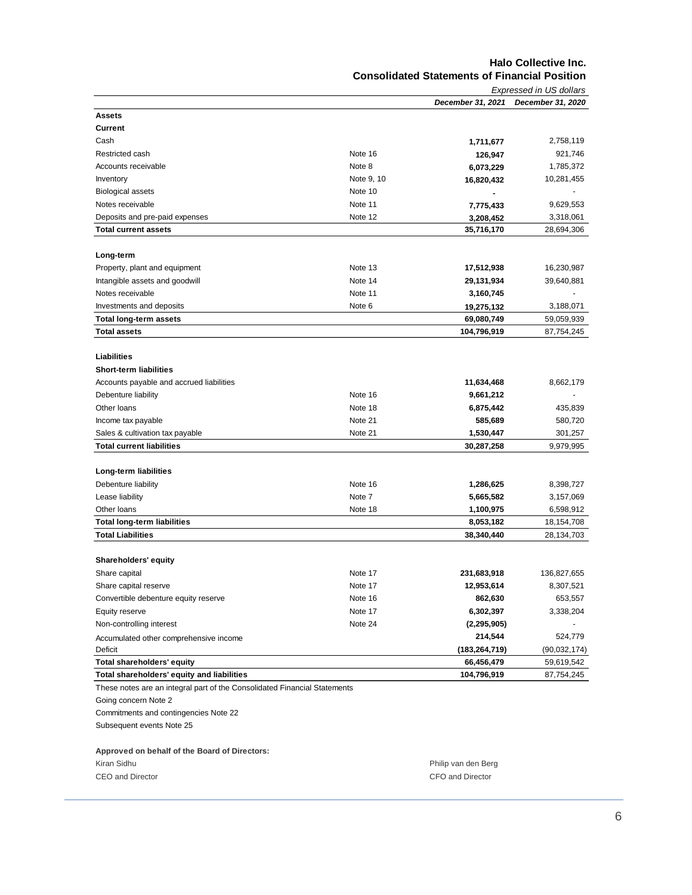# Halo Collective Inc.

## Consolidated Statements of Financial Position

*Expressed in US dollars*

| | | *December 31, 2021* | *December 31, 2020* |
|---|---|---|---|
| **Assets** | | | |
| **Current** | | | |
| Cash | | **1,711,677** | 2,758,119 |
| Restricted cash | Note 16 | **126,947** | 921,746 |
| Accounts receivable | Note 8 | **6,073,229** | 1,785,372 |
| Inventory | Note 9, 10 | **16,820,432** | 10,281,455 |
| Biological assets | Note 10 | **-** | - |
| Notes receivable | Note 11 | **7,775,433** | 9,629,553 |
| Deposits and pre-paid expenses | Note 12 | **3,208,452** | 3,318,061 |
| **Total current assets** | | **35,716,170** | 28,694,306 |
| | | | |
| **Long-term** | | | |
| Property, plant and equipment | Note 13 | **17,512,938** | 16,230,987 |
| Intangible assets and goodwill | Note 14 | **29,131,934** | 39,640,881 |
| Notes receivable | Note 11 | **3,160,745** | - |
| Investments and deposits | Note 6 | **19,275,132** | 3,188,071 |
| **Total long-term assets** | | **69,080,749** | 59,059,939 |
| **Total assets** | | **104,796,919** | 87,754,245 |
| | | | |
| **Liabilities** | | | |
| **Short-term liabilities** | | | |
| Accounts payable and accrued liabilities | | **11,634,468** | 8,662,179 |
| Debenture liability | Note 16 | **9,661,212** | - |
| Other loans | Note 18 | **6,875,442** | 435,839 |
| Income tax payable | Note 21 | **585,689** | 580,720 |
| Sales & cultivation tax payable | Note 21 | **1,530,447** | 301,257 |
| **Total current liabilities** | | **30,287,258** | 9,979,995 |
| | | | |
| **Long-term liabilities** | | | |
| Debenture liability | Note 16 | **1,286,625** | 8,398,727 |
| Lease liability | Note 7 | **5,665,582** | 3,157,069 |
| Other loans | Note 18 | **1,100,975** | 6,598,912 |
| **Total long-term liabilities** | | **8,053,182** | 18,154,708 |
| **Total Liabilities** | | **38,340,440** | 28,134,703 |
| | | | |
| **Shareholders' equity** | | | |
| Share capital | Note 17 | **231,683,918** | 136,827,655 |
| Share capital reserve | Note 17 | **12,953,614** | 8,307,521 |
| Convertible debenture equity reserve | Note 16 | **862,630** | 653,557 |
| Equity reserve | Note 17 | **6,302,397** | 3,338,204 |
| Non-controlling interest | Note 24 | **(2,295,905)** | - |
| Accumulated other comprehensive income | | **214,544** | 524,779 |
| Deficit | | **(183,264,719)** | (90,032,174) |
| **Total shareholders' equity** | | **66,456,479** | 59,619,542 |
| **Total shareholders' equity and liabilities** | | **104,796,919** | 87,754,245 |

These notes are an integral part of the Consolidated Financial Statements

Going concern Note 2

Commitments and contingencies Note 22

Subsequent events Note 25

**Approved on behalf of the Board of Directors:**

Kiran Sidhu
CEO and Director

Philip van den Berg
CFO and Director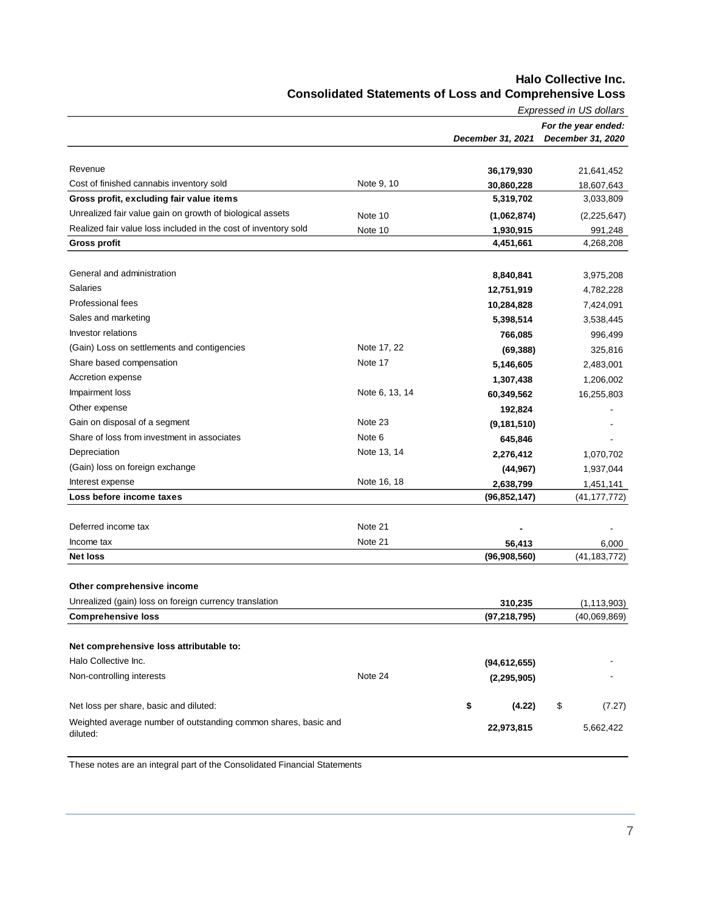## Halo Collective Inc.
## Consolidated Statements of Loss and Comprehensive Loss

*Expressed in US dollars*

| | | *For the year ended:* | |
|---|---|---|---|
| | | *December 31, 2021* | *December 31, 2020* |
| Revenue | | **36,179,930** | 21,641,452 |
| Cost of finished cannabis inventory sold | Note 9, 10 | **30,860,228** | 18,607,643 |
| **Gross profit, excluding fair value items** | | **5,319,702** | 3,033,809 |
| Unrealized fair value gain on growth of biological assets | Note 10 | **(1,062,874)** | (2,225,647) |
| Realized fair value loss included in the cost of inventory sold | Note 10 | **1,930,915** | 991,248 |
| **Gross profit** | | **4,451,661** | 4,268,208 |
| | | | |
| General and administration | | **8,840,841** | 3,975,208 |
| Salaries | | **12,751,919** | 4,782,228 |
| Professional fees | | **10,284,828** | 7,424,091 |
| Sales and marketing | | **5,398,514** | 3,538,445 |
| Investor relations | | **766,085** | 996,499 |
| (Gain) Loss on settlements and contigencies | Note 17, 22 | **(69,388)** | 325,816 |
| Share based compensation | Note 17 | **5,146,605** | 2,483,001 |
| Accretion expense | | **1,307,438** | 1,206,002 |
| Impairment loss | Note 6, 13, 14 | **60,349,562** | 16,255,803 |
| Other expense | | **192,824** | - |
| Gain on disposal of a segment | Note 23 | **(9,181,510)** | - |
| Share of loss from investment in associates | Note 6 | **645,846** | - |
| Depreciation | Note 13, 14 | **2,276,412** | 1,070,702 |
| (Gain) loss on foreign exchange | | **(44,967)** | 1,937,044 |
| Interest expense | Note 16, 18 | **2,638,799** | 1,451,141 |
| **Loss before income taxes** | | **(96,852,147)** | (41,177,772) |
| | | | |
| Deferred income tax | Note 21 | **-** | - |
| Income tax | Note 21 | **56,413** | 6,000 |
| **Net loss** | | **(96,908,560)** | (41,183,772) |
| | | | |
| **Other comprehensive income** | | | |
| Unrealized (gain) loss on foreign currency translation | | **310,235** | (1,113,903) |
| **Comprehensive loss** | | **(97,218,795)** | (40,069,869) |
| | | | |
| **Net comprehensive loss attributable to:** | | | |
| Halo Collective Inc. | | **(94,612,655)** | - |
| Non-controlling interests | Note 24 | **(2,295,905)** | - |
| | | | |
| Net loss per share, basic and diluted: | | **$ (4.22)** | $ (7.27) |
| Weighted average number of outstanding common shares, basic and diluted: | | **22,973,815** | 5,662,422 |

These notes are an integral part of the Consolidated Financial Statements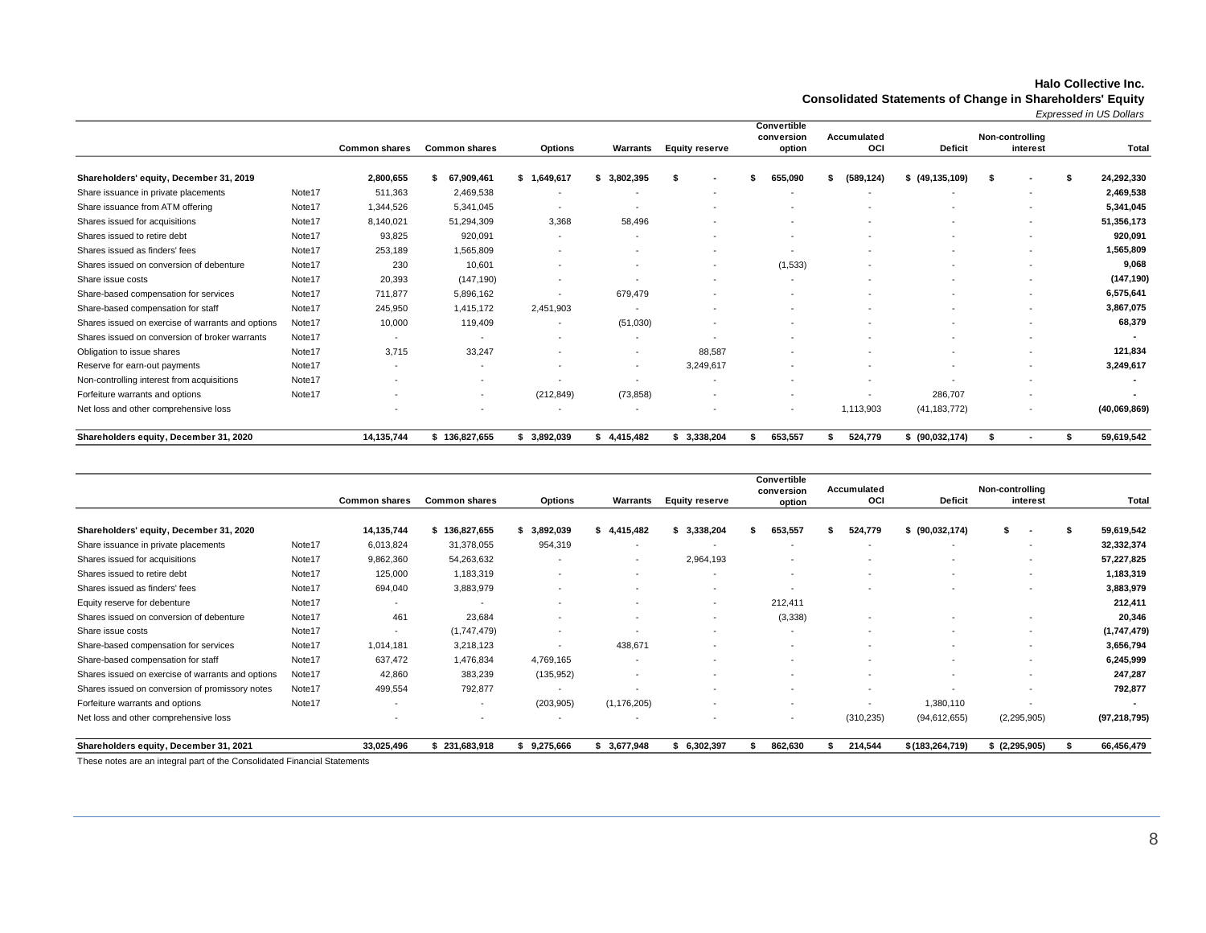**Halo Collective Inc.**

**Consolidated Statements of Change in Shareholders' Equity**

*Expressed in US Dollars*

| | | Common shares | Common shares | Options | Warrants | Equity reserve | Convertible conversion option | Accumulated OCI | Deficit | Non-controlling interest | Total |
|---|---|---|---|---|---|---|---|---|---|---|---|
| **Shareholders' equity, December 31, 2019** | | **2,800,655** | **$ 67,909,461** | **$ 1,649,617** | **$ 3,802,395** | **$ -** | **$ 655,090** | **$ (589,124)** | **$ (49,135,109)** | **$ -** | **$ 24,292,330** |
| Share issuance in private placements | Note17 | 511,363 | 2,469,538 | - | - | - | - | - | - | - | **2,469,538** |
| Share issuance from ATM offering | Note17 | 1,344,526 | 5,341,045 | - | - | - | - | - | - | - | **5,341,045** |
| Shares issued for acquisitions | Note17 | 8,140,021 | 51,294,309 | 3,368 | 58,496 | - | - | - | - | - | **51,356,173** |
| Shares issued to retire debt | Note17 | 93,825 | 920,091 | - | - | - | - | - | - | - | **920,091** |
| Shares issued as finders' fees | Note17 | 253,189 | 1,565,809 | - | - | - | - | - | - | - | **1,565,809** |
| Shares issued on conversion of debenture | Note17 | 230 | 10,601 | - | - | - | (1,533) | - | - | - | **9,068** |
| Share issue costs | Note17 | 20,393 | (147,190) | - | - | - | - | - | - | - | **(147,190)** |
| Share-based compensation for services | Note17 | 711,877 | 5,896,162 | - | 679,479 | - | - | - | - | - | **6,575,641** |
| Share-based compensation for staff | Note17 | 245,950 | 1,415,172 | 2,451,903 | - | - | - | - | - | - | **3,867,075** |
| Shares issued on exercise of warrants and options | Note17 | 10,000 | 119,409 | - | (51,030) | - | - | - | - | - | **68,379** |
| Shares issued on conversion of broker warrants | Note17 | - | - | - | - | - | - | - | - | - | **-** |
| Obligation to issue shares | Note17 | 3,715 | 33,247 | - | - | 88,587 | - | - | - | - | **121,834** |
| Reserve for earn-out payments | Note17 | - | - | - | - | 3,249,617 | - | - | - | - | **3,249,617** |
| Non-controlling interest from acquisitions | Note17 | - | - | - | - | - | - | - | - | - | **-** |
| Forfeiture warrants and options | Note17 | - | - | (212,849) | (73,858) | - | - | - | 286,707 | - | **-** |
| Net loss and other comprehensive loss | | - | - | - | - | - | - | 1,113,903 | (41,183,772) | - | **(40,069,869)** |
| **Shareholders equity, December 31, 2020** | | **14,135,744** | **$ 136,827,655** | **$ 3,892,039** | **$ 4,415,482** | **$ 3,338,204** | **$ 653,557** | **$ 524,779** | **$ (90,032,174)** | **$ -** | **$ 59,619,542** |

| | | Common shares | Common shares | Options | Warrants | Equity reserve | Convertible conversion option | Accumulated OCI | Deficit | Non-controlling interest | Total |
|---|---|---|---|---|---|---|---|---|---|---|---|
| **Shareholders' equity, December 31, 2020** | | **14,135,744** | **$ 136,827,655** | **$ 3,892,039** | **$ 4,415,482** | **$ 3,338,204** | **$ 653,557** | **$ 524,779** | **$ (90,032,174)** | **$ -** | **$ 59,619,542** |
| Share issuance in private placements | Note17 | 6,013,824 | 31,378,055 | 954,319 | - | - | - | - | - | - | **32,332,374** |
| Shares issued for acquisitions | Note17 | 9,862,360 | 54,263,632 | - | - | 2,964,193 | - | - | - | - | **57,227,825** |
| Shares issued to retire debt | Note17 | 125,000 | 1,183,319 | - | - | - | - | - | - | - | **1,183,319** |
| Shares issued as finders' fees | Note17 | 694,040 | 3,883,979 | - | - | - | - | - | - | - | **3,883,979** |
| Equity reserve for debenture | Note17 | - | - | - | - | - | 212,411 | | | | **212,411** |
| Shares issued on conversion of debenture | Note17 | 461 | 23,684 | - | - | - | (3,338) | - | - | - | **20,346** |
| Share issue costs | Note17 | - | (1,747,479) | - | - | - | - | - | - | - | **(1,747,479)** |
| Share-based compensation for services | Note17 | 1,014,181 | 3,218,123 | - | 438,671 | - | - | - | - | - | **3,656,794** |
| Share-based compensation for staff | Note17 | 637,472 | 1,476,834 | 4,769,165 | - | - | - | - | - | - | **6,245,999** |
| Shares issued on exercise of warrants and options | Note17 | 42,860 | 383,239 | (135,952) | - | - | - | - | - | - | **247,287** |
| Shares issued on conversion of promissory notes | Note17 | 499,554 | 792,877 | - | - | - | - | - | - | - | **792,877** |
| Forfeiture warrants and options | Note17 | - | - | (203,905) | (1,176,205) | - | - | - | 1,380,110 | - | **-** |
| Net loss and other comprehensive loss | | - | - | - | - | - | - | (310,235) | (94,612,655) | (2,295,905) | **(97,218,795)** |
| **Shareholders equity, December 31, 2021** | | **33,025,496** | **$ 231,683,918** | **$ 9,275,666** | **$ 3,677,948** | **$ 6,302,397** | **$ 862,630** | **$ 214,544** | **$ (183,264,719)** | **$ (2,295,905)** | **$ 66,456,479** |

These notes are an integral part of the Consolidated Financial Statements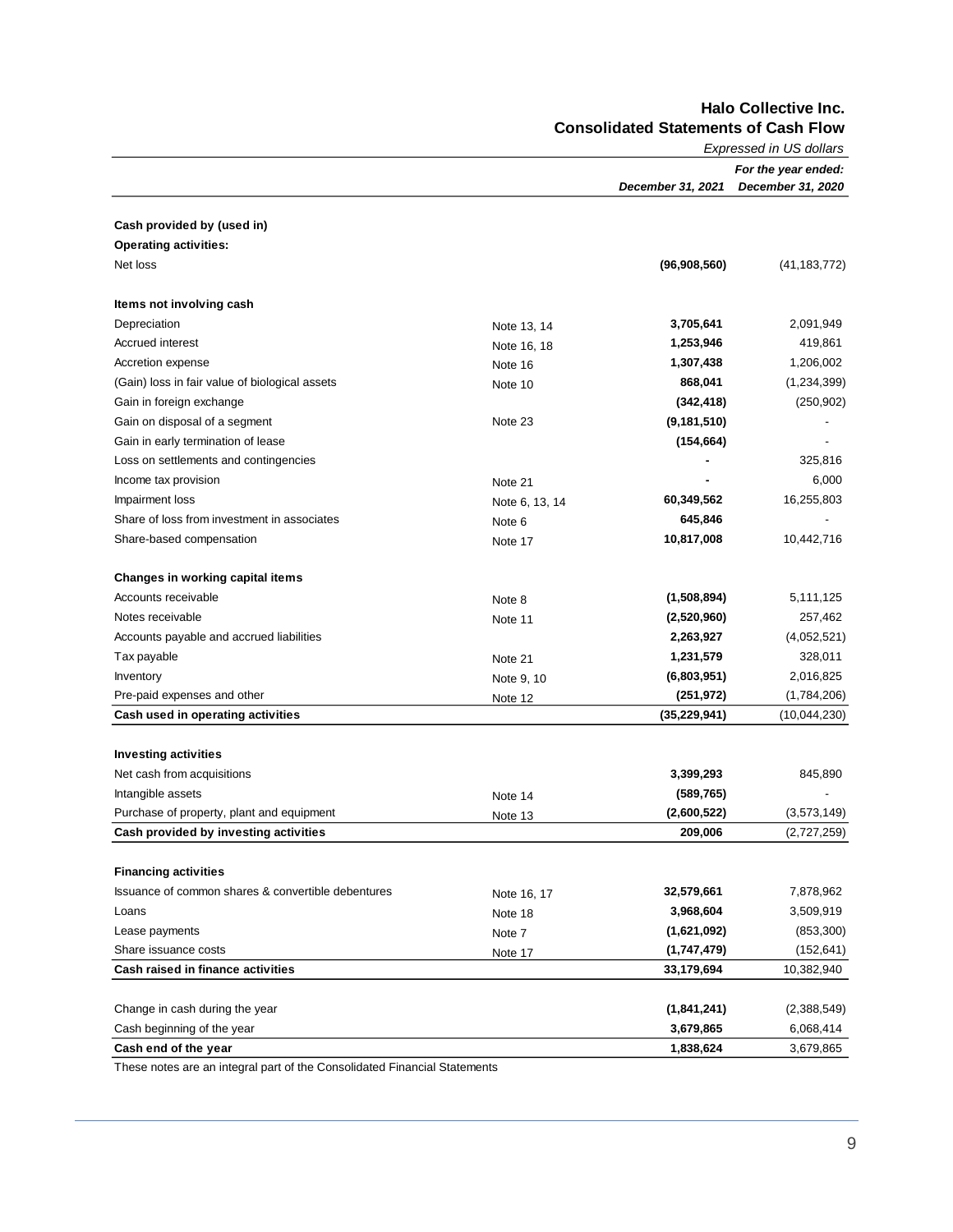# Halo Collective Inc.
## Consolidated Statements of Cash Flow

*Expressed in US dollars*

| | | *For the year ended:* | |
|---|---|---|---|
| | | ***December 31, 2021*** | ***December 31, 2020*** |
| **Cash provided by (used in)** | | | |
| **Operating activities:** | | | |
| Net loss | | **(96,908,560)** | (41,183,772) |
| | | | |
| **Items not involving cash** | | | |
| Depreciation | Note 13, 14 | **3,705,641** | 2,091,949 |
| Accrued interest | Note 16, 18 | **1,253,946** | 419,861 |
| Accretion expense | Note 16 | **1,307,438** | 1,206,002 |
| (Gain) loss in fair value of biological assets | Note 10 | **868,041** | (1,234,399) |
| Gain in foreign exchange | | **(342,418)** | (250,902) |
| Gain on disposal of a segment | Note 23 | **(9,181,510)** | - |
| Gain in early termination of lease | | **(154,664)** | - |
| Loss on settlements and contingencies | | **-** | 325,816 |
| Income tax provision | Note 21 | **-** | 6,000 |
| Impairment loss | Note 6, 13, 14 | **60,349,562** | 16,255,803 |
| Share of loss from investment in associates | Note 6 | **645,846** | - |
| Share-based compensation | Note 17 | **10,817,008** | 10,442,716 |
| | | | |
| **Changes in working capital items** | | | |
| Accounts receivable | Note 8 | **(1,508,894)** | 5,111,125 |
| Notes receivable | Note 11 | **(2,520,960)** | 257,462 |
| Accounts payable and accrued liabilities | | **2,263,927** | (4,052,521) |
| Tax payable | Note 21 | **1,231,579** | 328,011 |
| Inventory | Note 9, 10 | **(6,803,951)** | 2,016,825 |
| Pre-paid expenses and other | Note 12 | **(251,972)** | (1,784,206) |
| **Cash used in operating activities** | | **(35,229,941)** | (10,044,230) |
| | | | |
| **Investing activities** | | | |
| Net cash from acquisitions | | **3,399,293** | 845,890 |
| Intangible assets | Note 14 | **(589,765)** | - |
| Purchase of property, plant and equipment | Note 13 | **(2,600,522)** | (3,573,149) |
| **Cash provided by investing activities** | | **209,006** | (2,727,259) |
| | | | |
| **Financing activities** | | | |
| Issuance of common shares & convertible debentures | Note 16, 17 | **32,579,661** | 7,878,962 |
| Loans | Note 18 | **3,968,604** | 3,509,919 |
| Lease payments | Note 7 | **(1,621,092)** | (853,300) |
| Share issuance costs | Note 17 | **(1,747,479)** | (152,641) |
| **Cash raised in finance activities** | | **33,179,694** | 10,382,940 |
| | | | |
| Change in cash during the year | | **(1,841,241)** | (2,388,549) |
| Cash beginning of the year | | **3,679,865** | 6,068,414 |
| **Cash end of the year** | | **1,838,624** | 3,679,865 |

These notes are an integral part of the Consolidated Financial Statements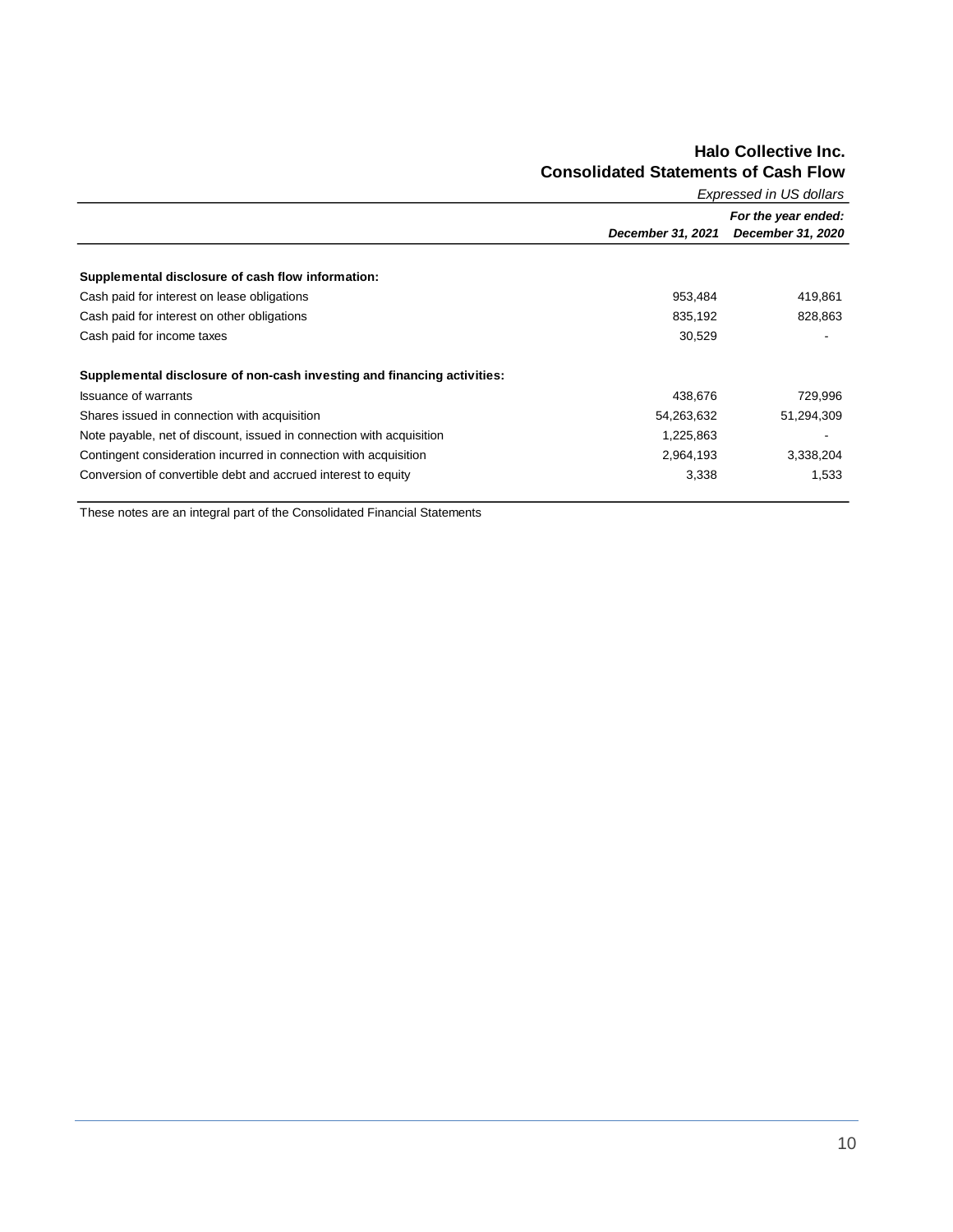## Halo Collective Inc.
## Consolidated Statements of Cash Flow

*Expressed in US dollars*

| | *For the year ended:* | |
|---|---|---|
| | ***December 31, 2021*** | ***December 31, 2020*** |
| **Supplemental disclosure of cash flow information:** | | |
| Cash paid for interest on lease obligations | 953,484 | 419,861 |
| Cash paid for interest on other obligations | 835,192 | 828,863 |
| Cash paid for income taxes | 30,529 | - |
| **Supplemental disclosure of non-cash investing and financing activities:** | | |
| Issuance of warrants | 438,676 | 729,996 |
| Shares issued in connection with acquisition | 54,263,632 | 51,294,309 |
| Note payable, net of discount, issued in connection with acquisition | 1,225,863 | - |
| Contingent consideration incurred in connection with acquisition | 2,964,193 | 3,338,204 |
| Conversion of convertible debt and accrued interest to equity | 3,338 | 1,533 |

These notes are an integral part of the Consolidated Financial Statements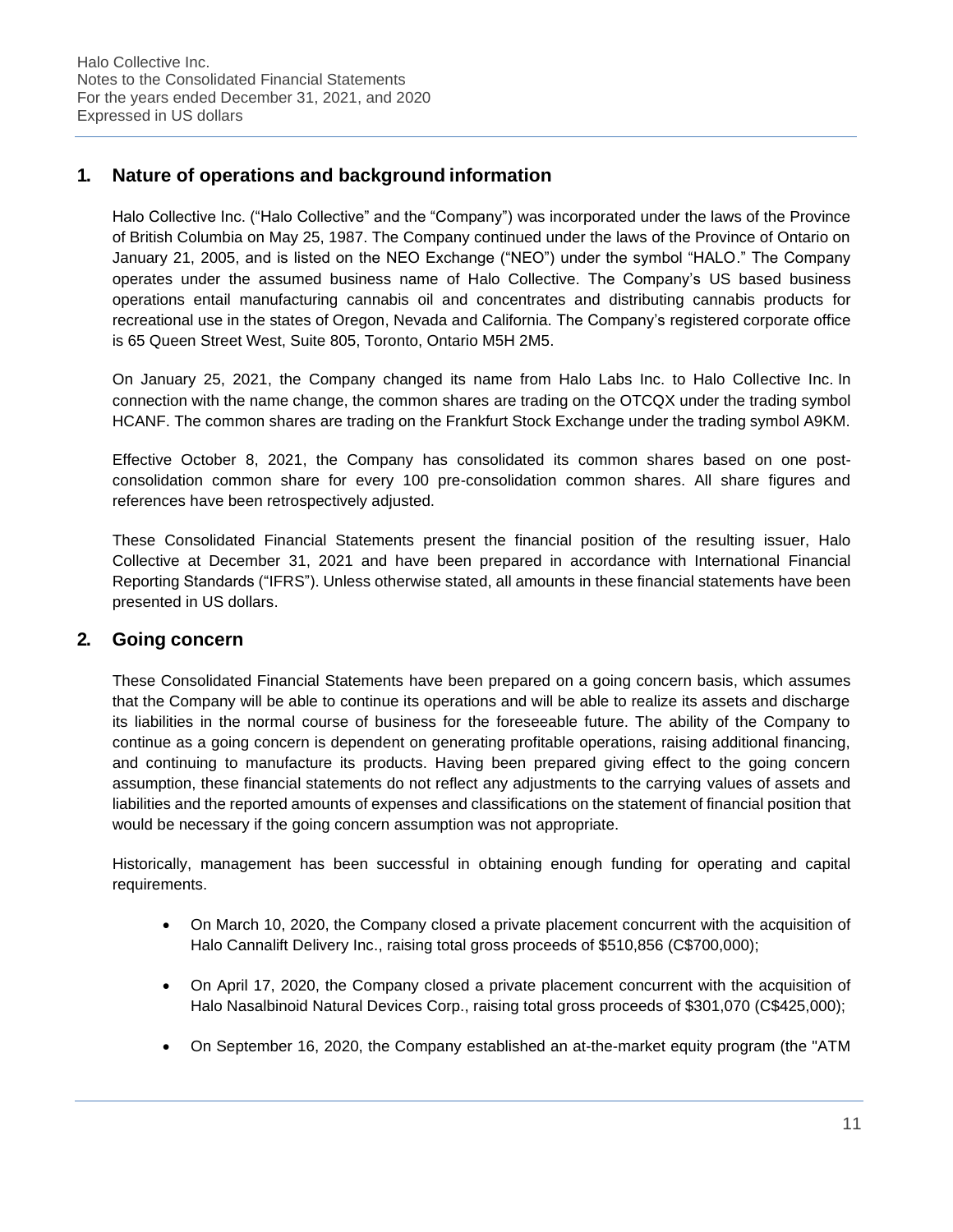## 1. Nature of operations and background information

Halo Collective Inc. ("Halo Collective" and the "Company") was incorporated under the laws of the Province of British Columbia on May 25, 1987. The Company continued under the laws of the Province of Ontario on January 21, 2005, and is listed on the NEO Exchange ("NEO") under the symbol "HALO." The Company operates under the assumed business name of Halo Collective. The Company's US based business operations entail manufacturing cannabis oil and concentrates and distributing cannabis products for recreational use in the states of Oregon, Nevada and California. The Company's registered corporate office is 65 Queen Street West, Suite 805, Toronto, Ontario M5H 2M5.

On January 25, 2021, the Company changed its name from Halo Labs Inc. to Halo Collective Inc. In connection with the name change, the common shares are trading on the OTCQX under the trading symbol HCANF. The common shares are trading on the Frankfurt Stock Exchange under the trading symbol A9KM.

Effective October 8, 2021, the Company has consolidated its common shares based on one post-consolidation common share for every 100 pre-consolidation common shares. All share figures and references have been retrospectively adjusted.

These Consolidated Financial Statements present the financial position of the resulting issuer, Halo Collective at December 31, 2021 and have been prepared in accordance with International Financial Reporting Standards ("IFRS"). Unless otherwise stated, all amounts in these financial statements have been presented in US dollars.

## 2. Going concern

These Consolidated Financial Statements have been prepared on a going concern basis, which assumes that the Company will be able to continue its operations and will be able to realize its assets and discharge its liabilities in the normal course of business for the foreseeable future. The ability of the Company to continue as a going concern is dependent on generating profitable operations, raising additional financing, and continuing to manufacture its products. Having been prepared giving effect to the going concern assumption, these financial statements do not reflect any adjustments to the carrying values of assets and liabilities and the reported amounts of expenses and classifications on the statement of financial position that would be necessary if the going concern assumption was not appropriate.

Historically, management has been successful in obtaining enough funding for operating and capital requirements.

- On March 10, 2020, the Company closed a private placement concurrent with the acquisition of Halo Cannalift Delivery Inc., raising total gross proceeds of $510,856 (C$700,000);
- On April 17, 2020, the Company closed a private placement concurrent with the acquisition of Halo Nasalbinoid Natural Devices Corp., raising total gross proceeds of $301,070 (C$425,000);
- On September 16, 2020, the Company established an at-the-market equity program (the "ATM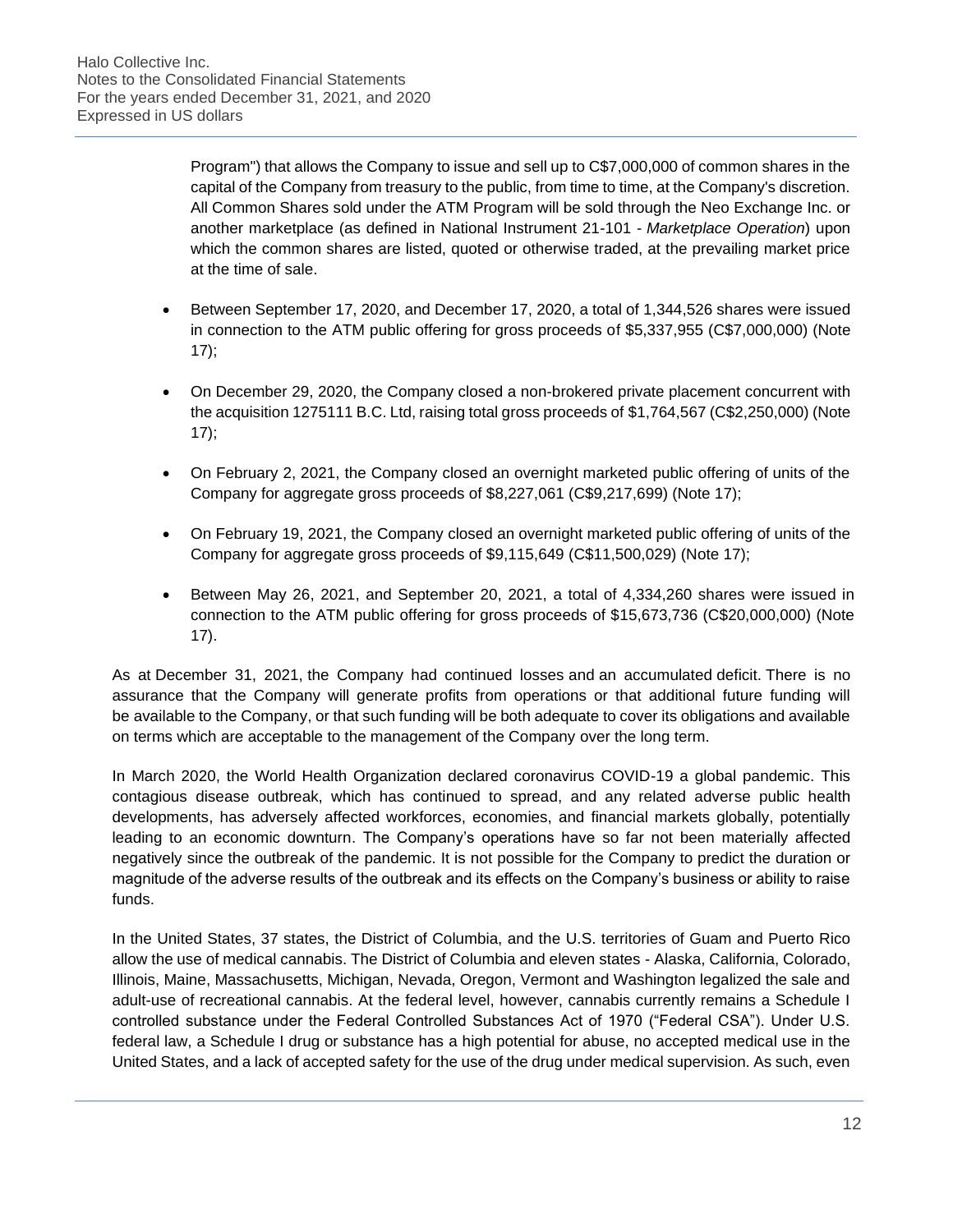Program") that allows the Company to issue and sell up to C$7,000,000 of common shares in the capital of the Company from treasury to the public, from time to time, at the Company's discretion. All Common Shares sold under the ATM Program will be sold through the Neo Exchange Inc. or another marketplace (as defined in National Instrument 21-101 - *Marketplace Operation*) upon which the common shares are listed, quoted or otherwise traded, at the prevailing market price at the time of sale.

- Between September 17, 2020, and December 17, 2020, a total of 1,344,526 shares were issued in connection to the ATM public offering for gross proceeds of $5,337,955 (C$7,000,000) (Note 17);
- On December 29, 2020, the Company closed a non-brokered private placement concurrent with the acquisition 1275111 B.C. Ltd, raising total gross proceeds of $1,764,567 (C$2,250,000) (Note 17);
- On February 2, 2021, the Company closed an overnight marketed public offering of units of the Company for aggregate gross proceeds of $8,227,061 (C$9,217,699) (Note 17);
- On February 19, 2021, the Company closed an overnight marketed public offering of units of the Company for aggregate gross proceeds of $9,115,649 (C$11,500,029) (Note 17);
- Between May 26, 2021, and September 20, 2021, a total of 4,334,260 shares were issued in connection to the ATM public offering for gross proceeds of $15,673,736 (C$20,000,000) (Note 17).

As at December 31, 2021, the Company had continued losses and an accumulated deficit. There is no assurance that the Company will generate profits from operations or that additional future funding will be available to the Company, or that such funding will be both adequate to cover its obligations and available on terms which are acceptable to the management of the Company over the long term.

In March 2020, the World Health Organization declared coronavirus COVID-19 a global pandemic. This contagious disease outbreak, which has continued to spread, and any related adverse public health developments, has adversely affected workforces, economies, and financial markets globally, potentially leading to an economic downturn. The Company's operations have so far not been materially affected negatively since the outbreak of the pandemic. It is not possible for the Company to predict the duration or magnitude of the adverse results of the outbreak and its effects on the Company's business or ability to raise funds.

In the United States, 37 states, the District of Columbia, and the U.S. territories of Guam and Puerto Rico allow the use of medical cannabis. The District of Columbia and eleven states - Alaska, California, Colorado, Illinois, Maine, Massachusetts, Michigan, Nevada, Oregon, Vermont and Washington legalized the sale and adult-use of recreational cannabis. At the federal level, however, cannabis currently remains a Schedule I controlled substance under the Federal Controlled Substances Act of 1970 ("Federal CSA"). Under U.S. federal law, a Schedule I drug or substance has a high potential for abuse, no accepted medical use in the United States, and a lack of accepted safety for the use of the drug under medical supervision. As such, even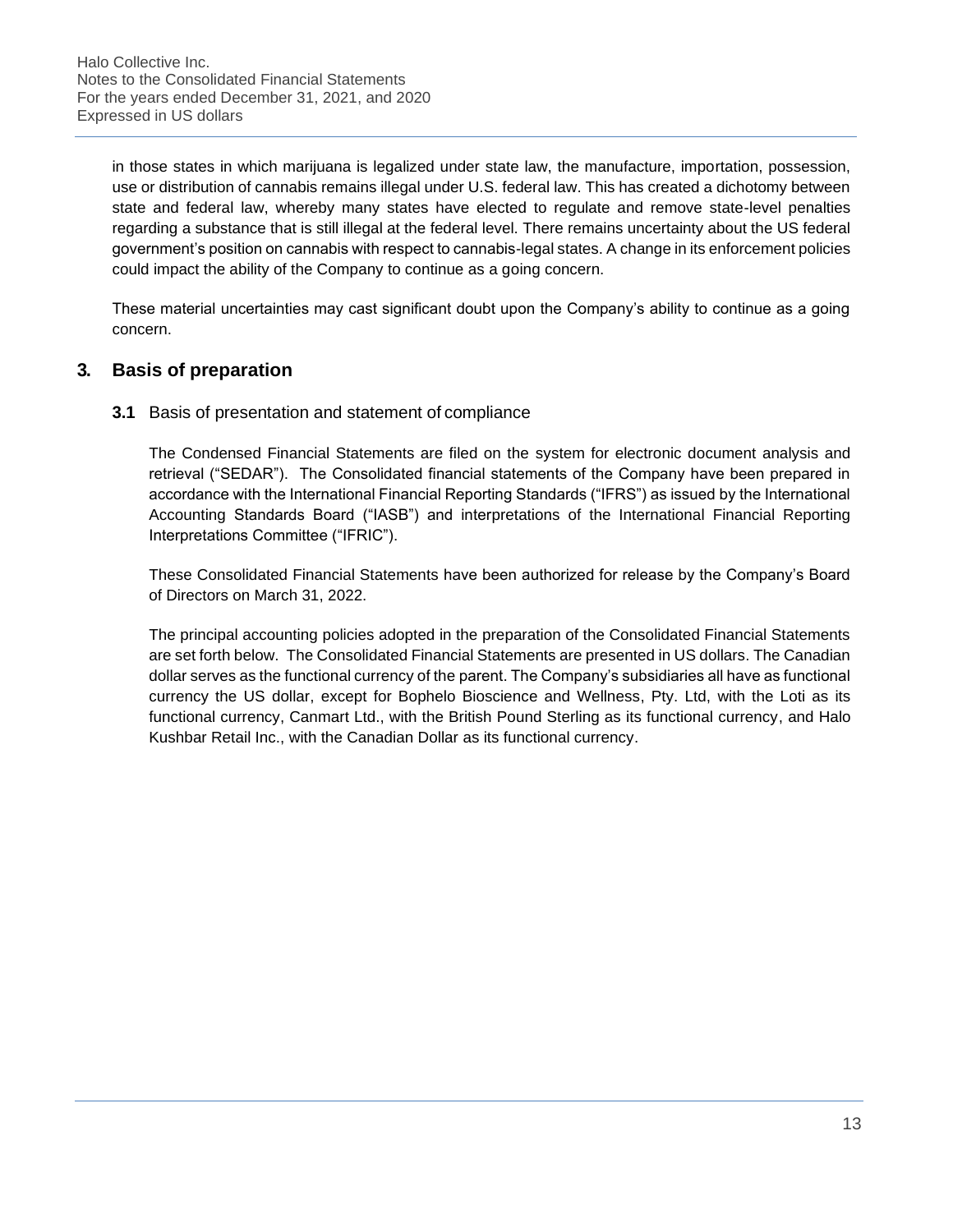in those states in which marijuana is legalized under state law, the manufacture, importation, possession, use or distribution of cannabis remains illegal under U.S. federal law. This has created a dichotomy between state and federal law, whereby many states have elected to regulate and remove state-level penalties regarding a substance that is still illegal at the federal level. There remains uncertainty about the US federal government's position on cannabis with respect to cannabis-legal states. A change in its enforcement policies could impact the ability of the Company to continue as a going concern.

These material uncertainties may cast significant doubt upon the Company's ability to continue as a going concern.

## 3. Basis of preparation

### 3.1 Basis of presentation and statement of compliance

The Condensed Financial Statements are filed on the system for electronic document analysis and retrieval ("SEDAR"). The Consolidated financial statements of the Company have been prepared in accordance with the International Financial Reporting Standards ("IFRS") as issued by the International Accounting Standards Board ("IASB") and interpretations of the International Financial Reporting Interpretations Committee ("IFRIC").

These Consolidated Financial Statements have been authorized for release by the Company's Board of Directors on March 31, 2022.

The principal accounting policies adopted in the preparation of the Consolidated Financial Statements are set forth below. The Consolidated Financial Statements are presented in US dollars. The Canadian dollar serves as the functional currency of the parent. The Company's subsidiaries all have as functional currency the US dollar, except for Bophelo Bioscience and Wellness, Pty. Ltd, with the Loti as its functional currency, Canmart Ltd., with the British Pound Sterling as its functional currency, and Halo Kushbar Retail Inc., with the Canadian Dollar as its functional currency.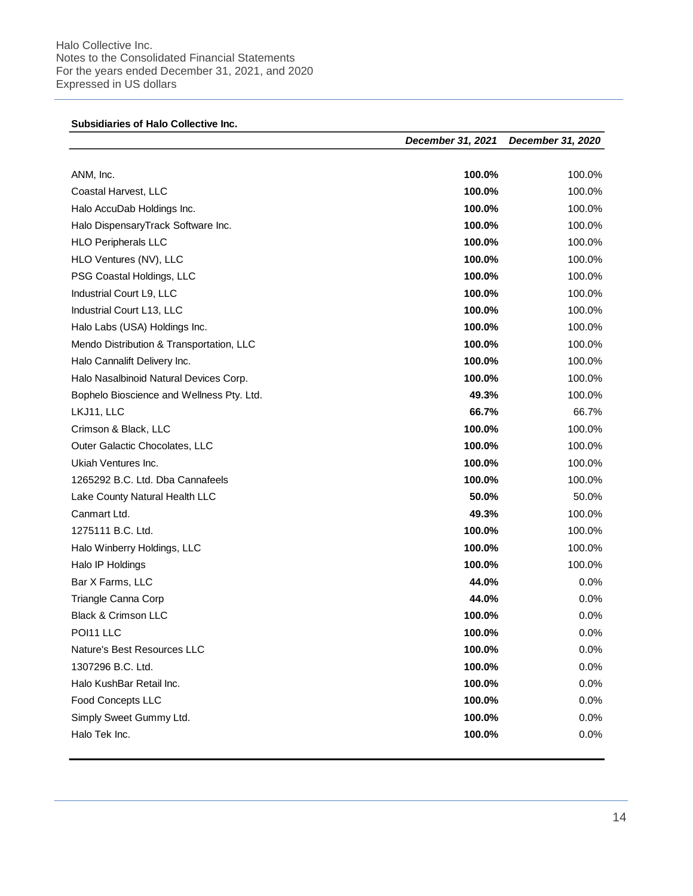**Subsidiaries of Halo Collective Inc.**

| | *December 31, 2021* | *December 31, 2020* |
|---|---|---|
| ANM, Inc. | **100.0%** | 100.0% |
| Coastal Harvest, LLC | **100.0%** | 100.0% |
| Halo AccuDab Holdings Inc. | **100.0%** | 100.0% |
| Halo DispensaryTrack Software Inc. | **100.0%** | 100.0% |
| HLO Peripherals LLC | **100.0%** | 100.0% |
| HLO Ventures (NV), LLC | **100.0%** | 100.0% |
| PSG Coastal Holdings, LLC | **100.0%** | 100.0% |
| Industrial Court L9, LLC | **100.0%** | 100.0% |
| Industrial Court L13, LLC | **100.0%** | 100.0% |
| Halo Labs (USA) Holdings Inc. | **100.0%** | 100.0% |
| Mendo Distribution & Transportation, LLC | **100.0%** | 100.0% |
| Halo Cannalift Delivery Inc. | **100.0%** | 100.0% |
| Halo Nasalbinoid Natural Devices Corp. | **100.0%** | 100.0% |
| Bophelo Bioscience and Wellness Pty. Ltd. | **49.3%** | 100.0% |
| LKJ11, LLC | **66.7%** | 66.7% |
| Crimson & Black, LLC | **100.0%** | 100.0% |
| Outer Galactic Chocolates, LLC | **100.0%** | 100.0% |
| Ukiah Ventures Inc. | **100.0%** | 100.0% |
| 1265292 B.C. Ltd. Dba Cannafeels | **100.0%** | 100.0% |
| Lake County Natural Health LLC | **50.0%** | 50.0% |
| Canmart Ltd. | **49.3%** | 100.0% |
| 1275111 B.C. Ltd. | **100.0%** | 100.0% |
| Halo Winberry Holdings, LLC | **100.0%** | 100.0% |
| Halo IP Holdings | **100.0%** | 100.0% |
| Bar X Farms, LLC | **44.0%** | 0.0% |
| Triangle Canna Corp | **44.0%** | 0.0% |
| Black & Crimson LLC | **100.0%** | 0.0% |
| POI11 LLC | **100.0%** | 0.0% |
| Nature's Best Resources LLC | **100.0%** | 0.0% |
| 1307296 B.C. Ltd. | **100.0%** | 0.0% |
| Halo KushBar Retail Inc. | **100.0%** | 0.0% |
| Food Concepts LLC | **100.0%** | 0.0% |
| Simply Sweet Gummy Ltd. | **100.0%** | 0.0% |
| Halo Tek Inc. | **100.0%** | 0.0% |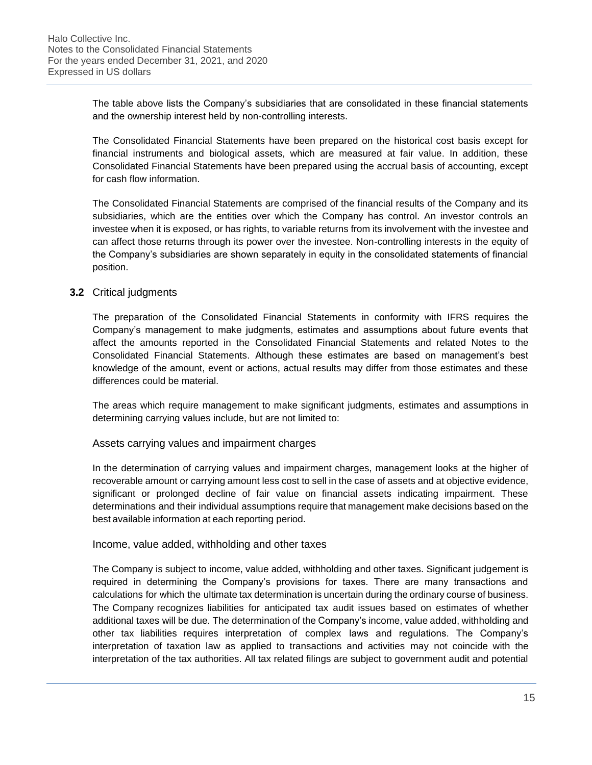The table above lists the Company's subsidiaries that are consolidated in these financial statements and the ownership interest held by non-controlling interests.

The Consolidated Financial Statements have been prepared on the historical cost basis except for financial instruments and biological assets, which are measured at fair value. In addition, these Consolidated Financial Statements have been prepared using the accrual basis of accounting, except for cash flow information.

The Consolidated Financial Statements are comprised of the financial results of the Company and its subsidiaries, which are the entities over which the Company has control. An investor controls an investee when it is exposed, or has rights, to variable returns from its involvement with the investee and can affect those returns through its power over the investee. Non-controlling interests in the equity of the Company's subsidiaries are shown separately in equity in the consolidated statements of financial position.

### 3.2 Critical judgments

The preparation of the Consolidated Financial Statements in conformity with IFRS requires the Company's management to make judgments, estimates and assumptions about future events that affect the amounts reported in the Consolidated Financial Statements and related Notes to the Consolidated Financial Statements. Although these estimates are based on management's best knowledge of the amount, event or actions, actual results may differ from those estimates and these differences could be material.

The areas which require management to make significant judgments, estimates and assumptions in determining carrying values include, but are not limited to:

#### Assets carrying values and impairment charges

In the determination of carrying values and impairment charges, management looks at the higher of recoverable amount or carrying amount less cost to sell in the case of assets and at objective evidence, significant or prolonged decline of fair value on financial assets indicating impairment. These determinations and their individual assumptions require that management make decisions based on the best available information at each reporting period.

#### Income, value added, withholding and other taxes

The Company is subject to income, value added, withholding and other taxes. Significant judgement is required in determining the Company's provisions for taxes. There are many transactions and calculations for which the ultimate tax determination is uncertain during the ordinary course of business. The Company recognizes liabilities for anticipated tax audit issues based on estimates of whether additional taxes will be due. The determination of the Company's income, value added, withholding and other tax liabilities requires interpretation of complex laws and regulations. The Company's interpretation of taxation law as applied to transactions and activities may not coincide with the interpretation of the tax authorities. All tax related filings are subject to government audit and potential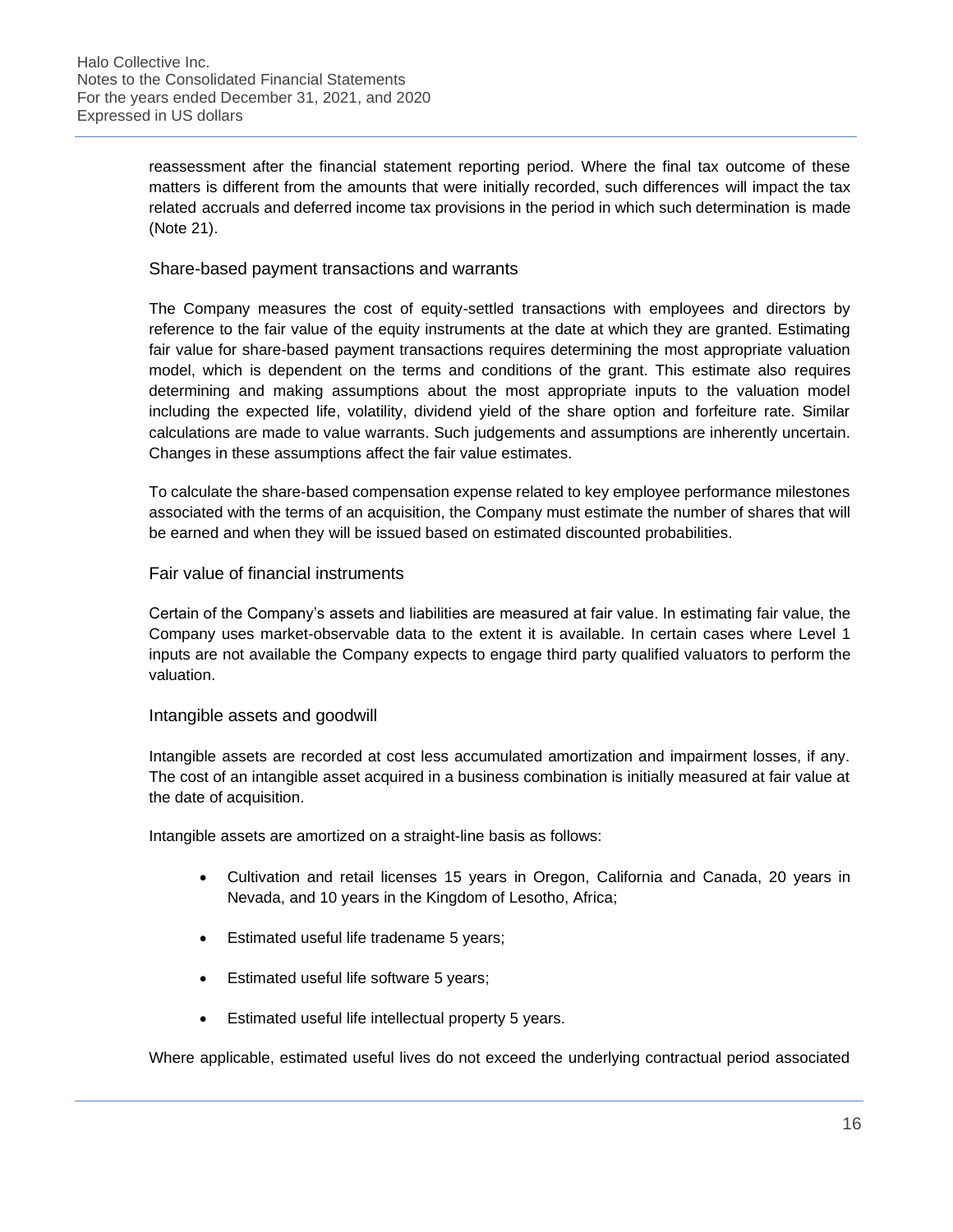reassessment after the financial statement reporting period. Where the final tax outcome of these matters is different from the amounts that were initially recorded, such differences will impact the tax related accruals and deferred income tax provisions in the period in which such determination is made (Note 21).

### Share-based payment transactions and warrants

The Company measures the cost of equity-settled transactions with employees and directors by reference to the fair value of the equity instruments at the date at which they are granted. Estimating fair value for share-based payment transactions requires determining the most appropriate valuation model, which is dependent on the terms and conditions of the grant. This estimate also requires determining and making assumptions about the most appropriate inputs to the valuation model including the expected life, volatility, dividend yield of the share option and forfeiture rate. Similar calculations are made to value warrants. Such judgements and assumptions are inherently uncertain. Changes in these assumptions affect the fair value estimates.

To calculate the share-based compensation expense related to key employee performance milestones associated with the terms of an acquisition, the Company must estimate the number of shares that will be earned and when they will be issued based on estimated discounted probabilities.

### Fair value of financial instruments

Certain of the Company's assets and liabilities are measured at fair value. In estimating fair value, the Company uses market-observable data to the extent it is available. In certain cases where Level 1 inputs are not available the Company expects to engage third party qualified valuators to perform the valuation.

### Intangible assets and goodwill

Intangible assets are recorded at cost less accumulated amortization and impairment losses, if any. The cost of an intangible asset acquired in a business combination is initially measured at fair value at the date of acquisition.

Intangible assets are amortized on a straight-line basis as follows:

- Cultivation and retail licenses 15 years in Oregon, California and Canada, 20 years in Nevada, and 10 years in the Kingdom of Lesotho, Africa;
- Estimated useful life tradename 5 years;
- Estimated useful life software 5 years;
- Estimated useful life intellectual property 5 years.

Where applicable, estimated useful lives do not exceed the underlying contractual period associated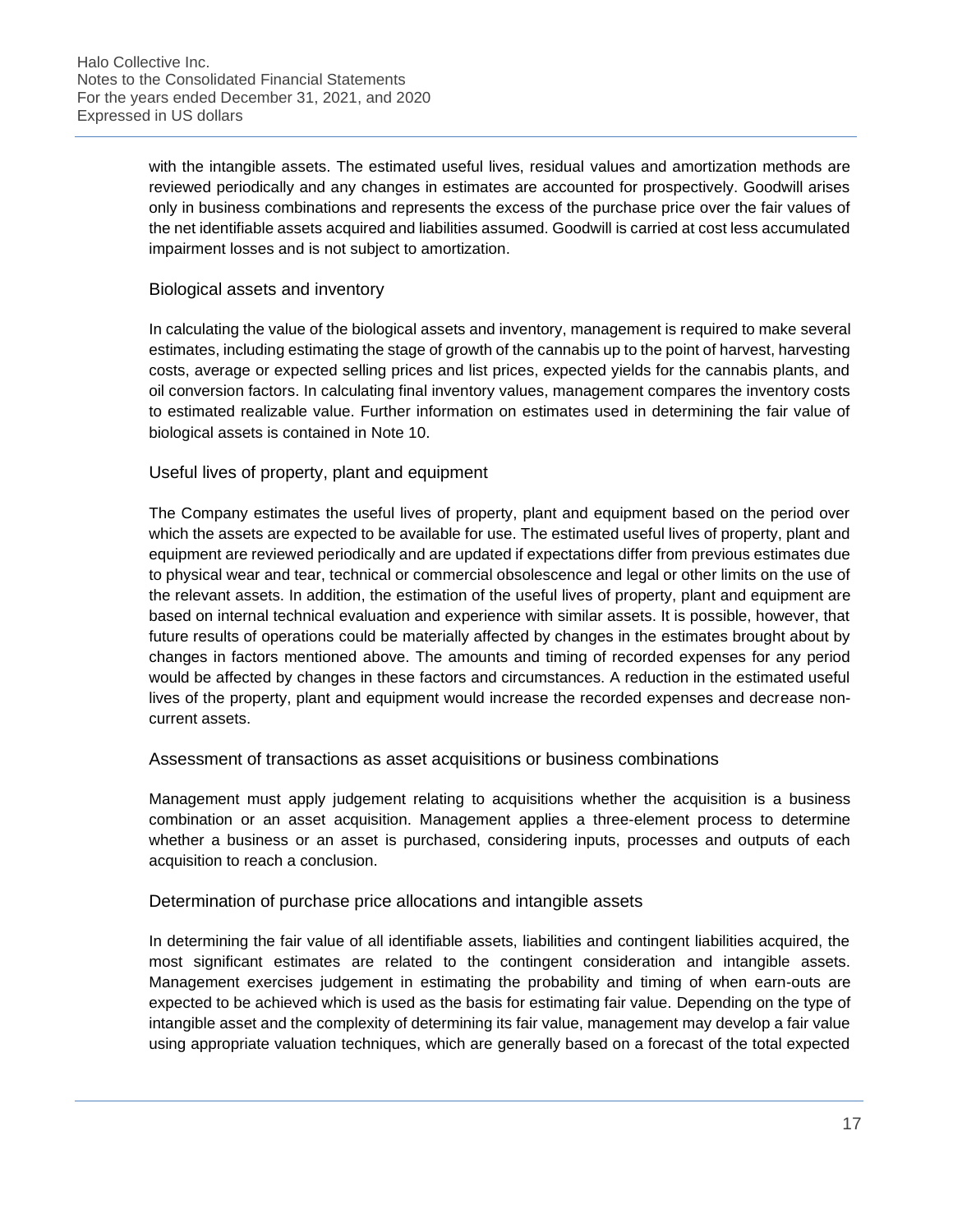with the intangible assets. The estimated useful lives, residual values and amortization methods are reviewed periodically and any changes in estimates are accounted for prospectively. Goodwill arises only in business combinations and represents the excess of the purchase price over the fair values of the net identifiable assets acquired and liabilities assumed. Goodwill is carried at cost less accumulated impairment losses and is not subject to amortization.

### Biological assets and inventory

In calculating the value of the biological assets and inventory, management is required to make several estimates, including estimating the stage of growth of the cannabis up to the point of harvest, harvesting costs, average or expected selling prices and list prices, expected yields for the cannabis plants, and oil conversion factors. In calculating final inventory values, management compares the inventory costs to estimated realizable value. Further information on estimates used in determining the fair value of biological assets is contained in Note 10.

### Useful lives of property, plant and equipment

The Company estimates the useful lives of property, plant and equipment based on the period over which the assets are expected to be available for use. The estimated useful lives of property, plant and equipment are reviewed periodically and are updated if expectations differ from previous estimates due to physical wear and tear, technical or commercial obsolescence and legal or other limits on the use of the relevant assets. In addition, the estimation of the useful lives of property, plant and equipment are based on internal technical evaluation and experience with similar assets. It is possible, however, that future results of operations could be materially affected by changes in the estimates brought about by changes in factors mentioned above. The amounts and timing of recorded expenses for any period would be affected by changes in these factors and circumstances. A reduction in the estimated useful lives of the property, plant and equipment would increase the recorded expenses and decrease non-current assets.

### Assessment of transactions as asset acquisitions or business combinations

Management must apply judgement relating to acquisitions whether the acquisition is a business combination or an asset acquisition. Management applies a three-element process to determine whether a business or an asset is purchased, considering inputs, processes and outputs of each acquisition to reach a conclusion.

### Determination of purchase price allocations and intangible assets

In determining the fair value of all identifiable assets, liabilities and contingent liabilities acquired, the most significant estimates are related to the contingent consideration and intangible assets. Management exercises judgement in estimating the probability and timing of when earn-outs are expected to be achieved which is used as the basis for estimating fair value. Depending on the type of intangible asset and the complexity of determining its fair value, management may develop a fair value using appropriate valuation techniques, which are generally based on a forecast of the total expected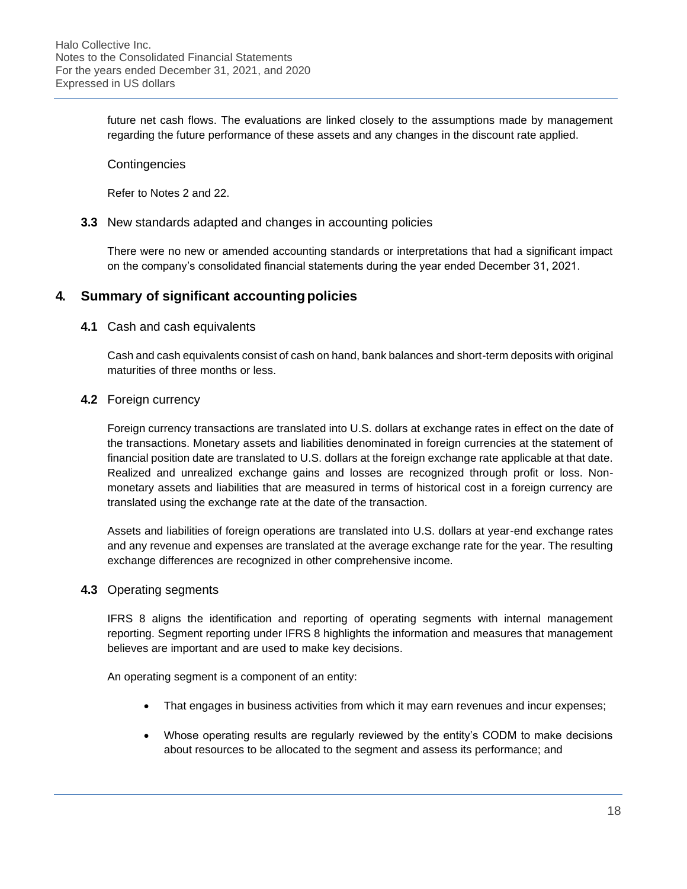future net cash flows. The evaluations are linked closely to the assumptions made by management regarding the future performance of these assets and any changes in the discount rate applied.

Contingencies

Refer to Notes 2 and 22.

### 3.3 New standards adapted and changes in accounting policies

There were no new or amended accounting standards or interpretations that had a significant impact on the company's consolidated financial statements during the year ended December 31, 2021.

## 4. Summary of significant accounting policies

### 4.1 Cash and cash equivalents

Cash and cash equivalents consist of cash on hand, bank balances and short-term deposits with original maturities of three months or less.

### 4.2 Foreign currency

Foreign currency transactions are translated into U.S. dollars at exchange rates in effect on the date of the transactions. Monetary assets and liabilities denominated in foreign currencies at the statement of financial position date are translated to U.S. dollars at the foreign exchange rate applicable at that date. Realized and unrealized exchange gains and losses are recognized through profit or loss. Non-monetary assets and liabilities that are measured in terms of historical cost in a foreign currency are translated using the exchange rate at the date of the transaction.

Assets and liabilities of foreign operations are translated into U.S. dollars at year-end exchange rates and any revenue and expenses are translated at the average exchange rate for the year. The resulting exchange differences are recognized in other comprehensive income.

### 4.3 Operating segments

IFRS 8 aligns the identification and reporting of operating segments with internal management reporting. Segment reporting under IFRS 8 highlights the information and measures that management believes are important and are used to make key decisions.

An operating segment is a component of an entity:

- That engages in business activities from which it may earn revenues and incur expenses;
- Whose operating results are regularly reviewed by the entity's CODM to make decisions about resources to be allocated to the segment and assess its performance; and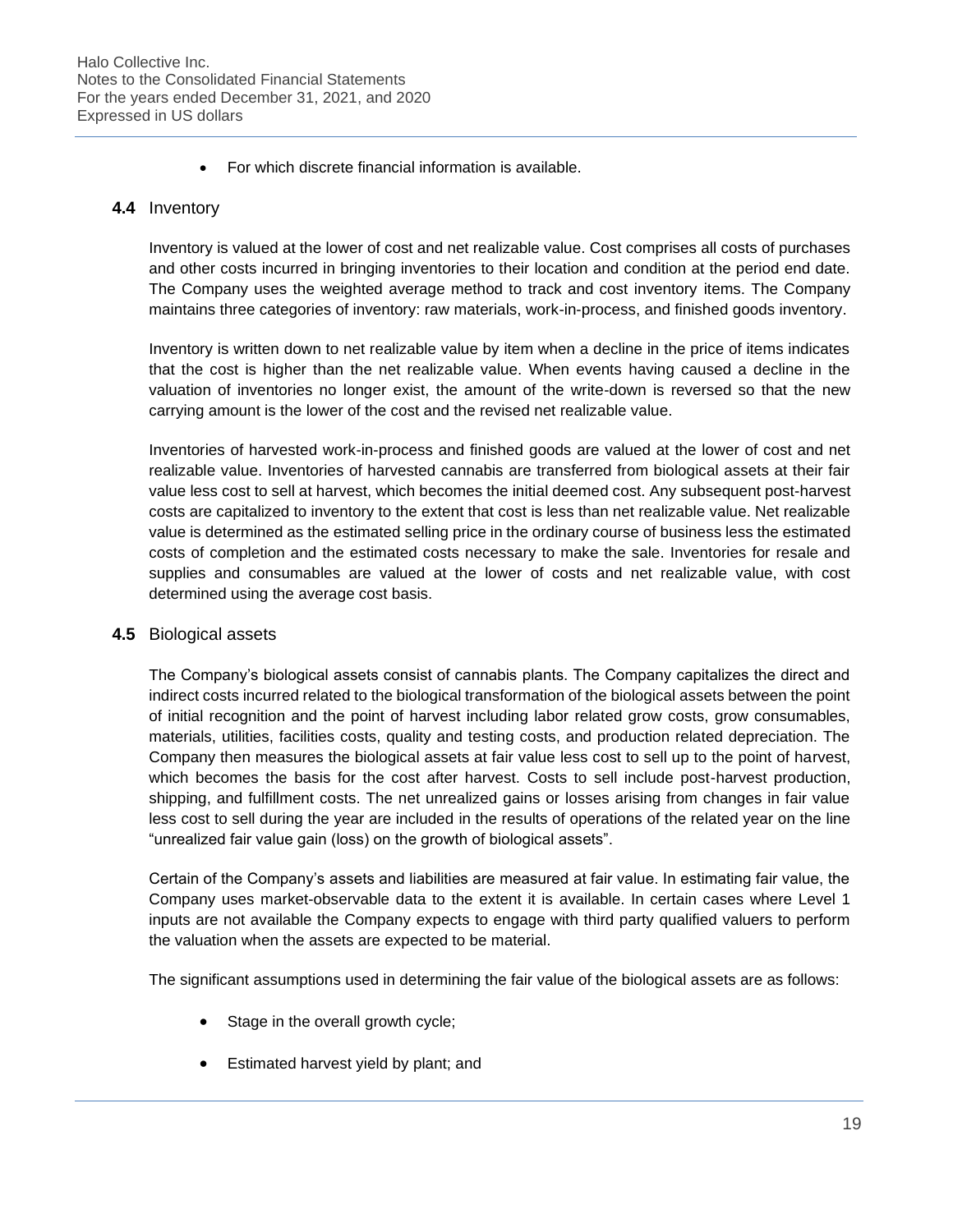- For which discrete financial information is available.

### 4.4 Inventory

Inventory is valued at the lower of cost and net realizable value. Cost comprises all costs of purchases and other costs incurred in bringing inventories to their location and condition at the period end date. The Company uses the weighted average method to track and cost inventory items. The Company maintains three categories of inventory: raw materials, work-in-process, and finished goods inventory.

Inventory is written down to net realizable value by item when a decline in the price of items indicates that the cost is higher than the net realizable value. When events having caused a decline in the valuation of inventories no longer exist, the amount of the write-down is reversed so that the new carrying amount is the lower of the cost and the revised net realizable value.

Inventories of harvested work-in-process and finished goods are valued at the lower of cost and net realizable value. Inventories of harvested cannabis are transferred from biological assets at their fair value less cost to sell at harvest, which becomes the initial deemed cost. Any subsequent post-harvest costs are capitalized to inventory to the extent that cost is less than net realizable value. Net realizable value is determined as the estimated selling price in the ordinary course of business less the estimated costs of completion and the estimated costs necessary to make the sale. Inventories for resale and supplies and consumables are valued at the lower of costs and net realizable value, with cost determined using the average cost basis.

### 4.5 Biological assets

The Company's biological assets consist of cannabis plants. The Company capitalizes the direct and indirect costs incurred related to the biological transformation of the biological assets between the point of initial recognition and the point of harvest including labor related grow costs, grow consumables, materials, utilities, facilities costs, quality and testing costs, and production related depreciation. The Company then measures the biological assets at fair value less cost to sell up to the point of harvest, which becomes the basis for the cost after harvest. Costs to sell include post-harvest production, shipping, and fulfillment costs. The net unrealized gains or losses arising from changes in fair value less cost to sell during the year are included in the results of operations of the related year on the line "unrealized fair value gain (loss) on the growth of biological assets".

Certain of the Company's assets and liabilities are measured at fair value. In estimating fair value, the Company uses market-observable data to the extent it is available. In certain cases where Level 1 inputs are not available the Company expects to engage with third party qualified valuers to perform the valuation when the assets are expected to be material.

The significant assumptions used in determining the fair value of the biological assets are as follows:

- Stage in the overall growth cycle;
- Estimated harvest yield by plant; and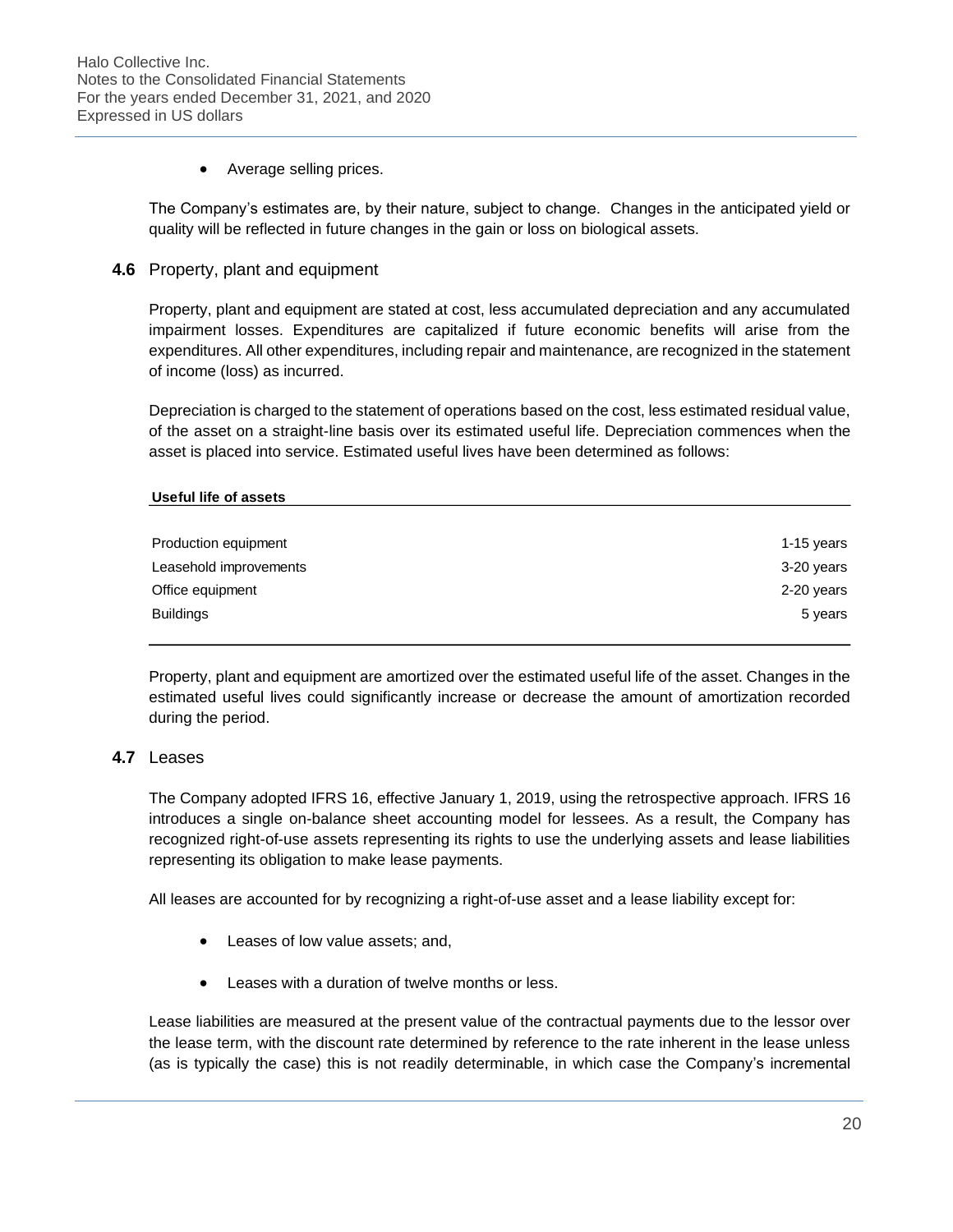- Average selling prices.

The Company's estimates are, by their nature, subject to change. Changes in the anticipated yield or quality will be reflected in future changes in the gain or loss on biological assets.

### 4.6 Property, plant and equipment

Property, plant and equipment are stated at cost, less accumulated depreciation and any accumulated impairment losses. Expenditures are capitalized if future economic benefits will arise from the expenditures. All other expenditures, including repair and maintenance, are recognized in the statement of income (loss) as incurred.

Depreciation is charged to the statement of operations based on the cost, less estimated residual value, of the asset on a straight-line basis over its estimated useful life. Depreciation commences when the asset is placed into service. Estimated useful lives have been determined as follows:

| Useful life of assets | |
|---|---|
| Production equipment | 1-15 years |
| Leasehold improvements | 3-20 years |
| Office equipment | 2-20 years |
| Buildings | 5 years |

Property, plant and equipment are amortized over the estimated useful life of the asset. Changes in the estimated useful lives could significantly increase or decrease the amount of amortization recorded during the period.

### 4.7 Leases

The Company adopted IFRS 16, effective January 1, 2019, using the retrospective approach. IFRS 16 introduces a single on-balance sheet accounting model for lessees. As a result, the Company has recognized right-of-use assets representing its rights to use the underlying assets and lease liabilities representing its obligation to make lease payments.

All leases are accounted for by recognizing a right-of-use asset and a lease liability except for:

- Leases of low value assets; and,
- Leases with a duration of twelve months or less.

Lease liabilities are measured at the present value of the contractual payments due to the lessor over the lease term, with the discount rate determined by reference to the rate inherent in the lease unless (as is typically the case) this is not readily determinable, in which case the Company's incremental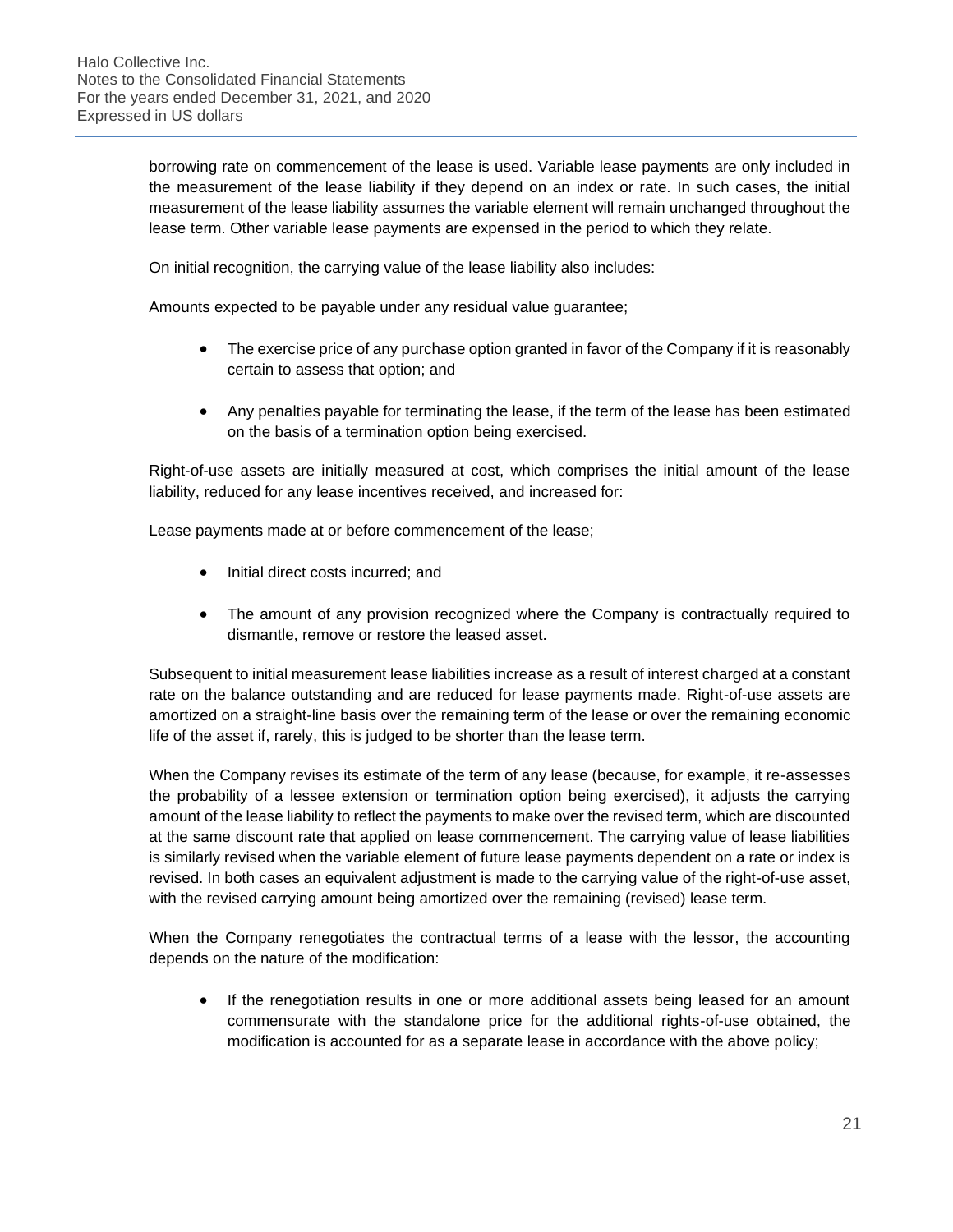borrowing rate on commencement of the lease is used. Variable lease payments are only included in the measurement of the lease liability if they depend on an index or rate. In such cases, the initial measurement of the lease liability assumes the variable element will remain unchanged throughout the lease term. Other variable lease payments are expensed in the period to which they relate.

On initial recognition, the carrying value of the lease liability also includes:

Amounts expected to be payable under any residual value guarantee;

- The exercise price of any purchase option granted in favor of the Company if it is reasonably certain to assess that option; and
- Any penalties payable for terminating the lease, if the term of the lease has been estimated on the basis of a termination option being exercised.

Right-of-use assets are initially measured at cost, which comprises the initial amount of the lease liability, reduced for any lease incentives received, and increased for:

Lease payments made at or before commencement of the lease;

- Initial direct costs incurred; and
- The amount of any provision recognized where the Company is contractually required to dismantle, remove or restore the leased asset.

Subsequent to initial measurement lease liabilities increase as a result of interest charged at a constant rate on the balance outstanding and are reduced for lease payments made. Right-of-use assets are amortized on a straight-line basis over the remaining term of the lease or over the remaining economic life of the asset if, rarely, this is judged to be shorter than the lease term.

When the Company revises its estimate of the term of any lease (because, for example, it re-assesses the probability of a lessee extension or termination option being exercised), it adjusts the carrying amount of the lease liability to reflect the payments to make over the revised term, which are discounted at the same discount rate that applied on lease commencement. The carrying value of lease liabilities is similarly revised when the variable element of future lease payments dependent on a rate or index is revised. In both cases an equivalent adjustment is made to the carrying value of the right-of-use asset, with the revised carrying amount being amortized over the remaining (revised) lease term.

When the Company renegotiates the contractual terms of a lease with the lessor, the accounting depends on the nature of the modification:

- If the renegotiation results in one or more additional assets being leased for an amount commensurate with the standalone price for the additional rights-of-use obtained, the modification is accounted for as a separate lease in accordance with the above policy;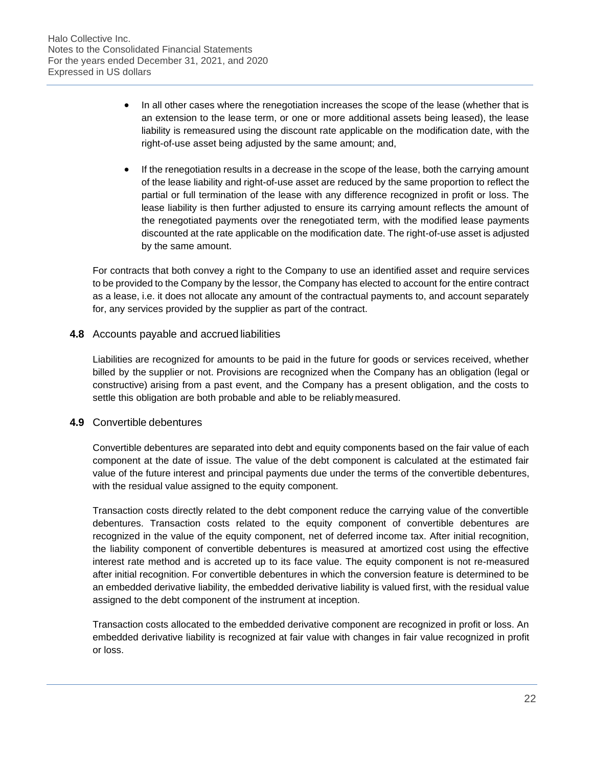- In all other cases where the renegotiation increases the scope of the lease (whether that is an extension to the lease term, or one or more additional assets being leased), the lease liability is remeasured using the discount rate applicable on the modification date, with the right-of-use asset being adjusted by the same amount; and,
- If the renegotiation results in a decrease in the scope of the lease, both the carrying amount of the lease liability and right-of-use asset are reduced by the same proportion to reflect the partial or full termination of the lease with any difference recognized in profit or loss. The lease liability is then further adjusted to ensure its carrying amount reflects the amount of the renegotiated payments over the renegotiated term, with the modified lease payments discounted at the rate applicable on the modification date. The right-of-use asset is adjusted by the same amount.

For contracts that both convey a right to the Company to use an identified asset and require services to be provided to the Company by the lessor, the Company has elected to account for the entire contract as a lease, i.e. it does not allocate any amount of the contractual payments to, and account separately for, any services provided by the supplier as part of the contract.

### **4.8** Accounts payable and accrued liabilities

Liabilities are recognized for amounts to be paid in the future for goods or services received, whether billed by the supplier or not. Provisions are recognized when the Company has an obligation (legal or constructive) arising from a past event, and the Company has a present obligation, and the costs to settle this obligation are both probable and able to be reliably measured.

### **4.9** Convertible debentures

Convertible debentures are separated into debt and equity components based on the fair value of each component at the date of issue. The value of the debt component is calculated at the estimated fair value of the future interest and principal payments due under the terms of the convertible debentures, with the residual value assigned to the equity component.

Transaction costs directly related to the debt component reduce the carrying value of the convertible debentures. Transaction costs related to the equity component of convertible debentures are recognized in the value of the equity component, net of deferred income tax. After initial recognition, the liability component of convertible debentures is measured at amortized cost using the effective interest rate method and is accreted up to its face value. The equity component is not re-measured after initial recognition. For convertible debentures in which the conversion feature is determined to be an embedded derivative liability, the embedded derivative liability is valued first, with the residual value assigned to the debt component of the instrument at inception.

Transaction costs allocated to the embedded derivative component are recognized in profit or loss. An embedded derivative liability is recognized at fair value with changes in fair value recognized in profit or loss.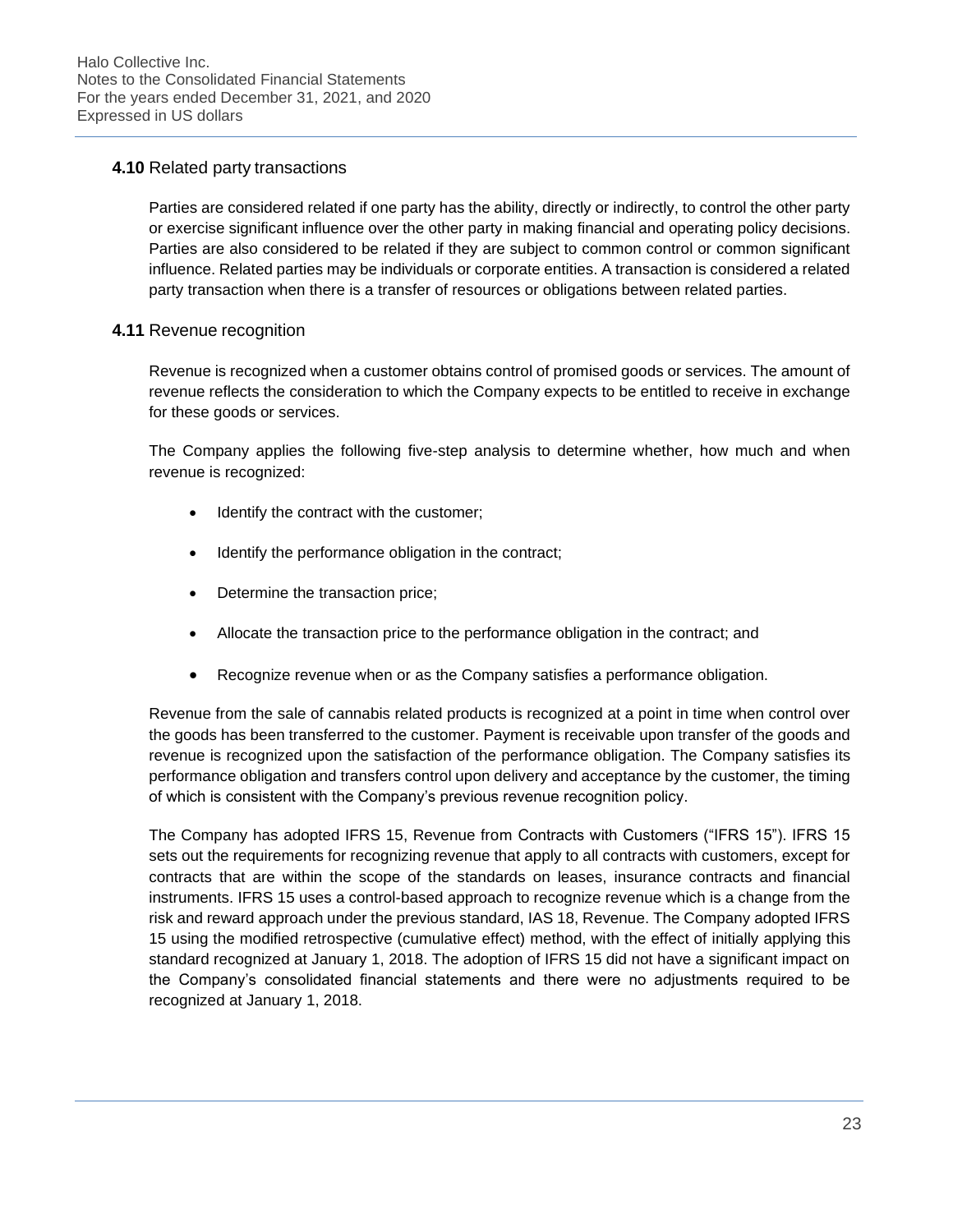### **4.10** Related party transactions

Parties are considered related if one party has the ability, directly or indirectly, to control the other party or exercise significant influence over the other party in making financial and operating policy decisions. Parties are also considered to be related if they are subject to common control or common significant influence. Related parties may be individuals or corporate entities. A transaction is considered a related party transaction when there is a transfer of resources or obligations between related parties.

### **4.11** Revenue recognition

Revenue is recognized when a customer obtains control of promised goods or services. The amount of revenue reflects the consideration to which the Company expects to be entitled to receive in exchange for these goods or services.

The Company applies the following five-step analysis to determine whether, how much and when revenue is recognized:

- Identify the contract with the customer;
- Identify the performance obligation in the contract;
- Determine the transaction price;
- Allocate the transaction price to the performance obligation in the contract; and
- Recognize revenue when or as the Company satisfies a performance obligation.

Revenue from the sale of cannabis related products is recognized at a point in time when control over the goods has been transferred to the customer. Payment is receivable upon transfer of the goods and revenue is recognized upon the satisfaction of the performance obligation. The Company satisfies its performance obligation and transfers control upon delivery and acceptance by the customer, the timing of which is consistent with the Company's previous revenue recognition policy.

The Company has adopted IFRS 15, Revenue from Contracts with Customers ("IFRS 15"). IFRS 15 sets out the requirements for recognizing revenue that apply to all contracts with customers, except for contracts that are within the scope of the standards on leases, insurance contracts and financial instruments. IFRS 15 uses a control-based approach to recognize revenue which is a change from the risk and reward approach under the previous standard, IAS 18, Revenue. The Company adopted IFRS 15 using the modified retrospective (cumulative effect) method, with the effect of initially applying this standard recognized at January 1, 2018. The adoption of IFRS 15 did not have a significant impact on the Company's consolidated financial statements and there were no adjustments required to be recognized at January 1, 2018.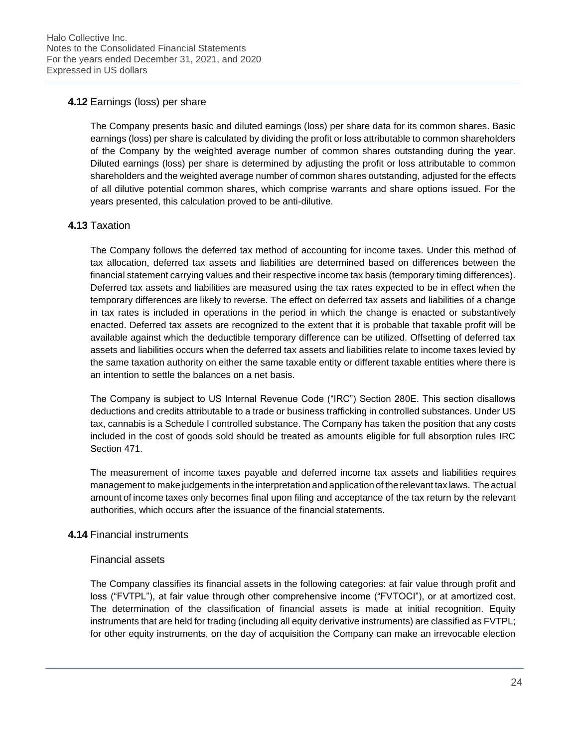### **4.12** Earnings (loss) per share

The Company presents basic and diluted earnings (loss) per share data for its common shares. Basic earnings (loss) per share is calculated by dividing the profit or loss attributable to common shareholders of the Company by the weighted average number of common shares outstanding during the year. Diluted earnings (loss) per share is determined by adjusting the profit or loss attributable to common shareholders and the weighted average number of common shares outstanding, adjusted for the effects of all dilutive potential common shares, which comprise warrants and share options issued. For the years presented, this calculation proved to be anti-dilutive.

### **4.13** Taxation

The Company follows the deferred tax method of accounting for income taxes. Under this method of tax allocation, deferred tax assets and liabilities are determined based on differences between the financial statement carrying values and their respective income tax basis (temporary timing differences). Deferred tax assets and liabilities are measured using the tax rates expected to be in effect when the temporary differences are likely to reverse. The effect on deferred tax assets and liabilities of a change in tax rates is included in operations in the period in which the change is enacted or substantively enacted. Deferred tax assets are recognized to the extent that it is probable that taxable profit will be available against which the deductible temporary difference can be utilized. Offsetting of deferred tax assets and liabilities occurs when the deferred tax assets and liabilities relate to income taxes levied by the same taxation authority on either the same taxable entity or different taxable entities where there is an intention to settle the balances on a net basis.

The Company is subject to US Internal Revenue Code ("IRC") Section 280E. This section disallows deductions and credits attributable to a trade or business trafficking in controlled substances. Under US tax, cannabis is a Schedule I controlled substance. The Company has taken the position that any costs included in the cost of goods sold should be treated as amounts eligible for full absorption rules IRC Section 471.

The measurement of income taxes payable and deferred income tax assets and liabilities requires management to make judgements in the interpretation and application of the relevant tax laws. The actual amount of income taxes only becomes final upon filing and acceptance of the tax return by the relevant authorities, which occurs after the issuance of the financial statements.

### **4.14** Financial instruments

#### Financial assets

The Company classifies its financial assets in the following categories: at fair value through profit and loss ("FVTPL"), at fair value through other comprehensive income ("FVTOCI"), or at amortized cost. The determination of the classification of financial assets is made at initial recognition. Equity instruments that are held for trading (including all equity derivative instruments) are classified as FVTPL; for other equity instruments, on the day of acquisition the Company can make an irrevocable election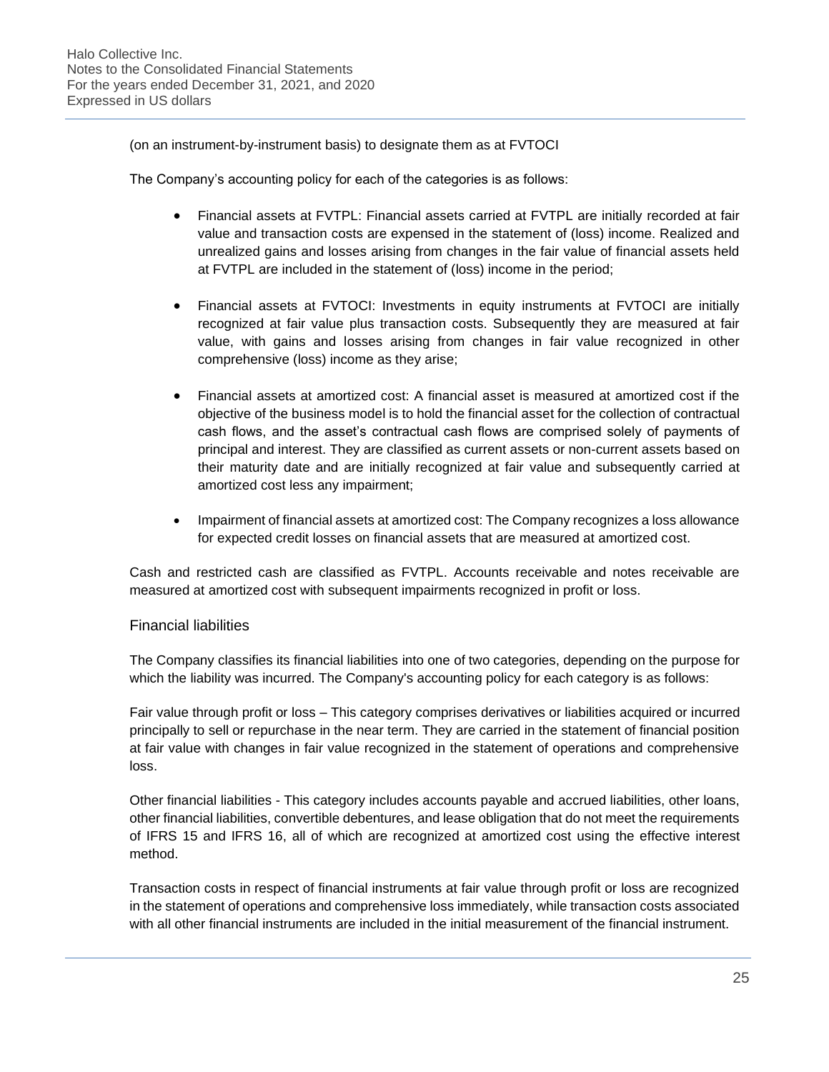(on an instrument-by-instrument basis) to designate them as at FVTOCI

The Company's accounting policy for each of the categories is as follows:

- Financial assets at FVTPL: Financial assets carried at FVTPL are initially recorded at fair value and transaction costs are expensed in the statement of (loss) income. Realized and unrealized gains and losses arising from changes in the fair value of financial assets held at FVTPL are included in the statement of (loss) income in the period;
- Financial assets at FVTOCI: Investments in equity instruments at FVTOCI are initially recognized at fair value plus transaction costs. Subsequently they are measured at fair value, with gains and losses arising from changes in fair value recognized in other comprehensive (loss) income as they arise;
- Financial assets at amortized cost: A financial asset is measured at amortized cost if the objective of the business model is to hold the financial asset for the collection of contractual cash flows, and the asset's contractual cash flows are comprised solely of payments of principal and interest. They are classified as current assets or non-current assets based on their maturity date and are initially recognized at fair value and subsequently carried at amortized cost less any impairment;
- Impairment of financial assets at amortized cost: The Company recognizes a loss allowance for expected credit losses on financial assets that are measured at amortized cost.

Cash and restricted cash are classified as FVTPL. Accounts receivable and notes receivable are measured at amortized cost with subsequent impairments recognized in profit or loss.

### Financial liabilities

The Company classifies its financial liabilities into one of two categories, depending on the purpose for which the liability was incurred. The Company's accounting policy for each category is as follows:

Fair value through profit or loss – This category comprises derivatives or liabilities acquired or incurred principally to sell or repurchase in the near term. They are carried in the statement of financial position at fair value with changes in fair value recognized in the statement of operations and comprehensive loss.

Other financial liabilities - This category includes accounts payable and accrued liabilities, other loans, other financial liabilities, convertible debentures, and lease obligation that do not meet the requirements of IFRS 15 and IFRS 16, all of which are recognized at amortized cost using the effective interest method.

Transaction costs in respect of financial instruments at fair value through profit or loss are recognized in the statement of operations and comprehensive loss immediately, while transaction costs associated with all other financial instruments are included in the initial measurement of the financial instrument.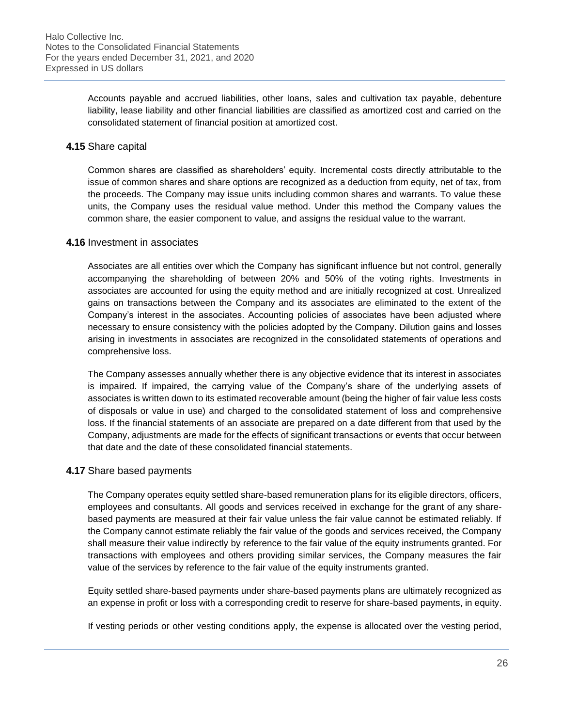Accounts payable and accrued liabilities, other loans, sales and cultivation tax payable, debenture liability, lease liability and other financial liabilities are classified as amortized cost and carried on the consolidated statement of financial position at amortized cost.

### **4.15** Share capital

Common shares are classified as shareholders' equity. Incremental costs directly attributable to the issue of common shares and share options are recognized as a deduction from equity, net of tax, from the proceeds. The Company may issue units including common shares and warrants. To value these units, the Company uses the residual value method. Under this method the Company values the common share, the easier component to value, and assigns the residual value to the warrant.

### **4.16** Investment in associates

Associates are all entities over which the Company has significant influence but not control, generally accompanying the shareholding of between 20% and 50% of the voting rights. Investments in associates are accounted for using the equity method and are initially recognized at cost. Unrealized gains on transactions between the Company and its associates are eliminated to the extent of the Company's interest in the associates. Accounting policies of associates have been adjusted where necessary to ensure consistency with the policies adopted by the Company. Dilution gains and losses arising in investments in associates are recognized in the consolidated statements of operations and comprehensive loss.

The Company assesses annually whether there is any objective evidence that its interest in associates is impaired. If impaired, the carrying value of the Company's share of the underlying assets of associates is written down to its estimated recoverable amount (being the higher of fair value less costs of disposals or value in use) and charged to the consolidated statement of loss and comprehensive loss. If the financial statements of an associate are prepared on a date different from that used by the Company, adjustments are made for the effects of significant transactions or events that occur between that date and the date of these consolidated financial statements.

### **4.17** Share based payments

The Company operates equity settled share-based remuneration plans for its eligible directors, officers, employees and consultants. All goods and services received in exchange for the grant of any share-based payments are measured at their fair value unless the fair value cannot be estimated reliably. If the Company cannot estimate reliably the fair value of the goods and services received, the Company shall measure their value indirectly by reference to the fair value of the equity instruments granted. For transactions with employees and others providing similar services, the Company measures the fair value of the services by reference to the fair value of the equity instruments granted.

Equity settled share-based payments under share-based payments plans are ultimately recognized as an expense in profit or loss with a corresponding credit to reserve for share-based payments, in equity.

If vesting periods or other vesting conditions apply, the expense is allocated over the vesting period,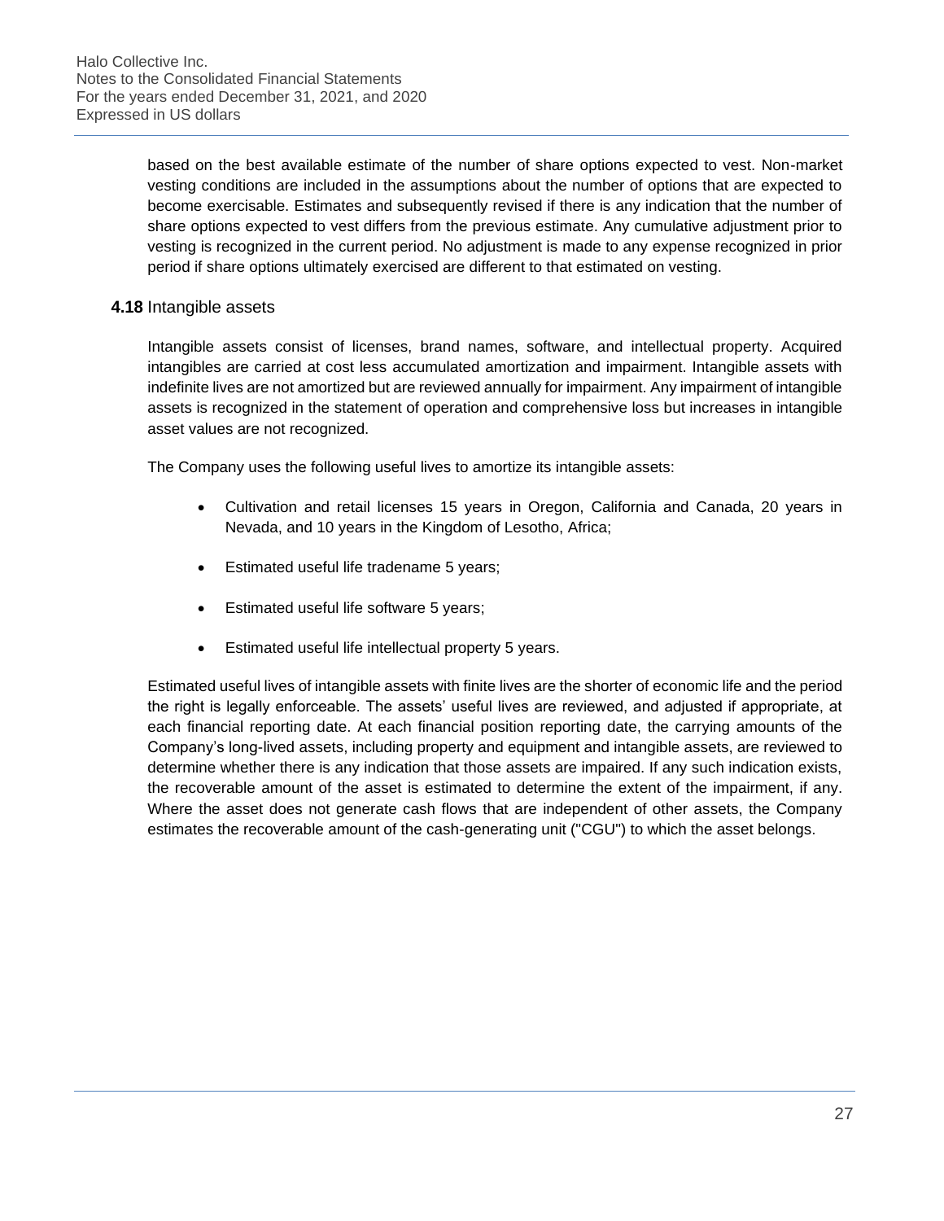based on the best available estimate of the number of share options expected to vest. Non-market vesting conditions are included in the assumptions about the number of options that are expected to become exercisable. Estimates and subsequently revised if there is any indication that the number of share options expected to vest differs from the previous estimate. Any cumulative adjustment prior to vesting is recognized in the current period. No adjustment is made to any expense recognized in prior period if share options ultimately exercised are different to that estimated on vesting.

### **4.18** Intangible assets

Intangible assets consist of licenses, brand names, software, and intellectual property. Acquired intangibles are carried at cost less accumulated amortization and impairment. Intangible assets with indefinite lives are not amortized but are reviewed annually for impairment. Any impairment of intangible assets is recognized in the statement of operation and comprehensive loss but increases in intangible asset values are not recognized.

The Company uses the following useful lives to amortize its intangible assets:

- Cultivation and retail licenses 15 years in Oregon, California and Canada, 20 years in Nevada, and 10 years in the Kingdom of Lesotho, Africa;
- Estimated useful life tradename 5 years;
- Estimated useful life software 5 years;
- Estimated useful life intellectual property 5 years.

Estimated useful lives of intangible assets with finite lives are the shorter of economic life and the period the right is legally enforceable. The assets' useful lives are reviewed, and adjusted if appropriate, at each financial reporting date. At each financial position reporting date, the carrying amounts of the Company's long-lived assets, including property and equipment and intangible assets, are reviewed to determine whether there is any indication that those assets are impaired. If any such indication exists, the recoverable amount of the asset is estimated to determine the extent of the impairment, if any. Where the asset does not generate cash flows that are independent of other assets, the Company estimates the recoverable amount of the cash-generating unit ("CGU") to which the asset belongs.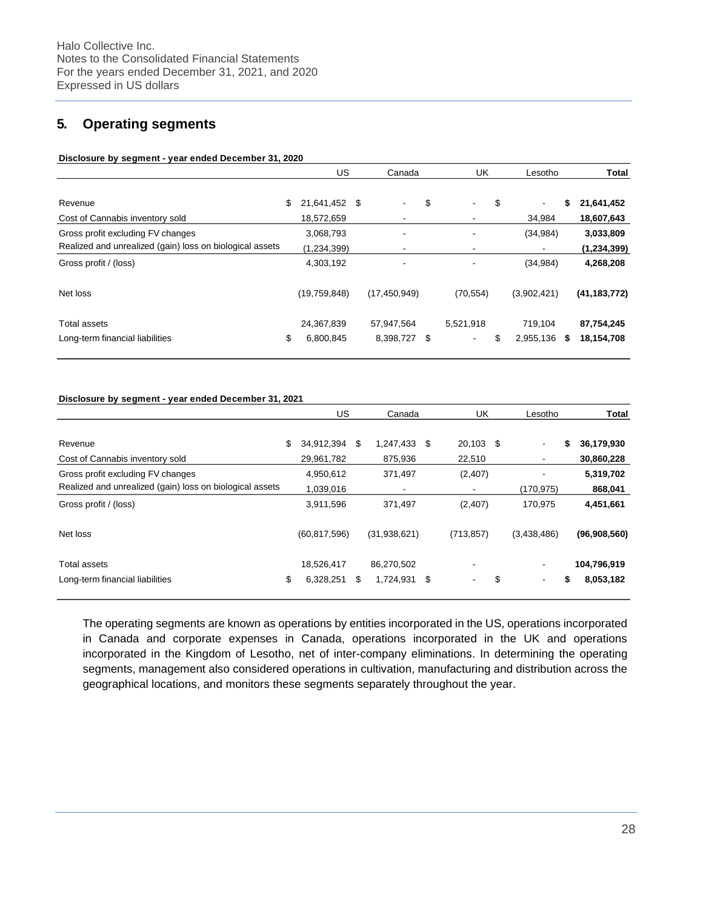## 5. Operating segments

**Disclosure by segment - year ended December 31, 2020**

| | US | Canada | UK | Lesotho | Total |
|---|---|---|---|---|---|
| Revenue | $ 21,641,452 | $ - | $ - | $ - | **$ 21,641,452** |
| Cost of Cannabis inventory sold | 18,572,659 | - | - | 34,984 | **18,607,643** |
| Gross profit excluding FV changes | 3,068,793 | - | - | (34,984) | **3,033,809** |
| Realized and unrealized (gain) loss on biological assets | (1,234,399) | - | - | - | **(1,234,399)** |
| Gross profit / (loss) | 4,303,192 | - | - | (34,984) | **4,268,208** |
| Net loss | (19,759,848) | (17,450,949) | (70,554) | (3,902,421) | **(41,183,772)** |
| Total assets | 24,367,839 | 57,947,564 | 5,521,918 | 719,104 | **87,754,245** |
| Long-term financial liabilities | $ 6,800,845 | 8,398,727 | $ - | $ 2,955,136 | **$ 18,154,708** |

**Disclosure by segment - year ended December 31, 2021**

| | US | Canada | UK | Lesotho | Total |
|---|---|---|---|---|---|
| Revenue | $ 34,912,394 | $ 1,247,433 | $ 20,103 | $ - | **$ 36,179,930** |
| Cost of Cannabis inventory sold | 29,961,782 | 875,936 | 22,510 | - | **30,860,228** |
| Gross profit excluding FV changes | 4,950,612 | 371,497 | (2,407) | - | **5,319,702** |
| Realized and unrealized (gain) loss on biological assets | 1,039,016 | - | - | (170,975) | **868,041** |
| Gross profit / (loss) | 3,911,596 | 371,497 | (2,407) | 170,975 | **4,451,661** |
| Net loss | (60,817,596) | (31,938,621) | (713,857) | (3,438,486) | **(96,908,560)** |
| Total assets | 18,526,417 | 86,270,502 | - | - | **104,796,919** |
| Long-term financial liabilities | $ 6,328,251 | $ 1,724,931 | $ - | $ - | **$ 8,053,182** |

The operating segments are known as operations by entities incorporated in the US, operations incorporated in Canada and corporate expenses in Canada, operations incorporated in the UK and operations incorporated in the Kingdom of Lesotho, net of inter-company eliminations. In determining the operating segments, management also considered operations in cultivation, manufacturing and distribution across the geographical locations, and monitors these segments separately throughout the year.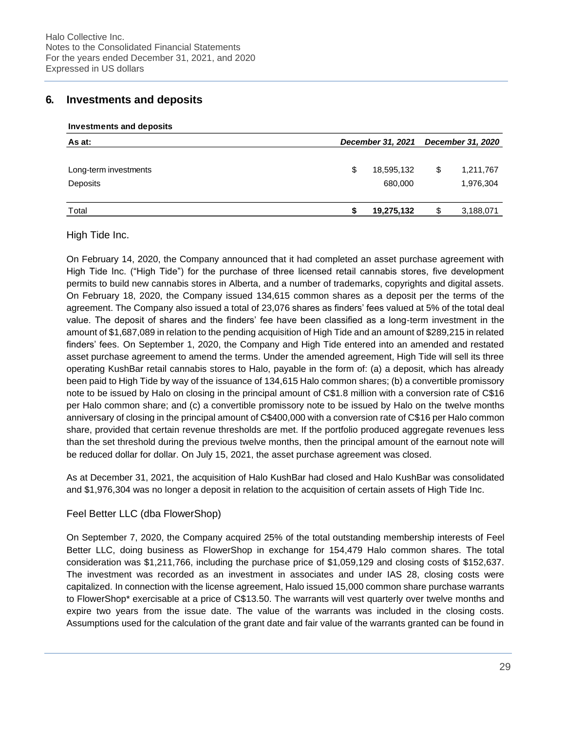## 6. Investments and deposits

**Investments and deposits**

| As at: | December 31, 2021 | December 31, 2020 |
|---|---|---|
| Long-term investments | $ 18,595,132 | $ 1,211,767 |
| Deposits | 680,000 | 1,976,304 |
| Total | **$ 19,275,132** | $ 3,188,071 |

### High Tide Inc.

On February 14, 2020, the Company announced that it had completed an asset purchase agreement with High Tide Inc. ("High Tide") for the purchase of three licensed retail cannabis stores, five development permits to build new cannabis stores in Alberta, and a number of trademarks, copyrights and digital assets. On February 18, 2020, the Company issued 134,615 common shares as a deposit per the terms of the agreement. The Company also issued a total of 23,076 shares as finders' fees valued at 5% of the total deal value. The deposit of shares and the finders' fee have been classified as a long-term investment in the amount of $1,687,089 in relation to the pending acquisition of High Tide and an amount of $289,215 in related finders' fees. On September 1, 2020, the Company and High Tide entered into an amended and restated asset purchase agreement to amend the terms. Under the amended agreement, High Tide will sell its three operating KushBar retail cannabis stores to Halo, payable in the form of: (a) a deposit, which has already been paid to High Tide by way of the issuance of 134,615 Halo common shares; (b) a convertible promissory note to be issued by Halo on closing in the principal amount of C$1.8 million with a conversion rate of C$16 per Halo common share; and (c) a convertible promissory note to be issued by Halo on the twelve months anniversary of closing in the principal amount of C$400,000 with a conversion rate of C$16 per Halo common share, provided that certain revenue thresholds are met. If the portfolio produced aggregate revenues less than the set threshold during the previous twelve months, then the principal amount of the earnout note will be reduced dollar for dollar. On July 15, 2021, the asset purchase agreement was closed.

As at December 31, 2021, the acquisition of Halo KushBar had closed and Halo KushBar was consolidated and $1,976,304 was no longer a deposit in relation to the acquisition of certain assets of High Tide Inc.

### Feel Better LLC (dba FlowerShop)

On September 7, 2020, the Company acquired 25% of the total outstanding membership interests of Feel Better LLC, doing business as FlowerShop in exchange for 154,479 Halo common shares. The total consideration was $1,211,766, including the purchase price of $1,059,129 and closing costs of $152,637. The investment was recorded as an investment in associates and under IAS 28, closing costs were capitalized. In connection with the license agreement, Halo issued 15,000 common share purchase warrants to FlowerShop* exercisable at a price of C$13.50. The warrants will vest quarterly over twelve months and expire two years from the issue date. The value of the warrants was included in the closing costs. Assumptions used for the calculation of the grant date and fair value of the warrants granted can be found in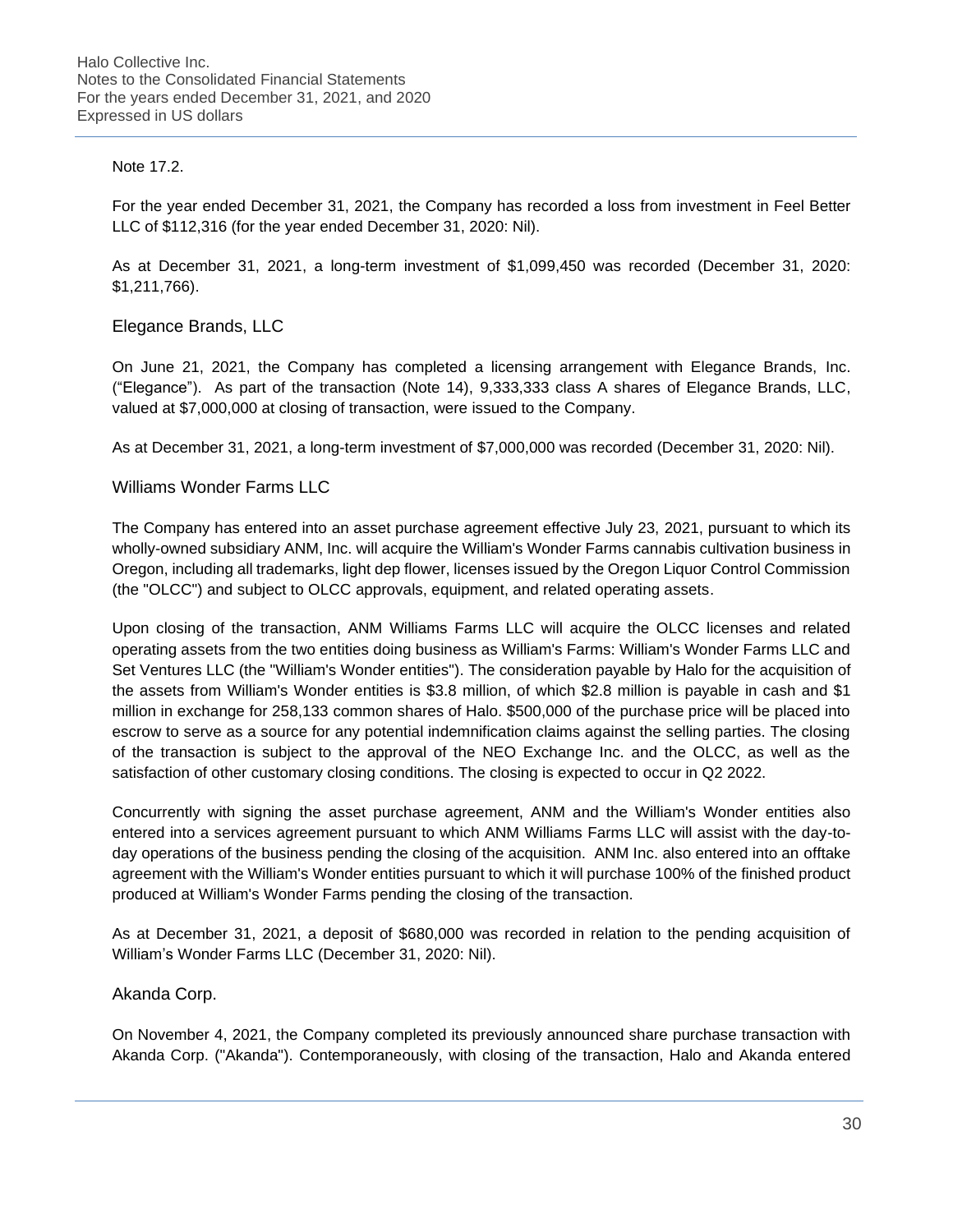Note 17.2.

For the year ended December 31, 2021, the Company has recorded a loss from investment in Feel Better LLC of $112,316 (for the year ended December 31, 2020: Nil).

As at December 31, 2021, a long-term investment of $1,099,450 was recorded (December 31, 2020: $1,211,766).

## Elegance Brands, LLC

On June 21, 2021, the Company has completed a licensing arrangement with Elegance Brands, Inc. ("Elegance"). As part of the transaction (Note 14), 9,333,333 class A shares of Elegance Brands, LLC, valued at $7,000,000 at closing of transaction, were issued to the Company.

As at December 31, 2021, a long-term investment of $7,000,000 was recorded (December 31, 2020: Nil).

## Williams Wonder Farms LLC

The Company has entered into an asset purchase agreement effective July 23, 2021, pursuant to which its wholly-owned subsidiary ANM, Inc. will acquire the William's Wonder Farms cannabis cultivation business in Oregon, including all trademarks, light dep flower, licenses issued by the Oregon Liquor Control Commission (the "OLCC") and subject to OLCC approvals, equipment, and related operating assets.

Upon closing of the transaction, ANM Williams Farms LLC will acquire the OLCC licenses and related operating assets from the two entities doing business as William's Farms: William's Wonder Farms LLC and Set Ventures LLC (the "William's Wonder entities"). The consideration payable by Halo for the acquisition of the assets from William's Wonder entities is $3.8 million, of which $2.8 million is payable in cash and $1 million in exchange for 258,133 common shares of Halo. $500,000 of the purchase price will be placed into escrow to serve as a source for any potential indemnification claims against the selling parties. The closing of the transaction is subject to the approval of the NEO Exchange Inc. and the OLCC, as well as the satisfaction of other customary closing conditions. The closing is expected to occur in Q2 2022.

Concurrently with signing the asset purchase agreement, ANM and the William's Wonder entities also entered into a services agreement pursuant to which ANM Williams Farms LLC will assist with the day-to-day operations of the business pending the closing of the acquisition. ANM Inc. also entered into an offtake agreement with the William's Wonder entities pursuant to which it will purchase 100% of the finished product produced at William's Wonder Farms pending the closing of the transaction.

As at December 31, 2021, a deposit of $680,000 was recorded in relation to the pending acquisition of William's Wonder Farms LLC (December 31, 2020: Nil).

## Akanda Corp.

On November 4, 2021, the Company completed its previously announced share purchase transaction with Akanda Corp. ("Akanda"). Contemporaneously, with closing of the transaction, Halo and Akanda entered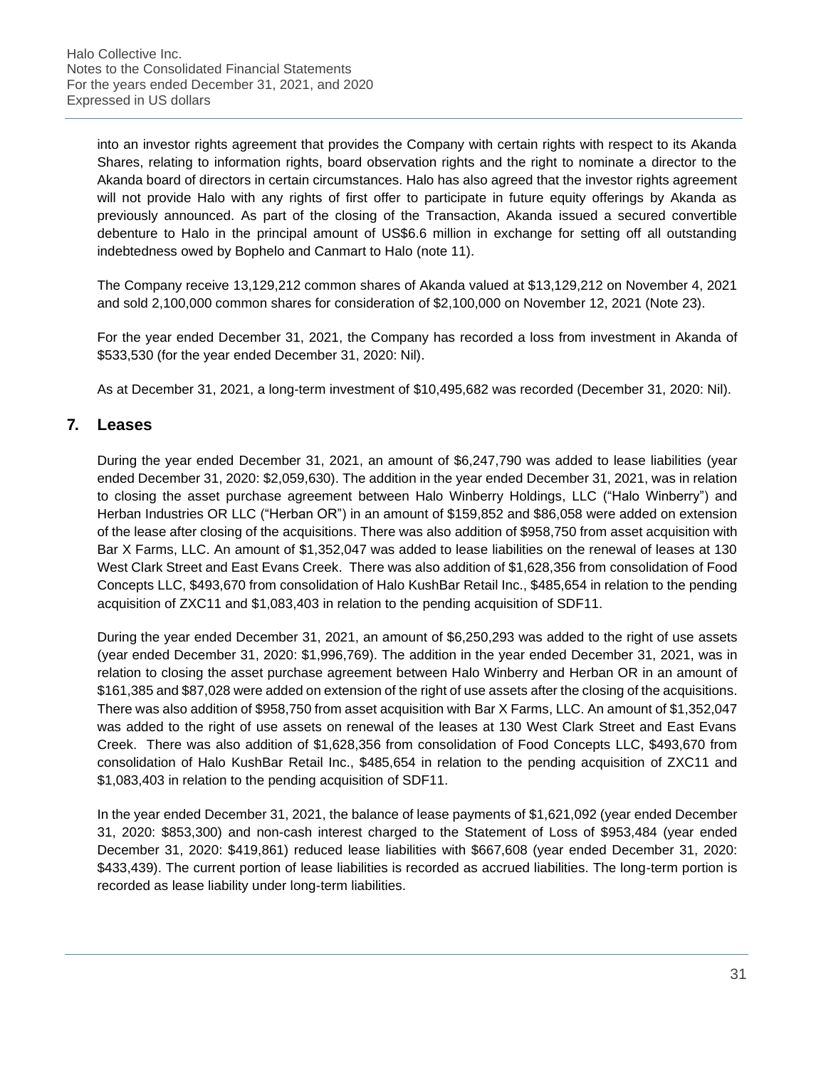into an investor rights agreement that provides the Company with certain rights with respect to its Akanda Shares, relating to information rights, board observation rights and the right to nominate a director to the Akanda board of directors in certain circumstances. Halo has also agreed that the investor rights agreement will not provide Halo with any rights of first offer to participate in future equity offerings by Akanda as previously announced. As part of the closing of the Transaction, Akanda issued a secured convertible debenture to Halo in the principal amount of US$6.6 million in exchange for setting off all outstanding indebtedness owed by Bophelo and Canmart to Halo (note 11).

The Company receive 13,129,212 common shares of Akanda valued at $13,129,212 on November 4, 2021 and sold 2,100,000 common shares for consideration of $2,100,000 on November 12, 2021 (Note 23).

For the year ended December 31, 2021, the Company has recorded a loss from investment in Akanda of $533,530 (for the year ended December 31, 2020: Nil).

As at December 31, 2021, a long-term investment of $10,495,682 was recorded (December 31, 2020: Nil).

## 7. Leases

During the year ended December 31, 2021, an amount of $6,247,790 was added to lease liabilities (year ended December 31, 2020: $2,059,630). The addition in the year ended December 31, 2021, was in relation to closing the asset purchase agreement between Halo Winberry Holdings, LLC ("Halo Winberry") and Herban Industries OR LLC ("Herban OR") in an amount of $159,852 and $86,058 were added on extension of the lease after closing of the acquisitions. There was also addition of $958,750 from asset acquisition with Bar X Farms, LLC. An amount of $1,352,047 was added to lease liabilities on the renewal of leases at 130 West Clark Street and East Evans Creek. There was also addition of $1,628,356 from consolidation of Food Concepts LLC, $493,670 from consolidation of Halo KushBar Retail Inc., $485,654 in relation to the pending acquisition of ZXC11 and $1,083,403 in relation to the pending acquisition of SDF11.

During the year ended December 31, 2021, an amount of $6,250,293 was added to the right of use assets (year ended December 31, 2020: $1,996,769). The addition in the year ended December 31, 2021, was in relation to closing the asset purchase agreement between Halo Winberry and Herban OR in an amount of $161,385 and $87,028 were added on extension of the right of use assets after the closing of the acquisitions. There was also addition of $958,750 from asset acquisition with Bar X Farms, LLC. An amount of $1,352,047 was added to the right of use assets on renewal of the leases at 130 West Clark Street and East Evans Creek. There was also addition of $1,628,356 from consolidation of Food Concepts LLC, $493,670 from consolidation of Halo KushBar Retail Inc., $485,654 in relation to the pending acquisition of ZXC11 and $1,083,403 in relation to the pending acquisition of SDF11.

In the year ended December 31, 2021, the balance of lease payments of $1,621,092 (year ended December 31, 2020: $853,300) and non-cash interest charged to the Statement of Loss of $953,484 (year ended December 31, 2020: $419,861) reduced lease liabilities with $667,608 (year ended December 31, 2020: $433,439). The current portion of lease liabilities is recorded as accrued liabilities. The long-term portion is recorded as lease liability under long-term liabilities.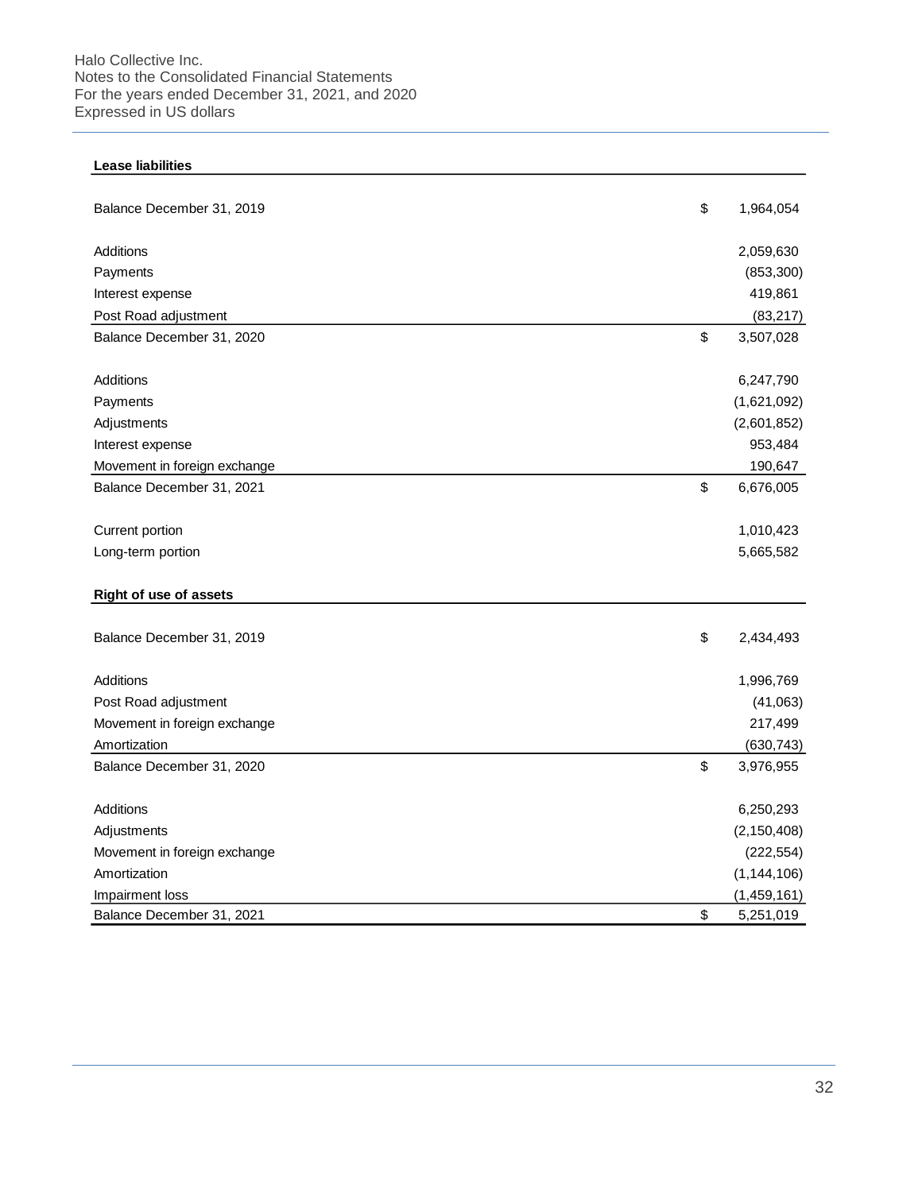**Lease liabilities**

| | | |
|---|---|---|
| Balance December 31, 2019 | $ | 1,964,054 |
| | | |
| Additions | | 2,059,630 |
| Payments | | (853,300) |
| Interest expense | | 419,861 |
| Post Road adjustment | | (83,217) |
| Balance December 31, 2020 | $ | 3,507,028 |
| | | |
| Additions | | 6,247,790 |
| Payments | | (1,621,092) |
| Adjustments | | (2,601,852) |
| Interest expense | | 953,484 |
| Movement in foreign exchange | | 190,647 |
| Balance December 31, 2021 | $ | 6,676,005 |
| | | |
| Current portion | | 1,010,423 |
| Long-term portion | | 5,665,582 |

**Right of use of assets**

| | | |
|---|---|---|
| Balance December 31, 2019 | $ | 2,434,493 |
| | | |
| Additions | | 1,996,769 |
| Post Road adjustment | | (41,063) |
| Movement in foreign exchange | | 217,499 |
| Amortization | | (630,743) |
| Balance December 31, 2020 | $ | 3,976,955 |
| | | |
| Additions | | 6,250,293 |
| Adjustments | | (2,150,408) |
| Movement in foreign exchange | | (222,554) |
| Amortization | | (1,144,106) |
| Impairment loss | | (1,459,161) |
| Balance December 31, 2021 | $ | 5,251,019 |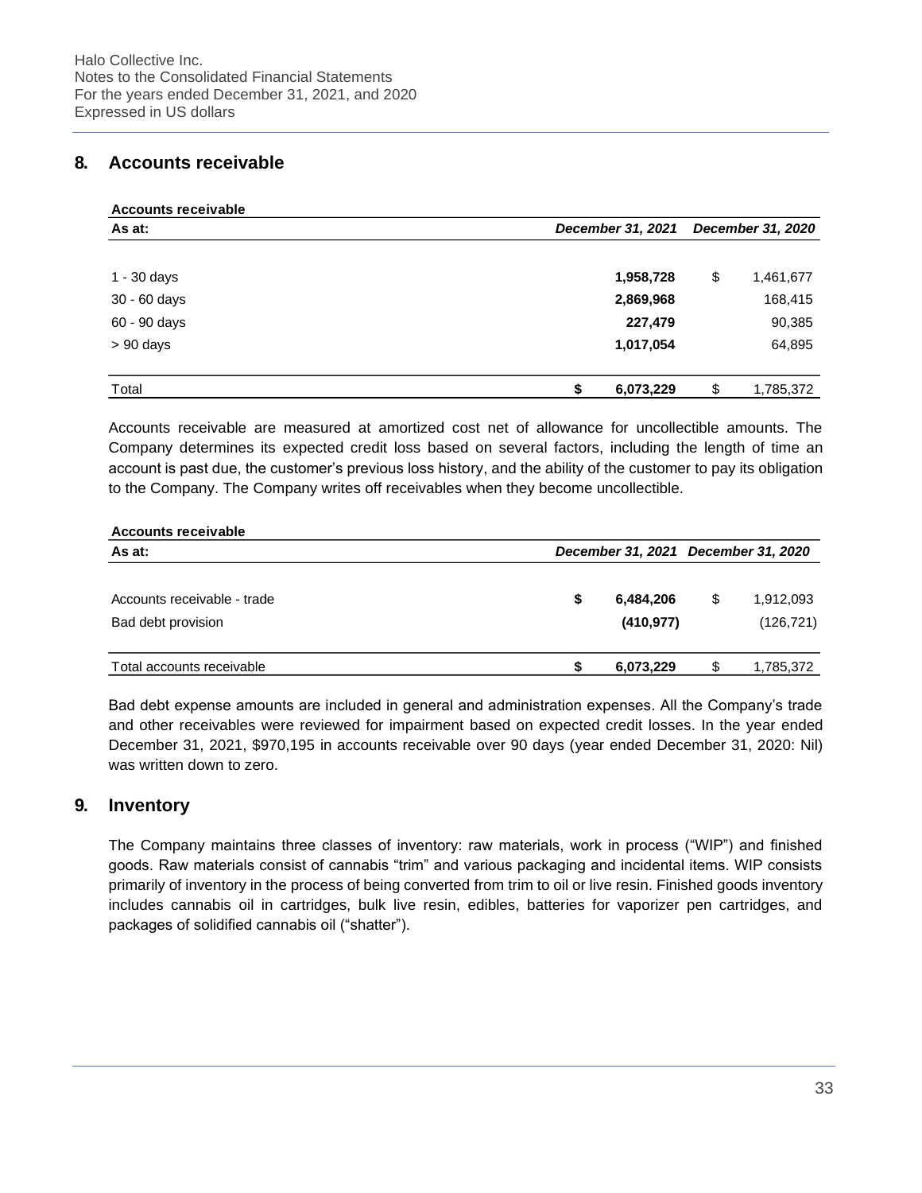## 8. Accounts receivable

**Accounts receivable**

| **As at:** | ***December 31, 2021*** | ***December 31, 2020*** |
|---|---|---|
| 1 - 30 days | **1,958,728** | $ 1,461,677 |
| 30 - 60 days | **2,869,968** | 168,415 |
| 60 - 90 days | **227,479** | 90,385 |
| > 90 days | **1,017,054** | 64,895 |
| Total | **$ 6,073,229** | $ 1,785,372 |

Accounts receivable are measured at amortized cost net of allowance for uncollectible amounts. The Company determines its expected credit loss based on several factors, including the length of time an account is past due, the customer's previous loss history, and the ability of the customer to pay its obligation to the Company. The Company writes off receivables when they become uncollectible.

**Accounts receivable**

| **As at:** | ***December 31, 2021*** | ***December 31, 2020*** |
|---|---|---|
| Accounts receivable - trade | **$ 6,484,206** | $ 1,912,093 |
| Bad debt provision | **(410,977)** | (126,721) |
| Total accounts receivable | **$ 6,073,229** | $ 1,785,372 |

Bad debt expense amounts are included in general and administration expenses. All the Company's trade and other receivables were reviewed for impairment based on expected credit losses. In the year ended December 31, 2021, $970,195 in accounts receivable over 90 days (year ended December 31, 2020: Nil) was written down to zero.

## 9. Inventory

The Company maintains three classes of inventory: raw materials, work in process ("WIP") and finished goods. Raw materials consist of cannabis "trim" and various packaging and incidental items. WIP consists primarily of inventory in the process of being converted from trim to oil or live resin. Finished goods inventory includes cannabis oil in cartridges, bulk live resin, edibles, batteries for vaporizer pen cartridges, and packages of solidified cannabis oil ("shatter").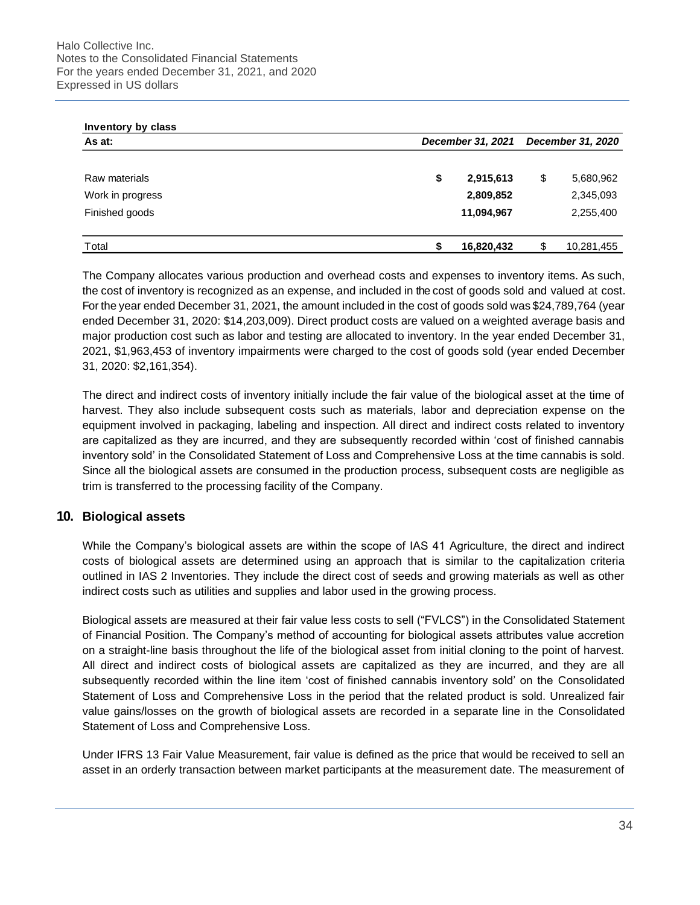**Inventory by class**

| As at: | December 31, 2021 | December 31, 2020 |
|---|---|---|
| Raw materials | $ 2,915,613 | $ 5,680,962 |
| Work in progress | 2,809,852 | 2,345,093 |
| Finished goods | 11,094,967 | 2,255,400 |
| Total | $ 16,820,432 | $ 10,281,455 |

The Company allocates various production and overhead costs and expenses to inventory items. As such, the cost of inventory is recognized as an expense, and included in the cost of goods sold and valued at cost. For the year ended December 31, 2021, the amount included in the cost of goods sold was $24,789,764 (year ended December 31, 2020: $14,203,009). Direct product costs are valued on a weighted average basis and major production cost such as labor and testing are allocated to inventory. In the year ended December 31, 2021, $1,963,453 of inventory impairments were charged to the cost of goods sold (year ended December 31, 2020: $2,161,354).

The direct and indirect costs of inventory initially include the fair value of the biological asset at the time of harvest. They also include subsequent costs such as materials, labor and depreciation expense on the equipment involved in packaging, labeling and inspection. All direct and indirect costs related to inventory are capitalized as they are incurred, and they are subsequently recorded within 'cost of finished cannabis inventory sold' in the Consolidated Statement of Loss and Comprehensive Loss at the time cannabis is sold. Since all the biological assets are consumed in the production process, subsequent costs are negligible as trim is transferred to the processing facility of the Company.

## 10. Biological assets

While the Company's biological assets are within the scope of IAS 41 Agriculture, the direct and indirect costs of biological assets are determined using an approach that is similar to the capitalization criteria outlined in IAS 2 Inventories. They include the direct cost of seeds and growing materials as well as other indirect costs such as utilities and supplies and labor used in the growing process.

Biological assets are measured at their fair value less costs to sell ("FVLCS") in the Consolidated Statement of Financial Position. The Company's method of accounting for biological assets attributes value accretion on a straight-line basis throughout the life of the biological asset from initial cloning to the point of harvest. All direct and indirect costs of biological assets are capitalized as they are incurred, and they are all subsequently recorded within the line item 'cost of finished cannabis inventory sold' on the Consolidated Statement of Loss and Comprehensive Loss in the period that the related product is sold. Unrealized fair value gains/losses on the growth of biological assets are recorded in a separate line in the Consolidated Statement of Loss and Comprehensive Loss.

Under IFRS 13 Fair Value Measurement, fair value is defined as the price that would be received to sell an asset in an orderly transaction between market participants at the measurement date. The measurement of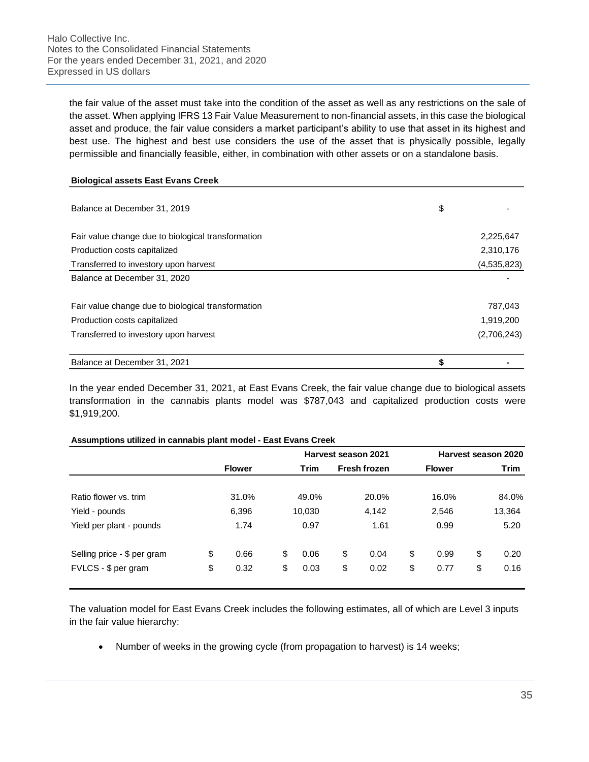the fair value of the asset must take into the condition of the asset as well as any restrictions on the sale of the asset. When applying IFRS 13 Fair Value Measurement to non-financial assets, in this case the biological asset and produce, the fair value considers a market participant's ability to use that asset in its highest and best use. The highest and best use considers the use of the asset that is physically possible, legally permissible and financially feasible, either, in combination with other assets or on a standalone basis.

| **Biological assets East Evans Creek** | | |
|---|---|---|
| Balance at December 31, 2019 | $ | - |
| Fair value change due to biological transformation | | 2,225,647 |
| Production costs capitalized | | 2,310,176 |
| Transferred to investory upon harvest | | (4,535,823) |
| Balance at December 31, 2020 | | - |
| Fair value change due to biological transformation | | 787,043 |
| Production costs capitalized | | 1,919,200 |
| Transferred to investory upon harvest | | (2,706,243) |
| Balance at December 31, 2021 | **$** | **-** |

In the year ended December 31, 2021, at East Evans Creek, the fair value change due to biological assets transformation in the cannabis plants model was $787,043 and capitalized production costs were $1,919,200.

**Assumptions utilized in cannabis plant model - East Evans Creek**

| | Harvest season 2021 | | | Harvest season 2020 | |
|---|---|---|---|---|---|
| | **Flower** | **Trim** | **Fresh frozen** | **Flower** | **Trim** |
| Ratio flower vs. trim | 31.0% | 49.0% | 20.0% | 16.0% | 84.0% |
| Yield - pounds | 6,396 | 10,030 | 4,142 | 2,546 | 13,364 |
| Yield per plant - pounds | 1.74 | 0.97 | 1.61 | 0.99 | 5.20 |
| Selling price - $ per gram | $ 0.66 | $ 0.06 | $ 0.04 | $ 0.99 | $ 0.20 |
| FVLCS - $ per gram | $ 0.32 | $ 0.03 | $ 0.02 | $ 0.77 | $ 0.16 |

The valuation model for East Evans Creek includes the following estimates, all of which are Level 3 inputs in the fair value hierarchy:

- Number of weeks in the growing cycle (from propagation to harvest) is 14 weeks;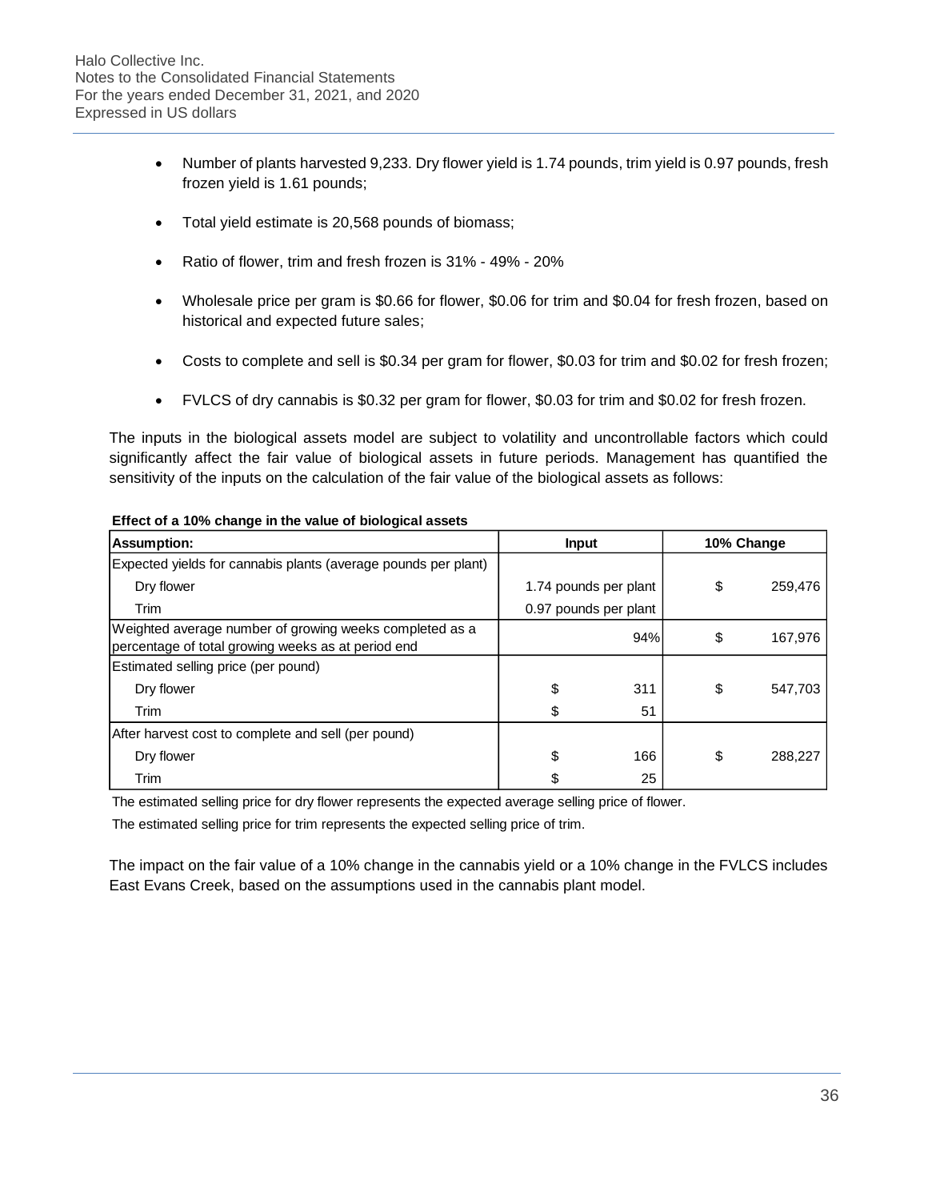- Number of plants harvested 9,233. Dry flower yield is 1.74 pounds, trim yield is 0.97 pounds, fresh frozen yield is 1.61 pounds;
- Total yield estimate is 20,568 pounds of biomass;
- Ratio of flower, trim and fresh frozen is 31% - 49% - 20%
- Wholesale price per gram is $0.66 for flower, $0.06 for trim and $0.04 for fresh frozen, based on historical and expected future sales;
- Costs to complete and sell is $0.34 per gram for flower, $0.03 for trim and $0.02 for fresh frozen;
- FVLCS of dry cannabis is $0.32 per gram for flower, $0.03 for trim and $0.02 for fresh frozen.

The inputs in the biological assets model are subject to volatility and uncontrollable factors which could significantly affect the fair value of biological assets in future periods. Management has quantified the sensitivity of the inputs on the calculation of the fair value of the biological assets as follows:

**Effect of a 10% change in the value of biological assets**

| Assumption: | Input | 10% Change |
|---|---|---|
| Expected yields for cannabis plants (average pounds per plant) | | |
| Dry flower | 1.74 pounds per plant | $ 259,476 |
| Trim | 0.97 pounds per plant | |
| Weighted average number of growing weeks completed as a percentage of total growing weeks as at period end | 94% | $ 167,976 |
| Estimated selling price (per pound) | | |
| Dry flower | $ 311 | $ 547,703 |
| Trim | $ 51 | |
| After harvest cost to complete and sell (per pound) | | |
| Dry flower | $ 166 | $ 288,227 |
| Trim | $ 25 | |

The estimated selling price for dry flower represents the expected average selling price of flower.

The estimated selling price for trim represents the expected selling price of trim.

The impact on the fair value of a 10% change in the cannabis yield or a 10% change in the FVLCS includes East Evans Creek, based on the assumptions used in the cannabis plant model.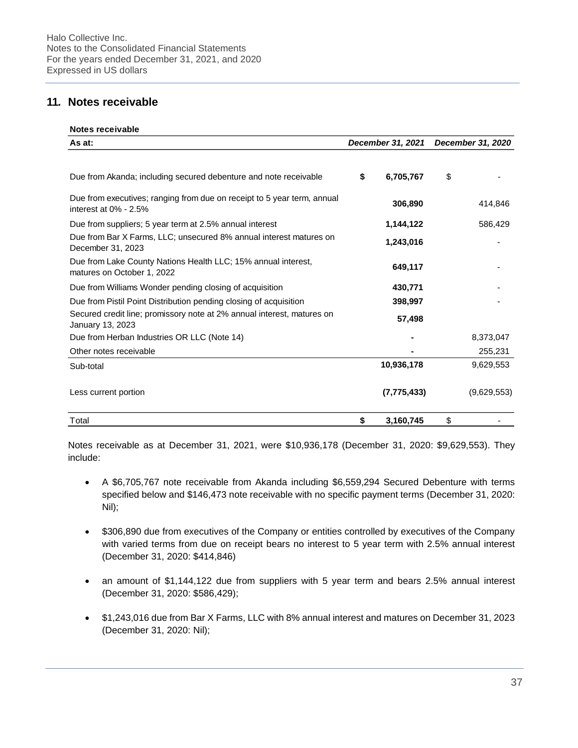## 11. Notes receivable

| Notes receivable | | |
|---|---|---|
| **As at:** | ***December 31, 2021*** | ***December 31, 2020*** |
| Due from Akanda; including secured debenture and note receivable | **$ 6,705,767** | $ - |
| Due from executives; ranging from due on receipt to 5 year term, annual interest at 0% - 2.5% | **306,890** | 414,846 |
| Due from suppliers; 5 year term at 2.5% annual interest | **1,144,122** | 586,429 |
| Due from Bar X Farms, LLC; unsecured 8% annual interest matures on December 31, 2023 | **1,243,016** | - |
| Due from Lake County Nations Health LLC; 15% annual interest, matures on October 1, 2022 | **649,117** | - |
| Due from Williams Wonder pending closing of acquisition | **430,771** | - |
| Due from Pistil Point Distribution pending closing of acquisition | **398,997** | - |
| Secured credit line; promissory note at 2% annual interest, matures on January 13, 2023 | **57,498** | |
| Due from Herban Industries OR LLC (Note 14) | **-** | 8,373,047 |
| Other notes receivable | **-** | 255,231 |
| Sub-total | **10,936,178** | 9,629,553 |
| Less current portion | **(7,775,433)** | (9,629,553) |
| Total | **$ 3,160,745** | $ - |

Notes receivable as at December 31, 2021, were $10,936,178 (December 31, 2020: $9,629,553). They include:

- A $6,705,767 note receivable from Akanda including $6,559,294 Secured Debenture with terms specified below and $146,473 note receivable with no specific payment terms (December 31, 2020: Nil);
- $306,890 due from executives of the Company or entities controlled by executives of the Company with varied terms from due on receipt bears no interest to 5 year term with 2.5% annual interest (December 31, 2020: $414,846)
- an amount of $1,144,122 due from suppliers with 5 year term and bears 2.5% annual interest (December 31, 2020: $586,429);
- $1,243,016 due from Bar X Farms, LLC with 8% annual interest and matures on December 31, 2023 (December 31, 2020: Nil);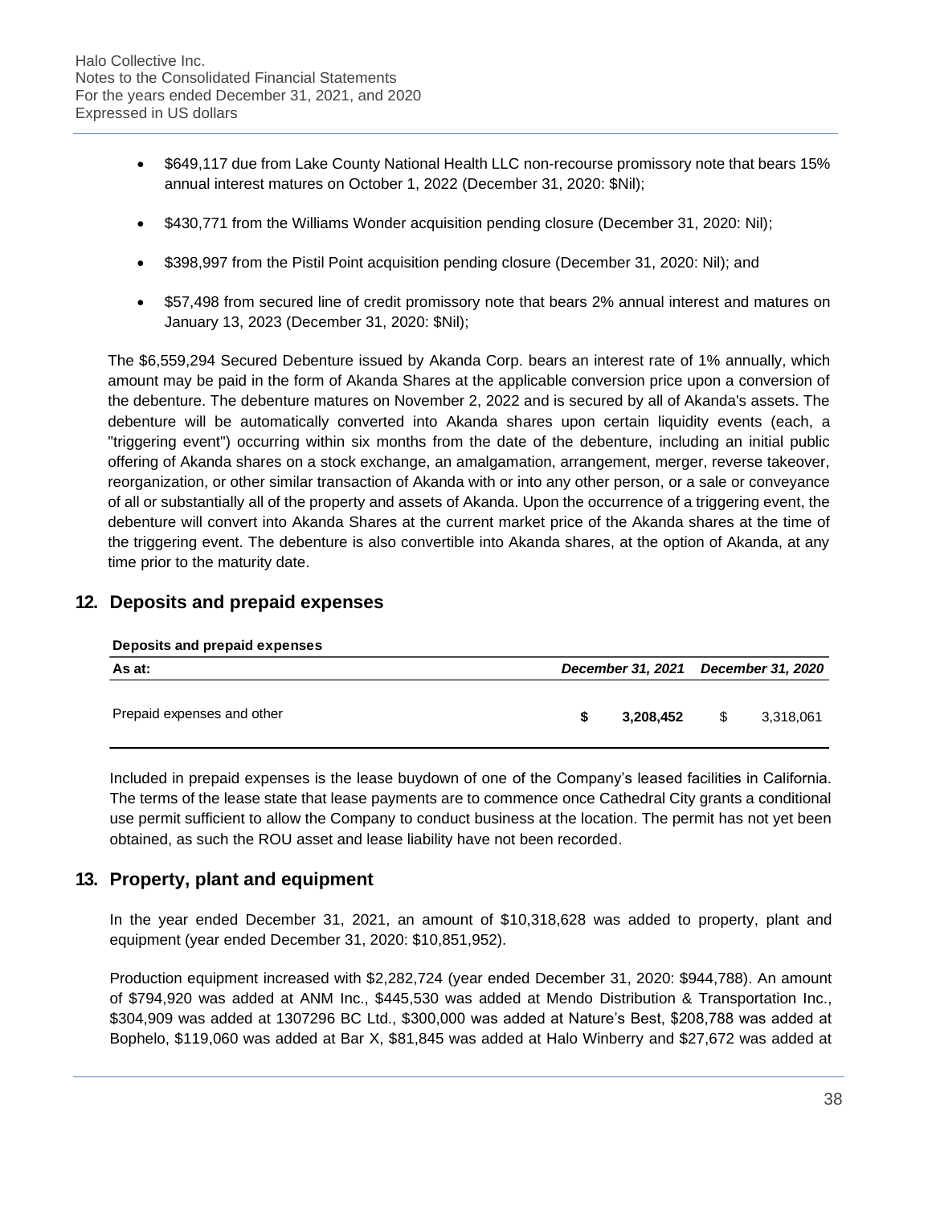- $649,117 due from Lake County National Health LLC non-recourse promissory note that bears 15% annual interest matures on October 1, 2022 (December 31, 2020: $Nil);
- $430,771 from the Williams Wonder acquisition pending closure (December 31, 2020: Nil);
- $398,997 from the Pistil Point acquisition pending closure (December 31, 2020: Nil); and
- $57,498 from secured line of credit promissory note that bears 2% annual interest and matures on January 13, 2023 (December 31, 2020: $Nil);

The $6,559,294 Secured Debenture issued by Akanda Corp. bears an interest rate of 1% annually, which amount may be paid in the form of Akanda Shares at the applicable conversion price upon a conversion of the debenture. The debenture matures on November 2, 2022 and is secured by all of Akanda's assets. The debenture will be automatically converted into Akanda shares upon certain liquidity events (each, a "triggering event") occurring within six months from the date of the debenture, including an initial public offering of Akanda shares on a stock exchange, an amalgamation, arrangement, merger, reverse takeover, reorganization, or other similar transaction of Akanda with or into any other person, or a sale or conveyance of all or substantially all of the property and assets of Akanda. Upon the occurrence of a triggering event, the debenture will convert into Akanda Shares at the current market price of the Akanda shares at the time of the triggering event. The debenture is also convertible into Akanda shares, at the option of Akanda, at any time prior to the maturity date.

## 12. Deposits and prepaid expenses

**Deposits and prepaid expenses**

| As at: | *December 31, 2021* | *December 31, 2020* |
|---|---|---|
| Prepaid expenses and other | **$ 3,208,452** | $ 3,318,061 |

Included in prepaid expenses is the lease buydown of one of the Company's leased facilities in California. The terms of the lease state that lease payments are to commence once Cathedral City grants a conditional use permit sufficient to allow the Company to conduct business at the location. The permit has not yet been obtained, as such the ROU asset and lease liability have not been recorded.

## 13. Property, plant and equipment

In the year ended December 31, 2021, an amount of $10,318,628 was added to property, plant and equipment (year ended December 31, 2020: $10,851,952).

Production equipment increased with $2,282,724 (year ended December 31, 2020: $944,788). An amount of $794,920 was added at ANM Inc., $445,530 was added at Mendo Distribution & Transportation Inc., $304,909 was added at 1307296 BC Ltd., $300,000 was added at Nature's Best, $208,788 was added at Bophelo, $119,060 was added at Bar X, $81,845 was added at Halo Winberry and $27,672 was added at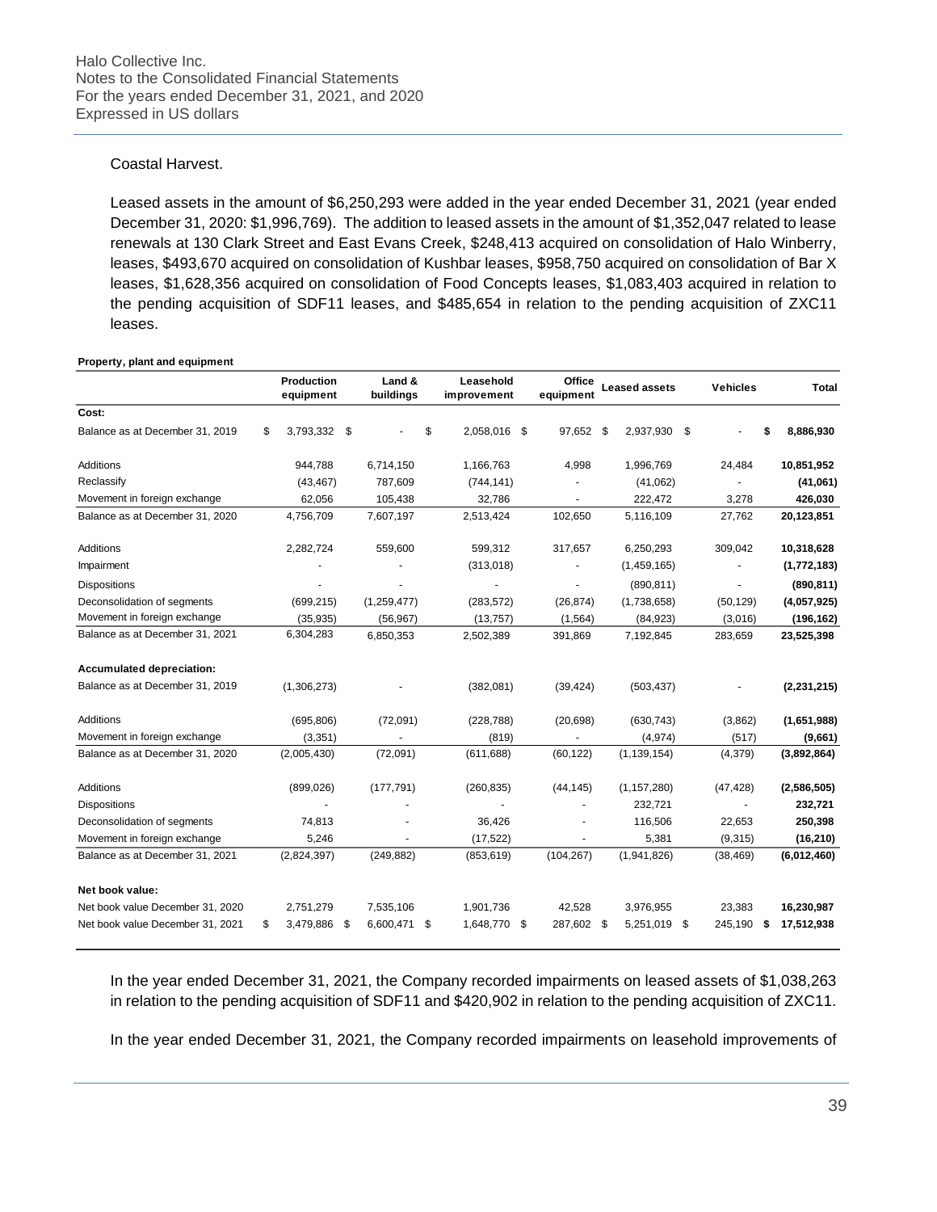Coastal Harvest.

Leased assets in the amount of $6,250,293 were added in the year ended December 31, 2021 (year ended December 31, 2020: $1,996,769). The addition to leased assets in the amount of $1,352,047 related to lease renewals at 130 Clark Street and East Evans Creek, $248,413 acquired on consolidation of Halo Winberry, leases, $493,670 acquired on consolidation of Kushbar leases, $958,750 acquired on consolidation of Bar X leases, $1,628,356 acquired on consolidation of Food Concepts leases, $1,083,403 acquired in relation to the pending acquisition of SDF11 leases, and $485,654 in relation to the pending acquisition of ZXC11 leases.

**Property, plant and equipment**

| | Production equipment | Land & buildings | Leasehold improvement | Office equipment | Leased assets | Vehicles | Total |
|---|---|---|---|---|---|---|---|
| **Cost:** | | | | | | | |
| Balance as at December 31, 2019 | $ 3,793,332 | $ - | $ 2,058,016 | $ 97,652 | $ 2,937,930 | $ - | **$ 8,886,930** |
| Additions | 944,788 | 6,714,150 | 1,166,763 | 4,998 | 1,996,769 | 24,484 | **10,851,952** |
| Reclassify | (43,467) | 787,609 | (744,141) | - | (41,062) | - | **(41,061)** |
| Movement in foreign exchange | 62,056 | 105,438 | 32,786 | - | 222,472 | 3,278 | **426,030** |
| Balance as at December 31, 2020 | 4,756,709 | 7,607,197 | 2,513,424 | 102,650 | 5,116,109 | 27,762 | **20,123,851** |
| Additions | 2,282,724 | 559,600 | 599,312 | 317,657 | 6,250,293 | 309,042 | **10,318,628** |
| Impairment | - | - | (313,018) | - | (1,459,165) | - | **(1,772,183)** |
| Dispositions | - | - | - | - | (890,811) | - | **(890,811)** |
| Deconsolidation of segments | (699,215) | (1,259,477) | (283,572) | (26,874) | (1,738,658) | (50,129) | **(4,057,925)** |
| Movement in foreign exchange | (35,935) | (56,967) | (13,757) | (1,564) | (84,923) | (3,016) | **(196,162)** |
| Balance as at December 31, 2021 | 6,304,283 | 6,850,353 | 2,502,389 | 391,869 | 7,192,845 | 283,659 | **23,525,398** |
| **Accumulated depreciation:** | | | | | | | |
| Balance as at December 31, 2019 | (1,306,273) | - | (382,081) | (39,424) | (503,437) | - | **(2,231,215)** |
| Additions | (695,806) | (72,091) | (228,788) | (20,698) | (630,743) | (3,862) | **(1,651,988)** |
| Movement in foreign exchange | (3,351) | - | (819) | - | (4,974) | (517) | **(9,661)** |
| Balance as at December 31, 2020 | (2,005,430) | (72,091) | (611,688) | (60,122) | (1,139,154) | (4,379) | **(3,892,864)** |
| Additions | (899,026) | (177,791) | (260,835) | (44,145) | (1,157,280) | (47,428) | **(2,586,505)** |
| Dispositions | - | - | - | - | 232,721 | - | **232,721** |
| Deconsolidation of segments | 74,813 | - | 36,426 | - | 116,506 | 22,653 | **250,398** |
| Movement in foreign exchange | 5,246 | - | (17,522) | - | 5,381 | (9,315) | **(16,210)** |
| Balance as at December 31, 2021 | (2,824,397) | (249,882) | (853,619) | (104,267) | (1,941,826) | (38,469) | **(6,012,460)** |
| **Net book value:** | | | | | | | |
| Net book value December 31, 2020 | 2,751,279 | 7,535,106 | 1,901,736 | 42,528 | 3,976,955 | 23,383 | **16,230,987** |
| Net book value December 31, 2021 | $ 3,479,886 | $ 6,600,471 | $ 1,648,770 | $ 287,602 | $ 5,251,019 | $ 245,190 | **$ 17,512,938** |

In the year ended December 31, 2021, the Company recorded impairments on leased assets of $1,038,263 in relation to the pending acquisition of SDF11 and $420,902 in relation to the pending acquisition of ZXC11.

In the year ended December 31, 2021, the Company recorded impairments on leasehold improvements of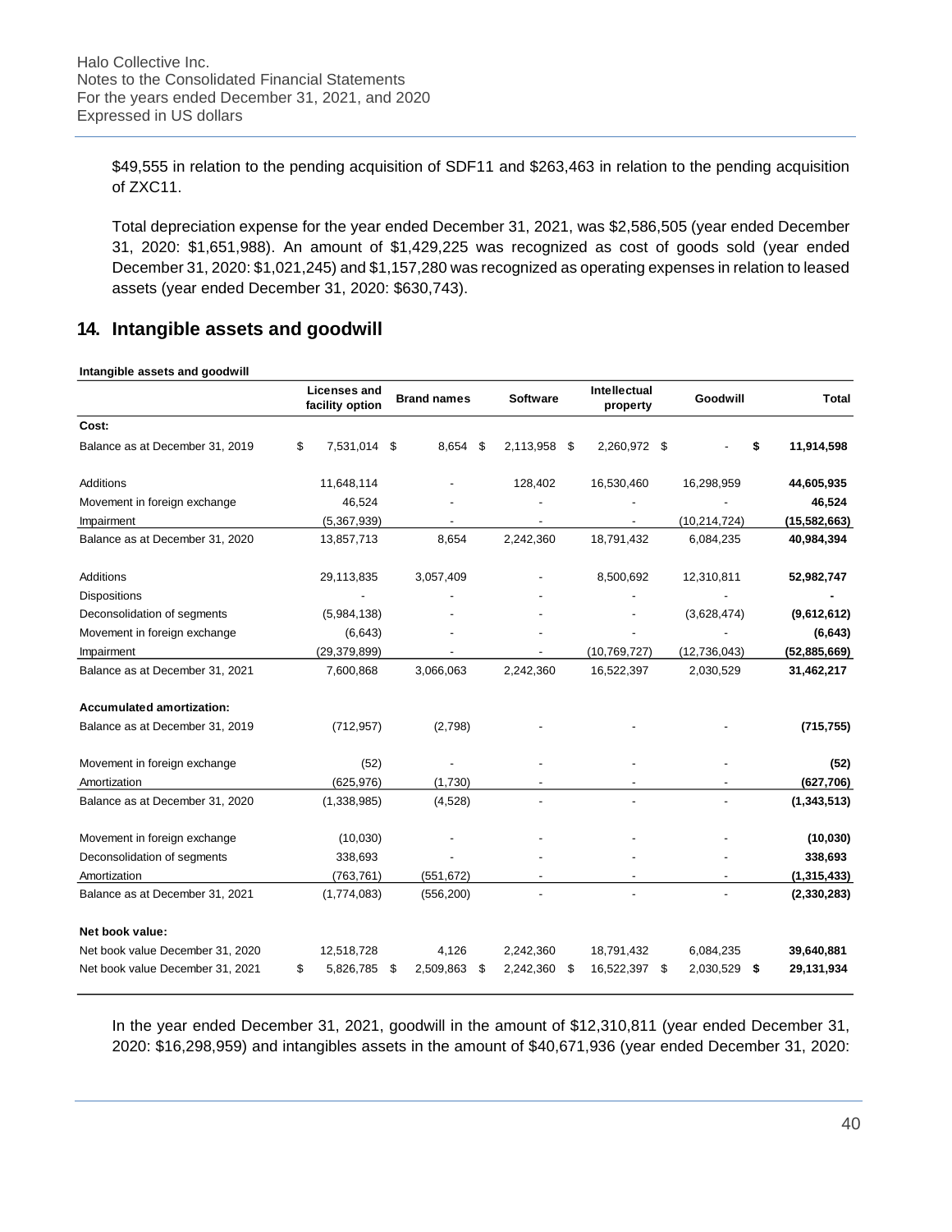$49,555 in relation to the pending acquisition of SDF11 and $263,463 in relation to the pending acquisition of ZXC11.

Total depreciation expense for the year ended December 31, 2021, was $2,586,505 (year ended December 31, 2020: $1,651,988). An amount of $1,429,225 was recognized as cost of goods sold (year ended December 31, 2020: $1,021,245) and $1,157,280 was recognized as operating expenses in relation to leased assets (year ended December 31, 2020: $630,743).

## 14. Intangible assets and goodwill

**Intangible assets and goodwill**

| | Licenses and facility option | Brand names | Software | Intellectual property | Goodwill | Total |
|---|---|---|---|---|---|---|
| **Cost:** | | | | | | |
| Balance as at December 31, 2019 | $ 7,531,014 | $ 8,654 | $ 2,113,958 | $ 2,260,972 | $ - | **$ 11,914,598** |
| Additions | 11,648,114 | - | 128,402 | 16,530,460 | 16,298,959 | **44,605,935** |
| Movement in foreign exchange | 46,524 | - | - | - | - | **46,524** |
| Impairment | (5,367,939) | - | - | - | (10,214,724) | **(15,582,663)** |
| Balance as at December 31, 2020 | 13,857,713 | 8,654 | 2,242,360 | 18,791,432 | 6,084,235 | **40,984,394** |
| Additions | 29,113,835 | 3,057,409 | - | 8,500,692 | 12,310,811 | **52,982,747** |
| Dispositions | - | - | - | - | - | **-** |
| Deconsolidation of segments | (5,984,138) | - | - | - | (3,628,474) | **(9,612,612)** |
| Movement in foreign exchange | (6,643) | - | - | - | - | **(6,643)** |
| Impairment | (29,379,899) | - | - | (10,769,727) | (12,736,043) | **(52,885,669)** |
| Balance as at December 31, 2021 | 7,600,868 | 3,066,063 | 2,242,360 | 16,522,397 | 2,030,529 | **31,462,217** |
| **Accumulated amortization:** | | | | | | |
| Balance as at December 31, 2019 | (712,957) | (2,798) | - | - | - | **(715,755)** |
| Movement in foreign exchange | (52) | - | - | - | - | **(52)** |
| Amortization | (625,976) | (1,730) | - | - | - | **(627,706)** |
| Balance as at December 31, 2020 | (1,338,985) | (4,528) | - | - | - | **(1,343,513)** |
| Movement in foreign exchange | (10,030) | - | - | - | - | **(10,030)** |
| Deconsolidation of segments | 338,693 | - | - | - | - | **338,693** |
| Amortization | (763,761) | (551,672) | - | - | - | **(1,315,433)** |
| Balance as at December 31, 2021 | (1,774,083) | (556,200) | - | - | - | **(2,330,283)** |
| **Net book value:** | | | | | | |
| Net book value December 31, 2020 | 12,518,728 | 4,126 | 2,242,360 | 18,791,432 | 6,084,235 | **39,640,881** |
| Net book value December 31, 2021 | $ 5,826,785 | $ 2,509,863 | $ 2,242,360 | $ 16,522,397 | $ 2,030,529 | **$ 29,131,934** |

In the year ended December 31, 2021, goodwill in the amount of $12,310,811 (year ended December 31, 2020: $16,298,959) and intangibles assets in the amount of $40,671,936 (year ended December 31, 2020: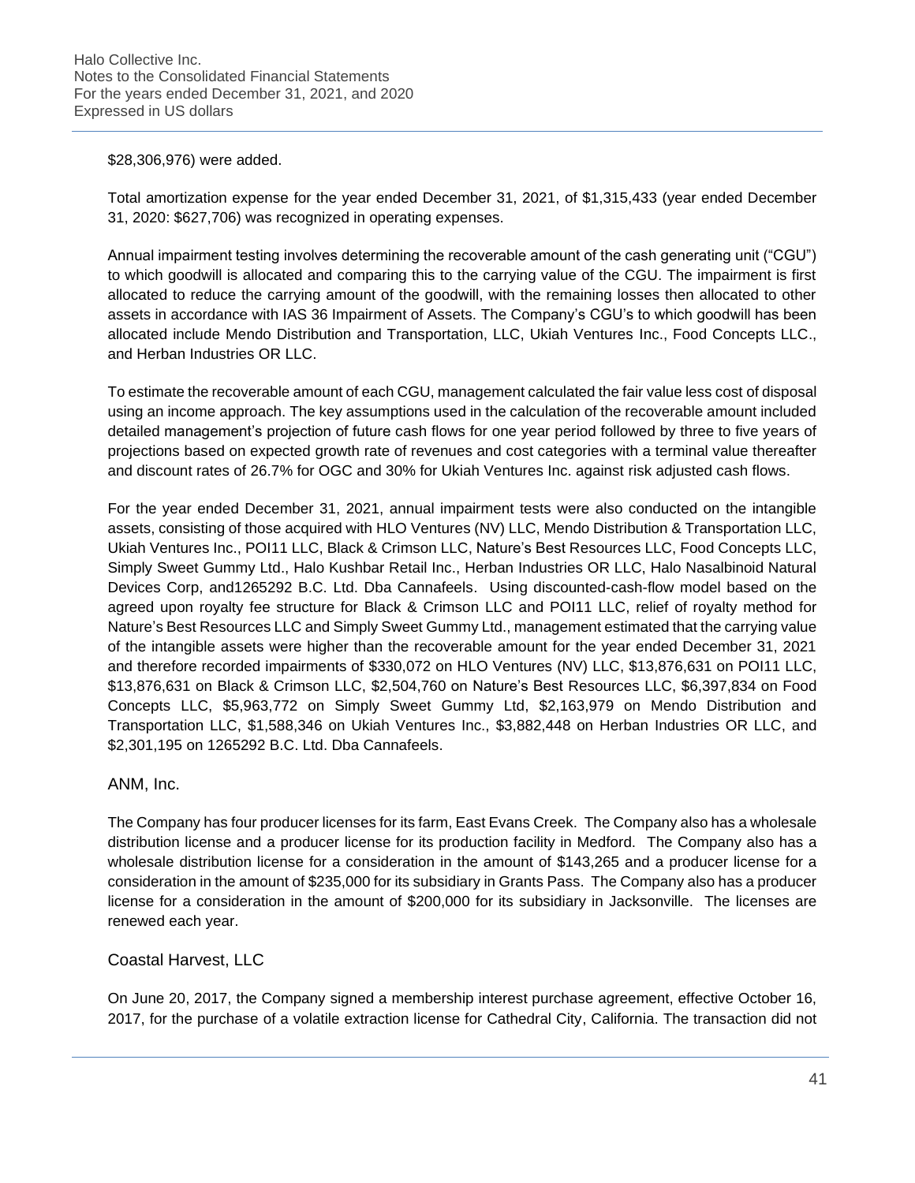$28,306,976) were added.

Total amortization expense for the year ended December 31, 2021, of $1,315,433 (year ended December 31, 2020: $627,706) was recognized in operating expenses.

Annual impairment testing involves determining the recoverable amount of the cash generating unit ("CGU") to which goodwill is allocated and comparing this to the carrying value of the CGU. The impairment is first allocated to reduce the carrying amount of the goodwill, with the remaining losses then allocated to other assets in accordance with IAS 36 Impairment of Assets. The Company's CGU's to which goodwill has been allocated include Mendo Distribution and Transportation, LLC, Ukiah Ventures Inc., Food Concepts LLC., and Herban Industries OR LLC.

To estimate the recoverable amount of each CGU, management calculated the fair value less cost of disposal using an income approach. The key assumptions used in the calculation of the recoverable amount included detailed management's projection of future cash flows for one year period followed by three to five years of projections based on expected growth rate of revenues and cost categories with a terminal value thereafter and discount rates of 26.7% for OGC and 30% for Ukiah Ventures Inc. against risk adjusted cash flows.

For the year ended December 31, 2021, annual impairment tests were also conducted on the intangible assets, consisting of those acquired with HLO Ventures (NV) LLC, Mendo Distribution & Transportation LLC, Ukiah Ventures Inc., POI11 LLC, Black & Crimson LLC, Nature's Best Resources LLC, Food Concepts LLC, Simply Sweet Gummy Ltd., Halo Kushbar Retail Inc., Herban Industries OR LLC, Halo Nasalbinoid Natural Devices Corp, and1265292 B.C. Ltd. Dba Cannafeels. Using discounted-cash-flow model based on the agreed upon royalty fee structure for Black & Crimson LLC and POI11 LLC, relief of royalty method for Nature's Best Resources LLC and Simply Sweet Gummy Ltd., management estimated that the carrying value of the intangible assets were higher than the recoverable amount for the year ended December 31, 2021 and therefore recorded impairments of $330,072 on HLO Ventures (NV) LLC, $13,876,631 on POI11 LLC, $13,876,631 on Black & Crimson LLC, $2,504,760 on Nature's Best Resources LLC, $6,397,834 on Food Concepts LLC, $5,963,772 on Simply Sweet Gummy Ltd, $2,163,979 on Mendo Distribution and Transportation LLC, $1,588,346 on Ukiah Ventures Inc., $3,882,448 on Herban Industries OR LLC, and $2,301,195 on 1265292 B.C. Ltd. Dba Cannafeels.

## ANM, Inc.

The Company has four producer licenses for its farm, East Evans Creek. The Company also has a wholesale distribution license and a producer license for its production facility in Medford. The Company also has a wholesale distribution license for a consideration in the amount of $143,265 and a producer license for a consideration in the amount of $235,000 for its subsidiary in Grants Pass. The Company also has a producer license for a consideration in the amount of $200,000 for its subsidiary in Jacksonville. The licenses are renewed each year.

## Coastal Harvest, LLC

On June 20, 2017, the Company signed a membership interest purchase agreement, effective October 16, 2017, for the purchase of a volatile extraction license for Cathedral City, California. The transaction did not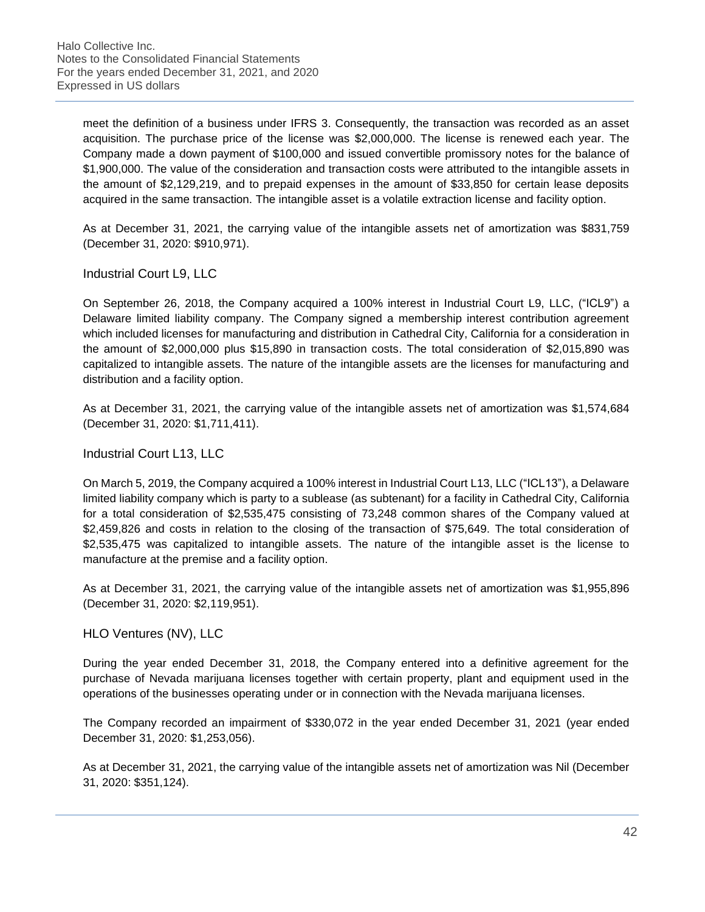meet the definition of a business under IFRS 3. Consequently, the transaction was recorded as an asset acquisition. The purchase price of the license was $2,000,000. The license is renewed each year. The Company made a down payment of $100,000 and issued convertible promissory notes for the balance of $1,900,000. The value of the consideration and transaction costs were attributed to the intangible assets in the amount of $2,129,219, and to prepaid expenses in the amount of $33,850 for certain lease deposits acquired in the same transaction. The intangible asset is a volatile extraction license and facility option.

As at December 31, 2021, the carrying value of the intangible assets net of amortization was $831,759 (December 31, 2020: $910,971).

### Industrial Court L9, LLC

On September 26, 2018, the Company acquired a 100% interest in Industrial Court L9, LLC, ("ICL9") a Delaware limited liability company. The Company signed a membership interest contribution agreement which included licenses for manufacturing and distribution in Cathedral City, California for a consideration in the amount of $2,000,000 plus $15,890 in transaction costs. The total consideration of $2,015,890 was capitalized to intangible assets. The nature of the intangible assets are the licenses for manufacturing and distribution and a facility option.

As at December 31, 2021, the carrying value of the intangible assets net of amortization was $1,574,684 (December 31, 2020: $1,711,411).

### Industrial Court L13, LLC

On March 5, 2019, the Company acquired a 100% interest in Industrial Court L13, LLC ("ICL13"), a Delaware limited liability company which is party to a sublease (as subtenant) for a facility in Cathedral City, California for a total consideration of $2,535,475 consisting of 73,248 common shares of the Company valued at $2,459,826 and costs in relation to the closing of the transaction of $75,649. The total consideration of $2,535,475 was capitalized to intangible assets. The nature of the intangible asset is the license to manufacture at the premise and a facility option.

As at December 31, 2021, the carrying value of the intangible assets net of amortization was $1,955,896 (December 31, 2020: $2,119,951).

### HLO Ventures (NV), LLC

During the year ended December 31, 2018, the Company entered into a definitive agreement for the purchase of Nevada marijuana licenses together with certain property, plant and equipment used in the operations of the businesses operating under or in connection with the Nevada marijuana licenses.

The Company recorded an impairment of $330,072 in the year ended December 31, 2021 (year ended December 31, 2020: $1,253,056).

As at December 31, 2021, the carrying value of the intangible assets net of amortization was Nil (December 31, 2020: $351,124).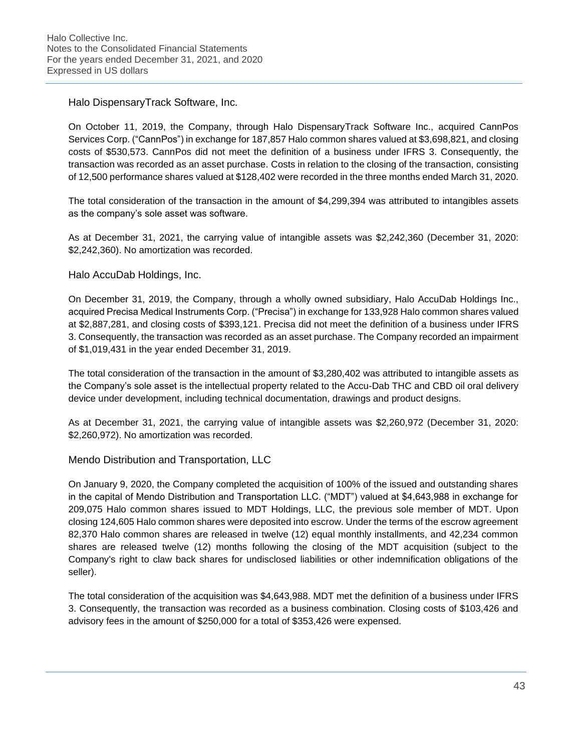### Halo DispensaryTrack Software, Inc.

On October 11, 2019, the Company, through Halo DispensaryTrack Software Inc., acquired CannPos Services Corp. ("CannPos") in exchange for 187,857 Halo common shares valued at $3,698,821, and closing costs of $530,573. CannPos did not meet the definition of a business under IFRS 3. Consequently, the transaction was recorded as an asset purchase. Costs in relation to the closing of the transaction, consisting of 12,500 performance shares valued at $128,402 were recorded in the three months ended March 31, 2020.

The total consideration of the transaction in the amount of $4,299,394 was attributed to intangibles assets as the company's sole asset was software.

As at December 31, 2021, the carrying value of intangible assets was $2,242,360 (December 31, 2020: $2,242,360). No amortization was recorded.

### Halo AccuDab Holdings, Inc.

On December 31, 2019, the Company, through a wholly owned subsidiary, Halo AccuDab Holdings Inc., acquired Precisa Medical Instruments Corp. ("Precisa") in exchange for 133,928 Halo common shares valued at $2,887,281, and closing costs of $393,121. Precisa did not meet the definition of a business under IFRS 3. Consequently, the transaction was recorded as an asset purchase. The Company recorded an impairment of $1,019,431 in the year ended December 31, 2019.

The total consideration of the transaction in the amount of $3,280,402 was attributed to intangible assets as the Company's sole asset is the intellectual property related to the Accu-Dab THC and CBD oil oral delivery device under development, including technical documentation, drawings and product designs.

As at December 31, 2021, the carrying value of intangible assets was $2,260,972 (December 31, 2020: $2,260,972). No amortization was recorded.

### Mendo Distribution and Transportation, LLC

On January 9, 2020, the Company completed the acquisition of 100% of the issued and outstanding shares in the capital of Mendo Distribution and Transportation LLC. ("MDT") valued at $4,643,988 in exchange for 209,075 Halo common shares issued to MDT Holdings, LLC, the previous sole member of MDT. Upon closing 124,605 Halo common shares were deposited into escrow. Under the terms of the escrow agreement 82,370 Halo common shares are released in twelve (12) equal monthly installments, and 42,234 common shares are released twelve (12) months following the closing of the MDT acquisition (subject to the Company's right to claw back shares for undisclosed liabilities or other indemnification obligations of the seller).

The total consideration of the acquisition was $4,643,988. MDT met the definition of a business under IFRS 3. Consequently, the transaction was recorded as a business combination. Closing costs of $103,426 and advisory fees in the amount of $250,000 for a total of $353,426 were expensed.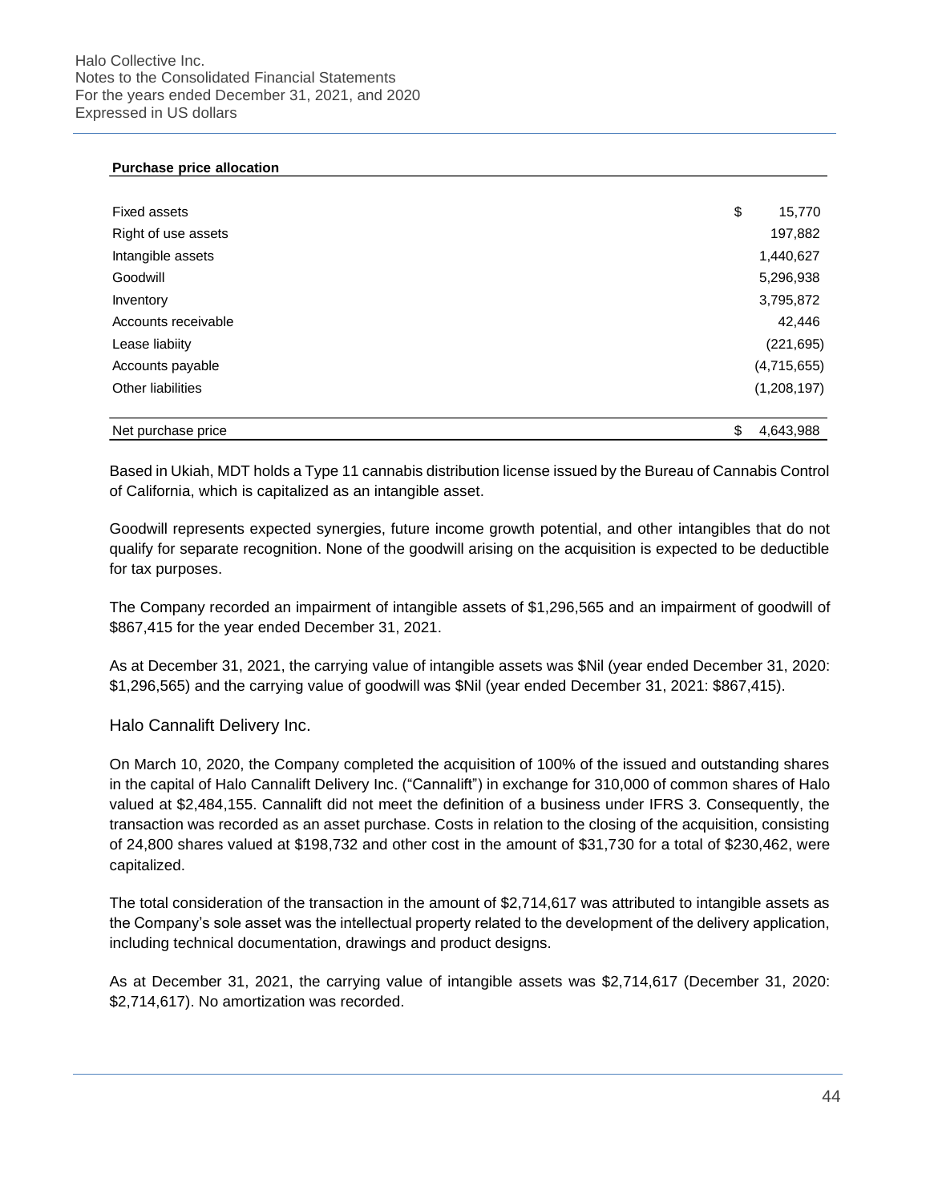**Purchase price allocation**

| | |
|---|---|
| Fixed assets | $ 15,770 |
| Right of use assets | 197,882 |
| Intangible assets | 1,440,627 |
| Goodwill | 5,296,938 |
| Inventory | 3,795,872 |
| Accounts receivable | 42,446 |
| Lease liabiity | (221,695) |
| Accounts payable | (4,715,655) |
| Other liabilities | (1,208,197) |
| Net purchase price | $ 4,643,988 |

Based in Ukiah, MDT holds a Type 11 cannabis distribution license issued by the Bureau of Cannabis Control of California, which is capitalized as an intangible asset.

Goodwill represents expected synergies, future income growth potential, and other intangibles that do not qualify for separate recognition. None of the goodwill arising on the acquisition is expected to be deductible for tax purposes.

The Company recorded an impairment of intangible assets of $1,296,565 and an impairment of goodwill of $867,415 for the year ended December 31, 2021.

As at December 31, 2021, the carrying value of intangible assets was $Nil (year ended December 31, 2020: $1,296,565) and the carrying value of goodwill was $Nil (year ended December 31, 2021: $867,415).

## Halo Cannalift Delivery Inc.

On March 10, 2020, the Company completed the acquisition of 100% of the issued and outstanding shares in the capital of Halo Cannalift Delivery Inc. ("Cannalift") in exchange for 310,000 of common shares of Halo valued at $2,484,155. Cannalift did not meet the definition of a business under IFRS 3. Consequently, the transaction was recorded as an asset purchase. Costs in relation to the closing of the acquisition, consisting of 24,800 shares valued at $198,732 and other cost in the amount of $31,730 for a total of $230,462, were capitalized.

The total consideration of the transaction in the amount of $2,714,617 was attributed to intangible assets as the Company's sole asset was the intellectual property related to the development of the delivery application, including technical documentation, drawings and product designs.

As at December 31, 2021, the carrying value of intangible assets was $2,714,617 (December 31, 2020: $2,714,617). No amortization was recorded.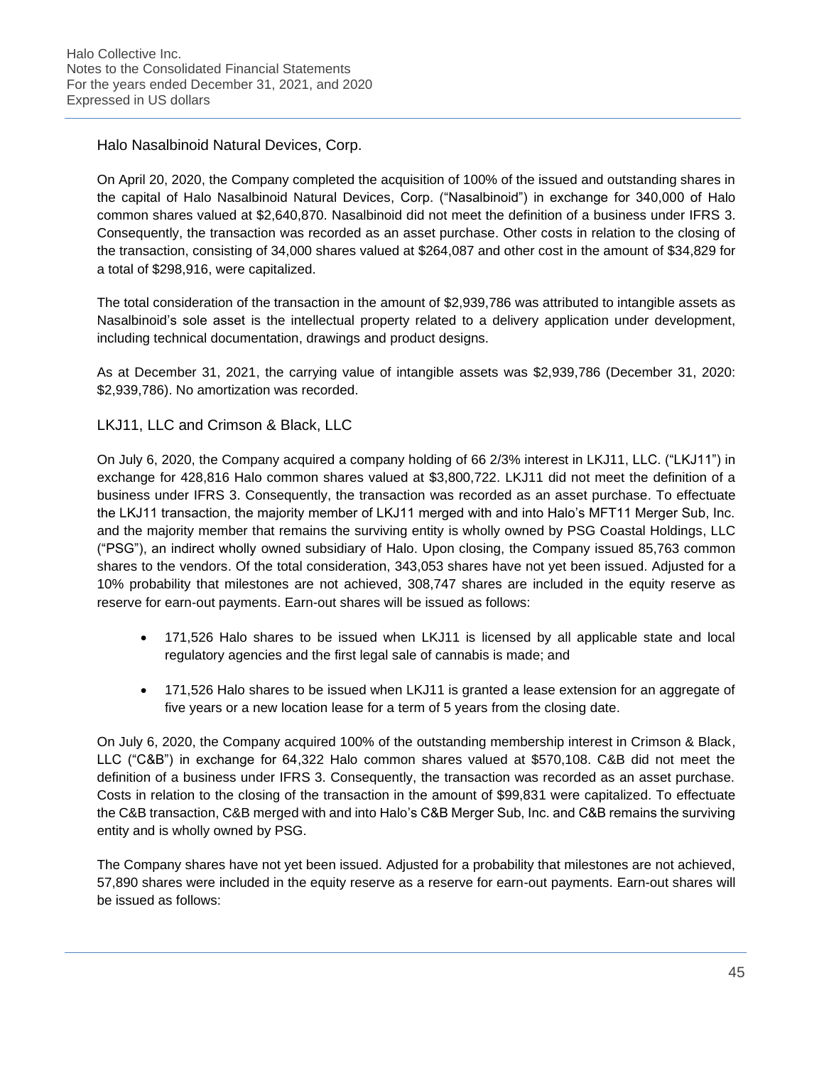### Halo Nasalbinoid Natural Devices, Corp.

On April 20, 2020, the Company completed the acquisition of 100% of the issued and outstanding shares in the capital of Halo Nasalbinoid Natural Devices, Corp. ("Nasalbinoid") in exchange for 340,000 of Halo common shares valued at $2,640,870. Nasalbinoid did not meet the definition of a business under IFRS 3. Consequently, the transaction was recorded as an asset purchase. Other costs in relation to the closing of the transaction, consisting of 34,000 shares valued at $264,087 and other cost in the amount of $34,829 for a total of $298,916, were capitalized.

The total consideration of the transaction in the amount of $2,939,786 was attributed to intangible assets as Nasalbinoid's sole asset is the intellectual property related to a delivery application under development, including technical documentation, drawings and product designs.

As at December 31, 2021, the carrying value of intangible assets was $2,939,786 (December 31, 2020: $2,939,786). No amortization was recorded.

### LKJ11, LLC and Crimson & Black, LLC

On July 6, 2020, the Company acquired a company holding of 66 2/3% interest in LKJ11, LLC. ("LKJ11") in exchange for 428,816 Halo common shares valued at $3,800,722. LKJ11 did not meet the definition of a business under IFRS 3. Consequently, the transaction was recorded as an asset purchase. To effectuate the LKJ11 transaction, the majority member of LKJ11 merged with and into Halo's MFT11 Merger Sub, Inc. and the majority member that remains the surviving entity is wholly owned by PSG Coastal Holdings, LLC ("PSG"), an indirect wholly owned subsidiary of Halo. Upon closing, the Company issued 85,763 common shares to the vendors. Of the total consideration, 343,053 shares have not yet been issued. Adjusted for a 10% probability that milestones are not achieved, 308,747 shares are included in the equity reserve as reserve for earn-out payments. Earn-out shares will be issued as follows:

- 171,526 Halo shares to be issued when LKJ11 is licensed by all applicable state and local regulatory agencies and the first legal sale of cannabis is made; and
- 171,526 Halo shares to be issued when LKJ11 is granted a lease extension for an aggregate of five years or a new location lease for a term of 5 years from the closing date.

On July 6, 2020, the Company acquired 100% of the outstanding membership interest in Crimson & Black, LLC ("C&B") in exchange for 64,322 Halo common shares valued at $570,108. C&B did not meet the definition of a business under IFRS 3. Consequently, the transaction was recorded as an asset purchase. Costs in relation to the closing of the transaction in the amount of $99,831 were capitalized. To effectuate the C&B transaction, C&B merged with and into Halo's C&B Merger Sub, Inc. and C&B remains the surviving entity and is wholly owned by PSG.

The Company shares have not yet been issued. Adjusted for a probability that milestones are not achieved, 57,890 shares were included in the equity reserve as a reserve for earn-out payments. Earn-out shares will be issued as follows: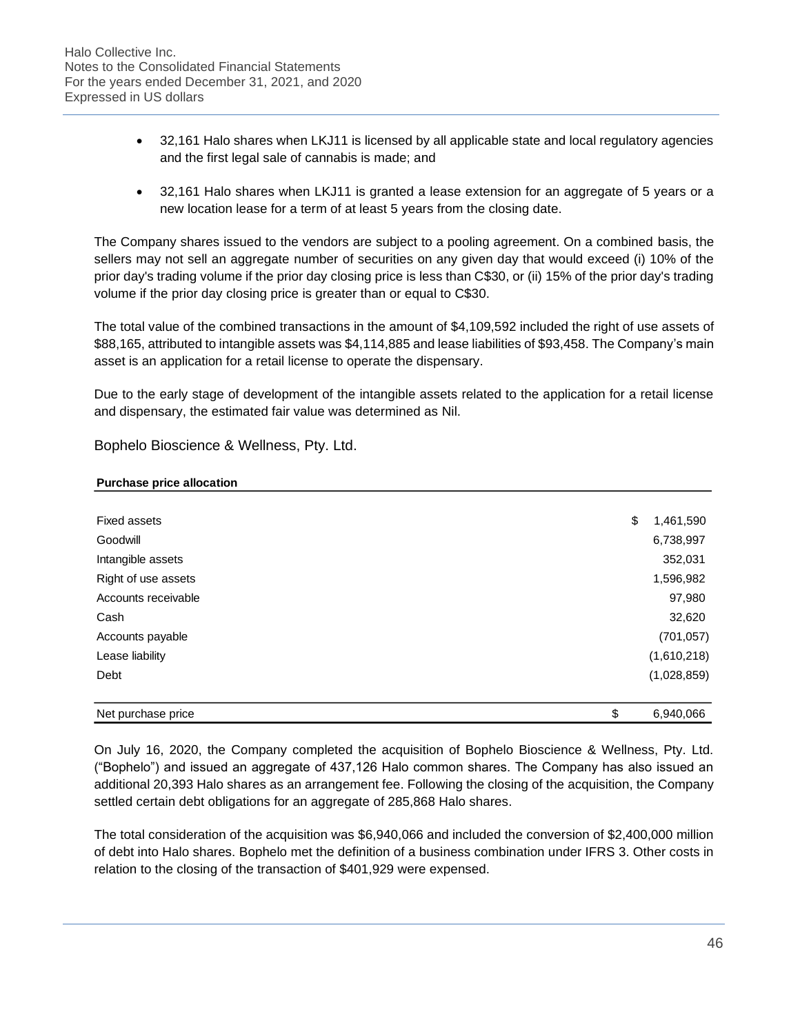- 32,161 Halo shares when LKJ11 is licensed by all applicable state and local regulatory agencies and the first legal sale of cannabis is made; and
- 32,161 Halo shares when LKJ11 is granted a lease extension for an aggregate of 5 years or a new location lease for a term of at least 5 years from the closing date.

The Company shares issued to the vendors are subject to a pooling agreement. On a combined basis, the sellers may not sell an aggregate number of securities on any given day that would exceed (i) 10% of the prior day's trading volume if the prior day closing price is less than C$30, or (ii) 15% of the prior day's trading volume if the prior day closing price is greater than or equal to C$30.

The total value of the combined transactions in the amount of $4,109,592 included the right of use assets of $88,165, attributed to intangible assets was $4,114,885 and lease liabilities of $93,458. The Company's main asset is an application for a retail license to operate the dispensary.

Due to the early stage of development of the intangible assets related to the application for a retail license and dispensary, the estimated fair value was determined as Nil.

## Bophelo Bioscience & Wellness, Pty. Ltd.

| **Purchase price allocation** | |
|---|---|
| Fixed assets | $ 1,461,590 |
| Goodwill | 6,738,997 |
| Intangible assets | 352,031 |
| Right of use assets | 1,596,982 |
| Accounts receivable | 97,980 |
| Cash | 32,620 |
| Accounts payable | (701,057) |
| Lease liability | (1,610,218) |
| Debt | (1,028,859) |
| Net purchase price | $ 6,940,066 |

On July 16, 2020, the Company completed the acquisition of Bophelo Bioscience & Wellness, Pty. Ltd. ("Bophelo") and issued an aggregate of 437,126 Halo common shares. The Company has also issued an additional 20,393 Halo shares as an arrangement fee. Following the closing of the acquisition, the Company settled certain debt obligations for an aggregate of 285,868 Halo shares.

The total consideration of the acquisition was $6,940,066 and included the conversion of $2,400,000 million of debt into Halo shares. Bophelo met the definition of a business combination under IFRS 3. Other costs in relation to the closing of the transaction of $401,929 were expensed.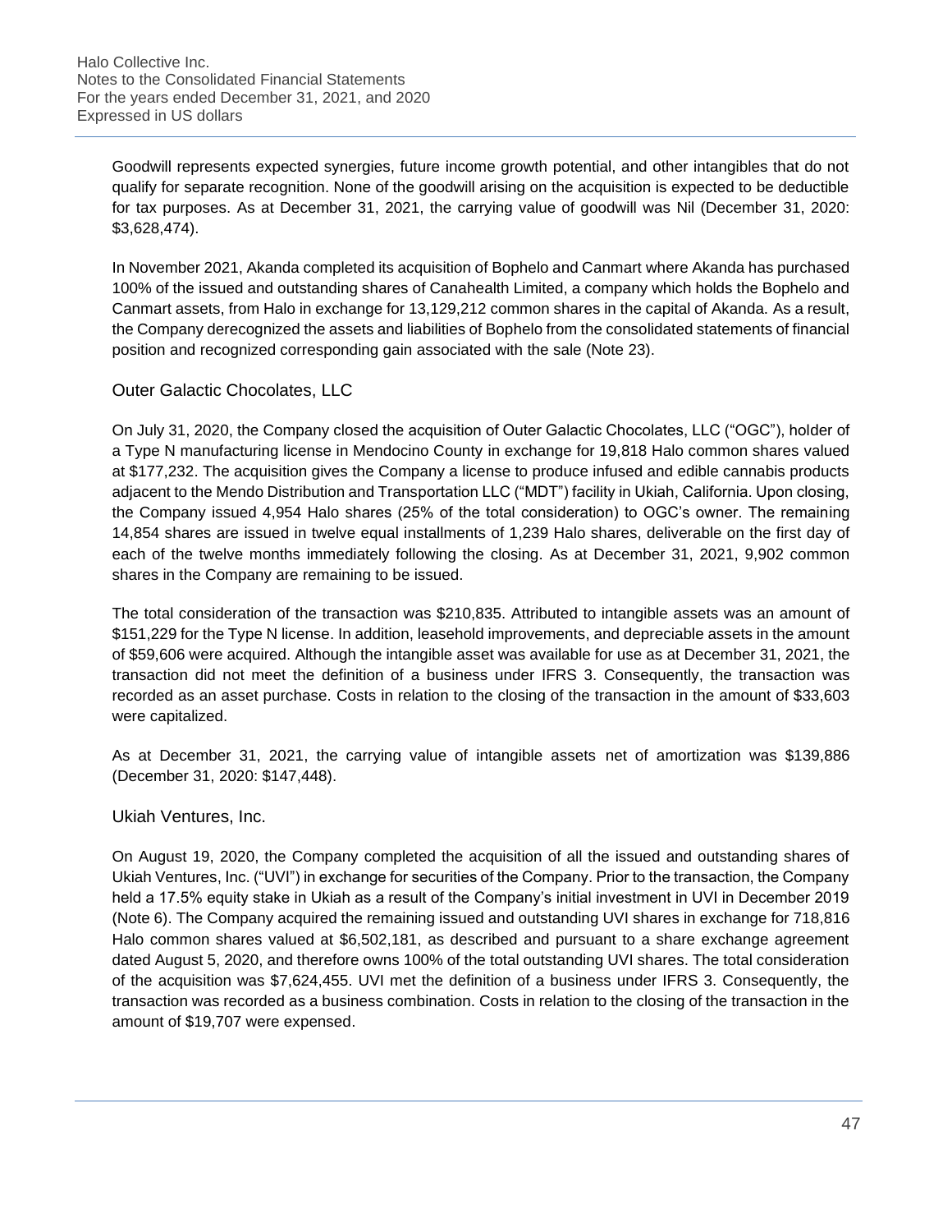Goodwill represents expected synergies, future income growth potential, and other intangibles that do not qualify for separate recognition. None of the goodwill arising on the acquisition is expected to be deductible for tax purposes. As at December 31, 2021, the carrying value of goodwill was Nil (December 31, 2020: $3,628,474).

In November 2021, Akanda completed its acquisition of Bophelo and Canmart where Akanda has purchased 100% of the issued and outstanding shares of Canahealth Limited, a company which holds the Bophelo and Canmart assets, from Halo in exchange for 13,129,212 common shares in the capital of Akanda. As a result, the Company derecognized the assets and liabilities of Bophelo from the consolidated statements of financial position and recognized corresponding gain associated with the sale (Note 23).

### Outer Galactic Chocolates, LLC

On July 31, 2020, the Company closed the acquisition of Outer Galactic Chocolates, LLC ("OGC"), holder of a Type N manufacturing license in Mendocino County in exchange for 19,818 Halo common shares valued at $177,232. The acquisition gives the Company a license to produce infused and edible cannabis products adjacent to the Mendo Distribution and Transportation LLC ("MDT") facility in Ukiah, California. Upon closing, the Company issued 4,954 Halo shares (25% of the total consideration) to OGC's owner. The remaining 14,854 shares are issued in twelve equal installments of 1,239 Halo shares, deliverable on the first day of each of the twelve months immediately following the closing. As at December 31, 2021, 9,902 common shares in the Company are remaining to be issued.

The total consideration of the transaction was $210,835. Attributed to intangible assets was an amount of $151,229 for the Type N license. In addition, leasehold improvements, and depreciable assets in the amount of $59,606 were acquired. Although the intangible asset was available for use as at December 31, 2021, the transaction did not meet the definition of a business under IFRS 3. Consequently, the transaction was recorded as an asset purchase. Costs in relation to the closing of the transaction in the amount of $33,603 were capitalized.

As at December 31, 2021, the carrying value of intangible assets net of amortization was $139,886 (December 31, 2020: $147,448).

### Ukiah Ventures, Inc.

On August 19, 2020, the Company completed the acquisition of all the issued and outstanding shares of Ukiah Ventures, Inc. ("UVI") in exchange for securities of the Company. Prior to the transaction, the Company held a 17.5% equity stake in Ukiah as a result of the Company's initial investment in UVI in December 2019 (Note 6). The Company acquired the remaining issued and outstanding UVI shares in exchange for 718,816 Halo common shares valued at $6,502,181, as described and pursuant to a share exchange agreement dated August 5, 2020, and therefore owns 100% of the total outstanding UVI shares. The total consideration of the acquisition was $7,624,455. UVI met the definition of a business under IFRS 3. Consequently, the transaction was recorded as a business combination. Costs in relation to the closing of the transaction in the amount of $19,707 were expensed.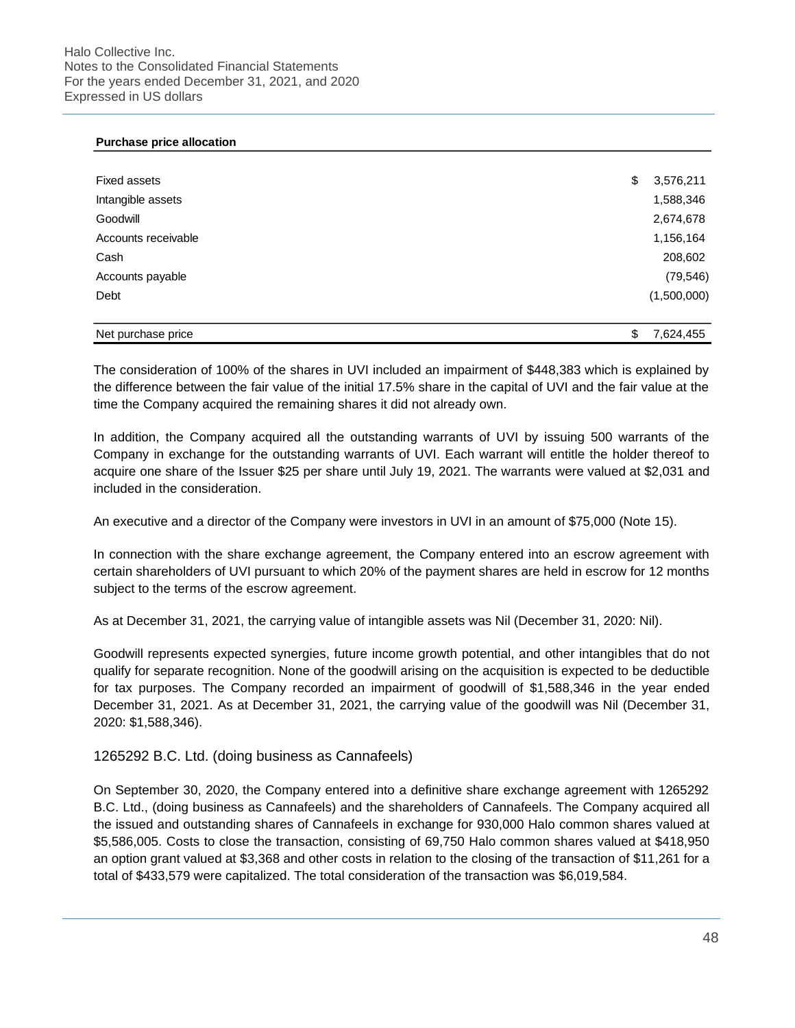**Purchase price allocation**

| | |
|---|---|
| Fixed assets | $ 3,576,211 |
| Intangible assets | 1,588,346 |
| Goodwill | 2,674,678 |
| Accounts receivable | 1,156,164 |
| Cash | 208,602 |
| Accounts payable | (79,546) |
| Debt | (1,500,000) |
| Net purchase price | $ 7,624,455 |

The consideration of 100% of the shares in UVI included an impairment of $448,383 which is explained by the difference between the fair value of the initial 17.5% share in the capital of UVI and the fair value at the time the Company acquired the remaining shares it did not already own.

In addition, the Company acquired all the outstanding warrants of UVI by issuing 500 warrants of the Company in exchange for the outstanding warrants of UVI. Each warrant will entitle the holder thereof to acquire one share of the Issuer $25 per share until July 19, 2021. The warrants were valued at $2,031 and included in the consideration.

An executive and a director of the Company were investors in UVI in an amount of $75,000 (Note 15).

In connection with the share exchange agreement, the Company entered into an escrow agreement with certain shareholders of UVI pursuant to which 20% of the payment shares are held in escrow for 12 months subject to the terms of the escrow agreement.

As at December 31, 2021, the carrying value of intangible assets was Nil (December 31, 2020: Nil).

Goodwill represents expected synergies, future income growth potential, and other intangibles that do not qualify for separate recognition. None of the goodwill arising on the acquisition is expected to be deductible for tax purposes. The Company recorded an impairment of goodwill of $1,588,346 in the year ended December 31, 2021. As at December 31, 2021, the carrying value of the goodwill was Nil (December 31, 2020: $1,588,346).

### 1265292 B.C. Ltd. (doing business as Cannafeels)

On September 30, 2020, the Company entered into a definitive share exchange agreement with 1265292 B.C. Ltd., (doing business as Cannafeels) and the shareholders of Cannafeels. The Company acquired all the issued and outstanding shares of Cannafeels in exchange for 930,000 Halo common shares valued at $5,586,005. Costs to close the transaction, consisting of 69,750 Halo common shares valued at $418,950 an option grant valued at $3,368 and other costs in relation to the closing of the transaction of $11,261 for a total of $433,579 were capitalized. The total consideration of the transaction was $6,019,584.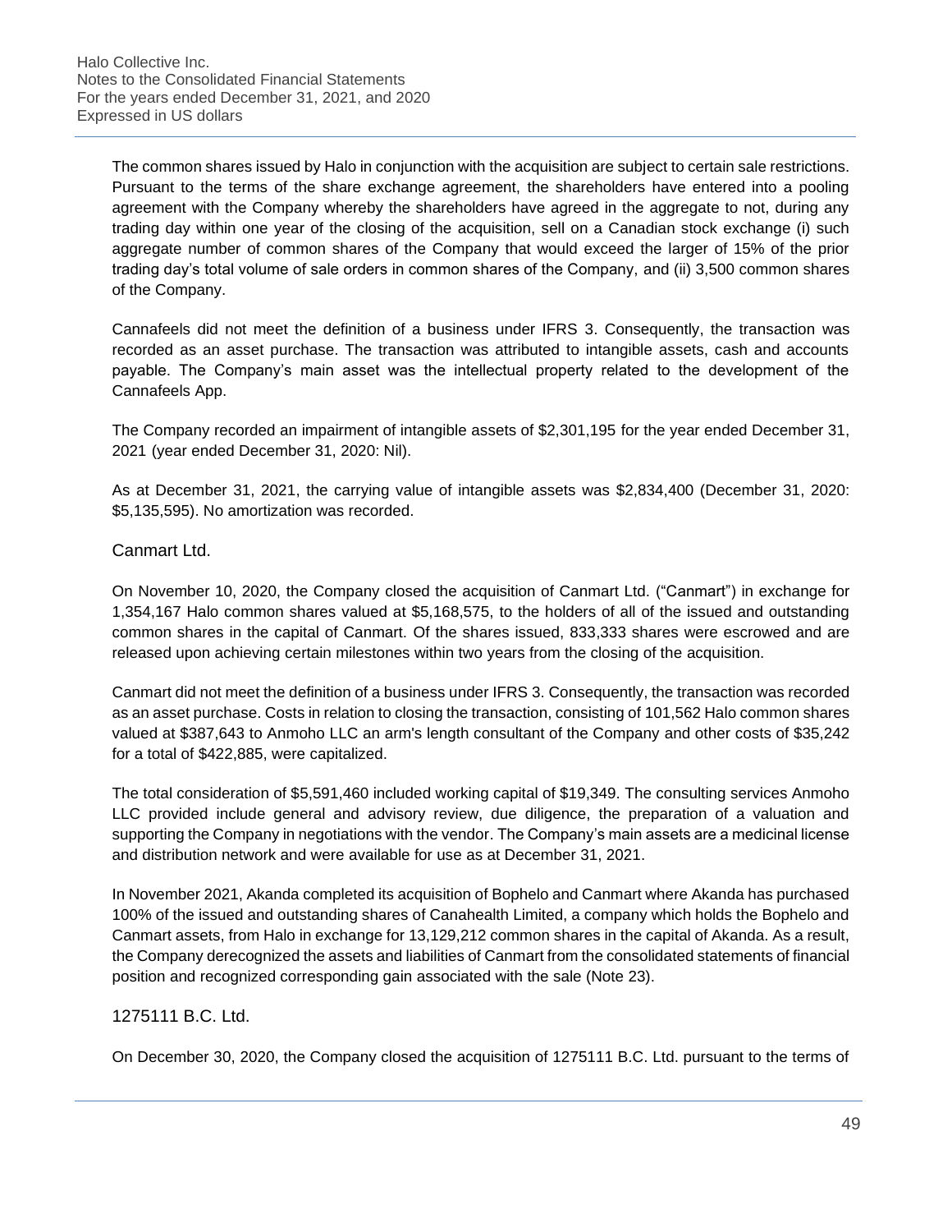The common shares issued by Halo in conjunction with the acquisition are subject to certain sale restrictions. Pursuant to the terms of the share exchange agreement, the shareholders have entered into a pooling agreement with the Company whereby the shareholders have agreed in the aggregate to not, during any trading day within one year of the closing of the acquisition, sell on a Canadian stock exchange (i) such aggregate number of common shares of the Company that would exceed the larger of 15% of the prior trading day's total volume of sale orders in common shares of the Company, and (ii) 3,500 common shares of the Company.

Cannafeels did not meet the definition of a business under IFRS 3. Consequently, the transaction was recorded as an asset purchase. The transaction was attributed to intangible assets, cash and accounts payable. The Company's main asset was the intellectual property related to the development of the Cannafeels App.

The Company recorded an impairment of intangible assets of $2,301,195 for the year ended December 31, 2021 (year ended December 31, 2020: Nil).

As at December 31, 2021, the carrying value of intangible assets was $2,834,400 (December 31, 2020: $5,135,595). No amortization was recorded.

### Canmart Ltd.

On November 10, 2020, the Company closed the acquisition of Canmart Ltd. ("Canmart") in exchange for 1,354,167 Halo common shares valued at $5,168,575, to the holders of all of the issued and outstanding common shares in the capital of Canmart. Of the shares issued, 833,333 shares were escrowed and are released upon achieving certain milestones within two years from the closing of the acquisition.

Canmart did not meet the definition of a business under IFRS 3. Consequently, the transaction was recorded as an asset purchase. Costs in relation to closing the transaction, consisting of 101,562 Halo common shares valued at $387,643 to Anmoho LLC an arm's length consultant of the Company and other costs of $35,242 for a total of $422,885, were capitalized.

The total consideration of $5,591,460 included working capital of $19,349. The consulting services Anmoho LLC provided include general and advisory review, due diligence, the preparation of a valuation and supporting the Company in negotiations with the vendor. The Company's main assets are a medicinal license and distribution network and were available for use as at December 31, 2021.

In November 2021, Akanda completed its acquisition of Bophelo and Canmart where Akanda has purchased 100% of the issued and outstanding shares of Canahealth Limited, a company which holds the Bophelo and Canmart assets, from Halo in exchange for 13,129,212 common shares in the capital of Akanda. As a result, the Company derecognized the assets and liabilities of Canmart from the consolidated statements of financial position and recognized corresponding gain associated with the sale (Note 23).

### 1275111 B.C. Ltd.

On December 30, 2020, the Company closed the acquisition of 1275111 B.C. Ltd. pursuant to the terms of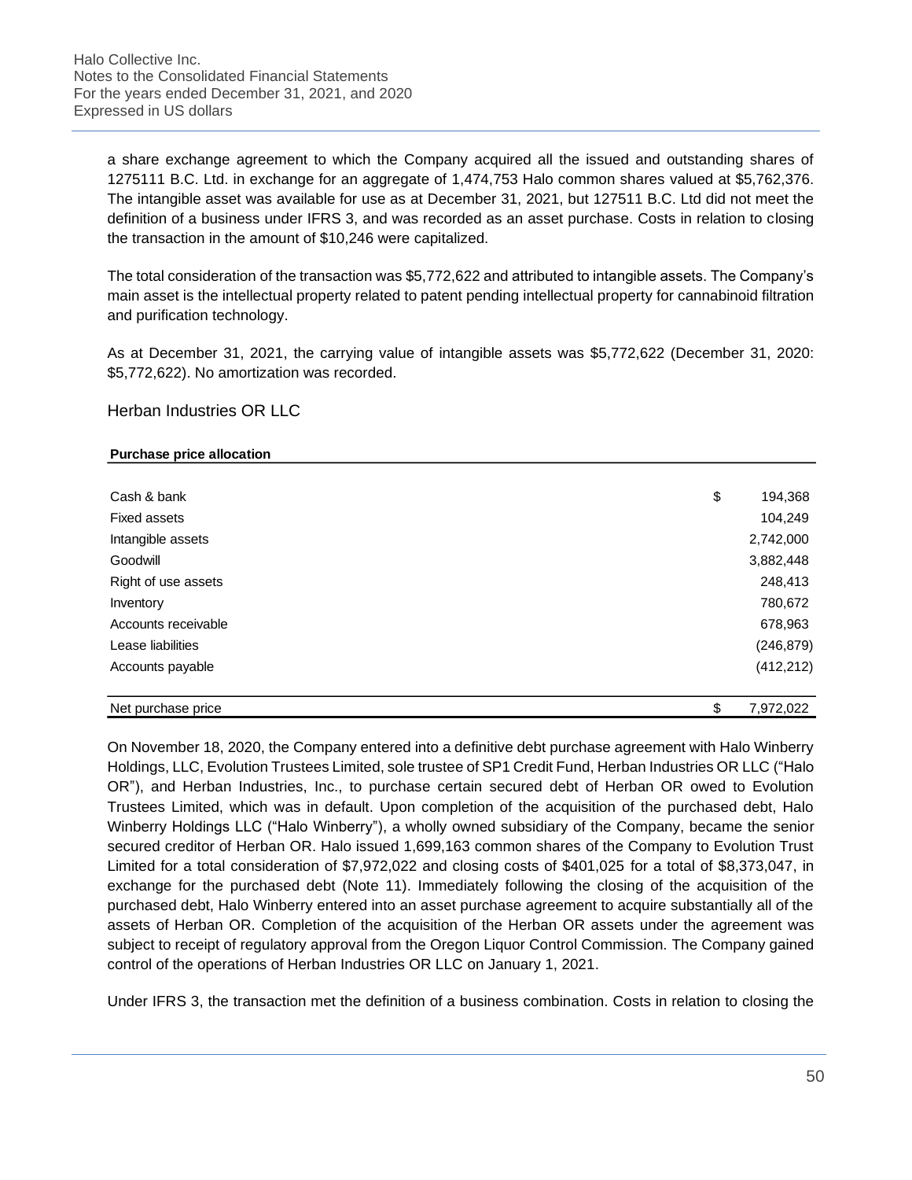a share exchange agreement to which the Company acquired all the issued and outstanding shares of 1275111 B.C. Ltd. in exchange for an aggregate of 1,474,753 Halo common shares valued at $5,762,376. The intangible asset was available for use as at December 31, 2021, but 127511 B.C. Ltd did not meet the definition of a business under IFRS 3, and was recorded as an asset purchase. Costs in relation to closing the transaction in the amount of $10,246 were capitalized.

The total consideration of the transaction was $5,772,622 and attributed to intangible assets. The Company's main asset is the intellectual property related to patent pending intellectual property for cannabinoid filtration and purification technology.

As at December 31, 2021, the carrying value of intangible assets was $5,772,622 (December 31, 2020: $5,772,622). No amortization was recorded.

## Herban Industries OR LLC

| **Purchase price allocation** | | |
|---|---|---|
| Cash & bank | $ | 194,368 |
| Fixed assets | | 104,249 |
| Intangible assets | | 2,742,000 |
| Goodwill | | 3,882,448 |
| Right of use assets | | 248,413 |
| Inventory | | 780,672 |
| Accounts receivable | | 678,963 |
| Lease liabilities | | (246,879) |
| Accounts payable | | (412,212) |
| Net purchase price | $ | 7,972,022 |

On November 18, 2020, the Company entered into a definitive debt purchase agreement with Halo Winberry Holdings, LLC, Evolution Trustees Limited, sole trustee of SP1 Credit Fund, Herban Industries OR LLC ("Halo OR"), and Herban Industries, Inc., to purchase certain secured debt of Herban OR owed to Evolution Trustees Limited, which was in default. Upon completion of the acquisition of the purchased debt, Halo Winberry Holdings LLC ("Halo Winberry"), a wholly owned subsidiary of the Company, became the senior secured creditor of Herban OR. Halo issued 1,699,163 common shares of the Company to Evolution Trust Limited for a total consideration of $7,972,022 and closing costs of $401,025 for a total of $8,373,047, in exchange for the purchased debt (Note 11). Immediately following the closing of the acquisition of the purchased debt, Halo Winberry entered into an asset purchase agreement to acquire substantially all of the assets of Herban OR. Completion of the acquisition of the Herban OR assets under the agreement was subject to receipt of regulatory approval from the Oregon Liquor Control Commission. The Company gained control of the operations of Herban Industries OR LLC on January 1, 2021.

Under IFRS 3, the transaction met the definition of a business combination. Costs in relation to closing the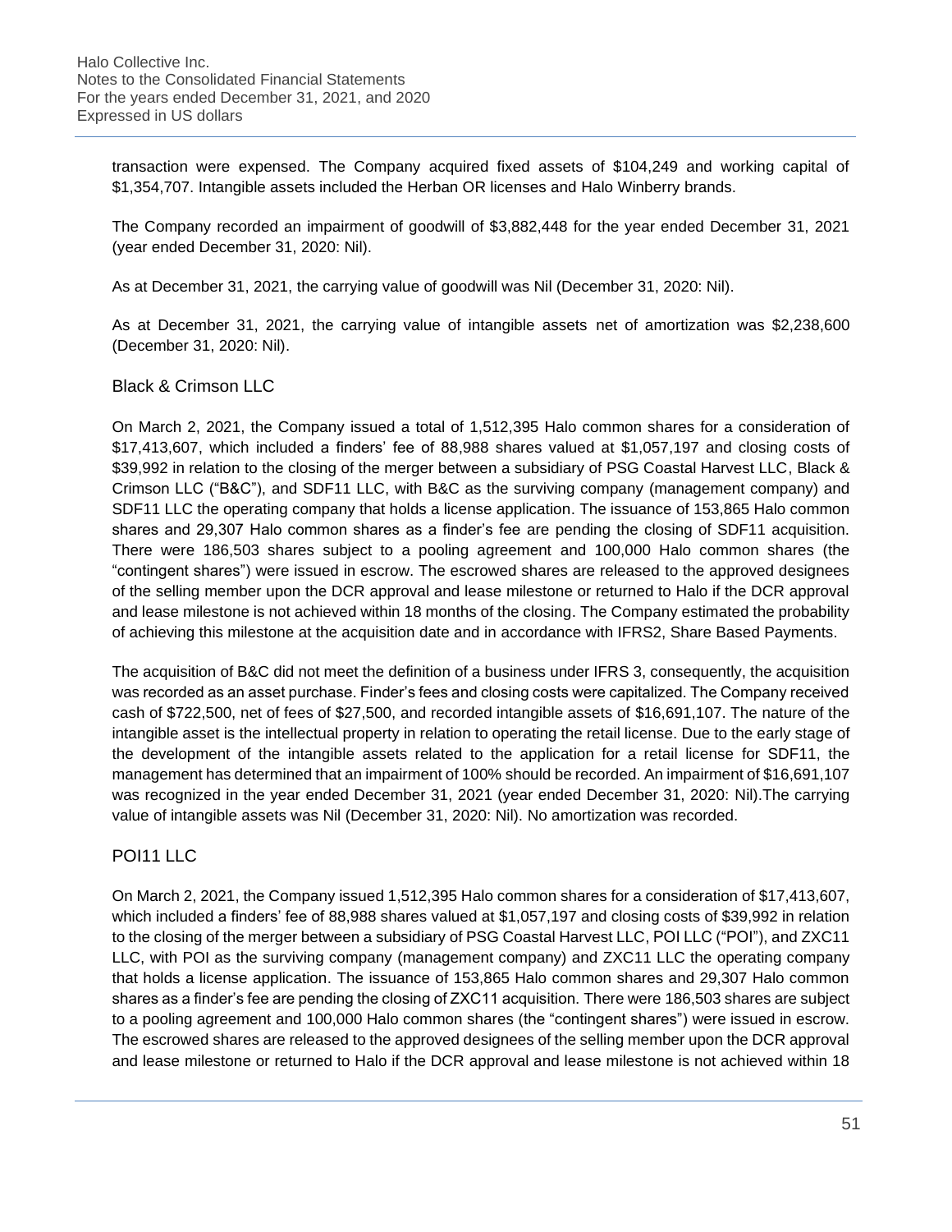transaction were expensed. The Company acquired fixed assets of $104,249 and working capital of $1,354,707. Intangible assets included the Herban OR licenses and Halo Winberry brands.

The Company recorded an impairment of goodwill of $3,882,448 for the year ended December 31, 2021 (year ended December 31, 2020: Nil).

As at December 31, 2021, the carrying value of goodwill was Nil (December 31, 2020: Nil).

As at December 31, 2021, the carrying value of intangible assets net of amortization was $2,238,600 (December 31, 2020: Nil).

### Black & Crimson LLC

On March 2, 2021, the Company issued a total of 1,512,395 Halo common shares for a consideration of $17,413,607, which included a finders' fee of 88,988 shares valued at $1,057,197 and closing costs of $39,992 in relation to the closing of the merger between a subsidiary of PSG Coastal Harvest LLC, Black & Crimson LLC ("B&C"), and SDF11 LLC, with B&C as the surviving company (management company) and SDF11 LLC the operating company that holds a license application. The issuance of 153,865 Halo common shares and 29,307 Halo common shares as a finder's fee are pending the closing of SDF11 acquisition. There were 186,503 shares subject to a pooling agreement and 100,000 Halo common shares (the "contingent shares") were issued in escrow. The escrowed shares are released to the approved designees of the selling member upon the DCR approval and lease milestone or returned to Halo if the DCR approval and lease milestone is not achieved within 18 months of the closing. The Company estimated the probability of achieving this milestone at the acquisition date and in accordance with IFRS2, Share Based Payments.

The acquisition of B&C did not meet the definition of a business under IFRS 3, consequently, the acquisition was recorded as an asset purchase. Finder's fees and closing costs were capitalized. The Company received cash of $722,500, net of fees of $27,500, and recorded intangible assets of $16,691,107. The nature of the intangible asset is the intellectual property in relation to operating the retail license. Due to the early stage of the development of the intangible assets related to the application for a retail license for SDF11, the management has determined that an impairment of 100% should be recorded. An impairment of $16,691,107 was recognized in the year ended December 31, 2021 (year ended December 31, 2020: Nil).The carrying value of intangible assets was Nil (December 31, 2020: Nil). No amortization was recorded.

### POI11 LLC

On March 2, 2021, the Company issued 1,512,395 Halo common shares for a consideration of $17,413,607, which included a finders' fee of 88,988 shares valued at $1,057,197 and closing costs of $39,992 in relation to the closing of the merger between a subsidiary of PSG Coastal Harvest LLC, POI LLC ("POI"), and ZXC11 LLC, with POI as the surviving company (management company) and ZXC11 LLC the operating company that holds a license application. The issuance of 153,865 Halo common shares and 29,307 Halo common shares as a finder's fee are pending the closing of ZXC11 acquisition. There were 186,503 shares are subject to a pooling agreement and 100,000 Halo common shares (the "contingent shares") were issued in escrow. The escrowed shares are released to the approved designees of the selling member upon the DCR approval and lease milestone or returned to Halo if the DCR approval and lease milestone is not achieved within 18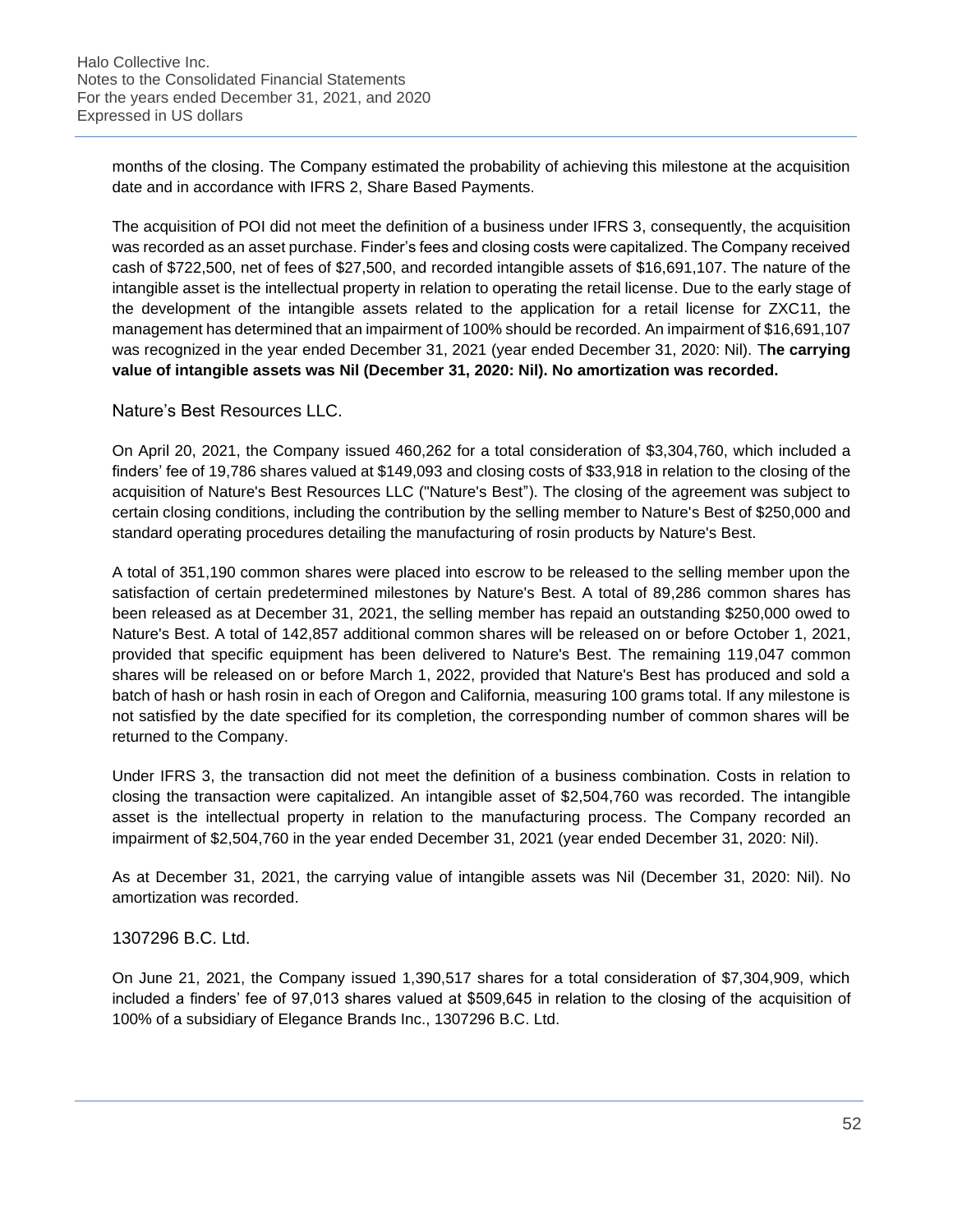months of the closing. The Company estimated the probability of achieving this milestone at the acquisition date and in accordance with IFRS 2, Share Based Payments.

The acquisition of POI did not meet the definition of a business under IFRS 3, consequently, the acquisition was recorded as an asset purchase. Finder's fees and closing costs were capitalized. The Company received cash of $722,500, net of fees of $27,500, and recorded intangible assets of $16,691,107. The nature of the intangible asset is the intellectual property in relation to operating the retail license. Due to the early stage of the development of the intangible assets related to the application for a retail license for ZXC11, the management has determined that an impairment of 100% should be recorded. An impairment of $16,691,107 was recognized in the year ended December 31, 2021 (year ended December 31, 2020: Nil). T**he carrying value of intangible assets was Nil (December 31, 2020: Nil). No amortization was recorded.**

### Nature's Best Resources LLC.

On April 20, 2021, the Company issued 460,262 for a total consideration of $3,304,760, which included a finders' fee of 19,786 shares valued at $149,093 and closing costs of $33,918 in relation to the closing of the acquisition of Nature's Best Resources LLC ("Nature's Best"). The closing of the agreement was subject to certain closing conditions, including the contribution by the selling member to Nature's Best of $250,000 and standard operating procedures detailing the manufacturing of rosin products by Nature's Best.

A total of 351,190 common shares were placed into escrow to be released to the selling member upon the satisfaction of certain predetermined milestones by Nature's Best. A total of 89,286 common shares has been released as at December 31, 2021, the selling member has repaid an outstanding $250,000 owed to Nature's Best. A total of 142,857 additional common shares will be released on or before October 1, 2021, provided that specific equipment has been delivered to Nature's Best. The remaining 119,047 common shares will be released on or before March 1, 2022, provided that Nature's Best has produced and sold a batch of hash or hash rosin in each of Oregon and California, measuring 100 grams total. If any milestone is not satisfied by the date specified for its completion, the corresponding number of common shares will be returned to the Company.

Under IFRS 3, the transaction did not meet the definition of a business combination. Costs in relation to closing the transaction were capitalized. An intangible asset of $2,504,760 was recorded. The intangible asset is the intellectual property in relation to the manufacturing process. The Company recorded an impairment of $2,504,760 in the year ended December 31, 2021 (year ended December 31, 2020: Nil).

As at December 31, 2021, the carrying value of intangible assets was Nil (December 31, 2020: Nil). No amortization was recorded.

### 1307296 B.C. Ltd.

On June 21, 2021, the Company issued 1,390,517 shares for a total consideration of $7,304,909, which included a finders' fee of 97,013 shares valued at $509,645 in relation to the closing of the acquisition of 100% of a subsidiary of Elegance Brands Inc., 1307296 B.C. Ltd.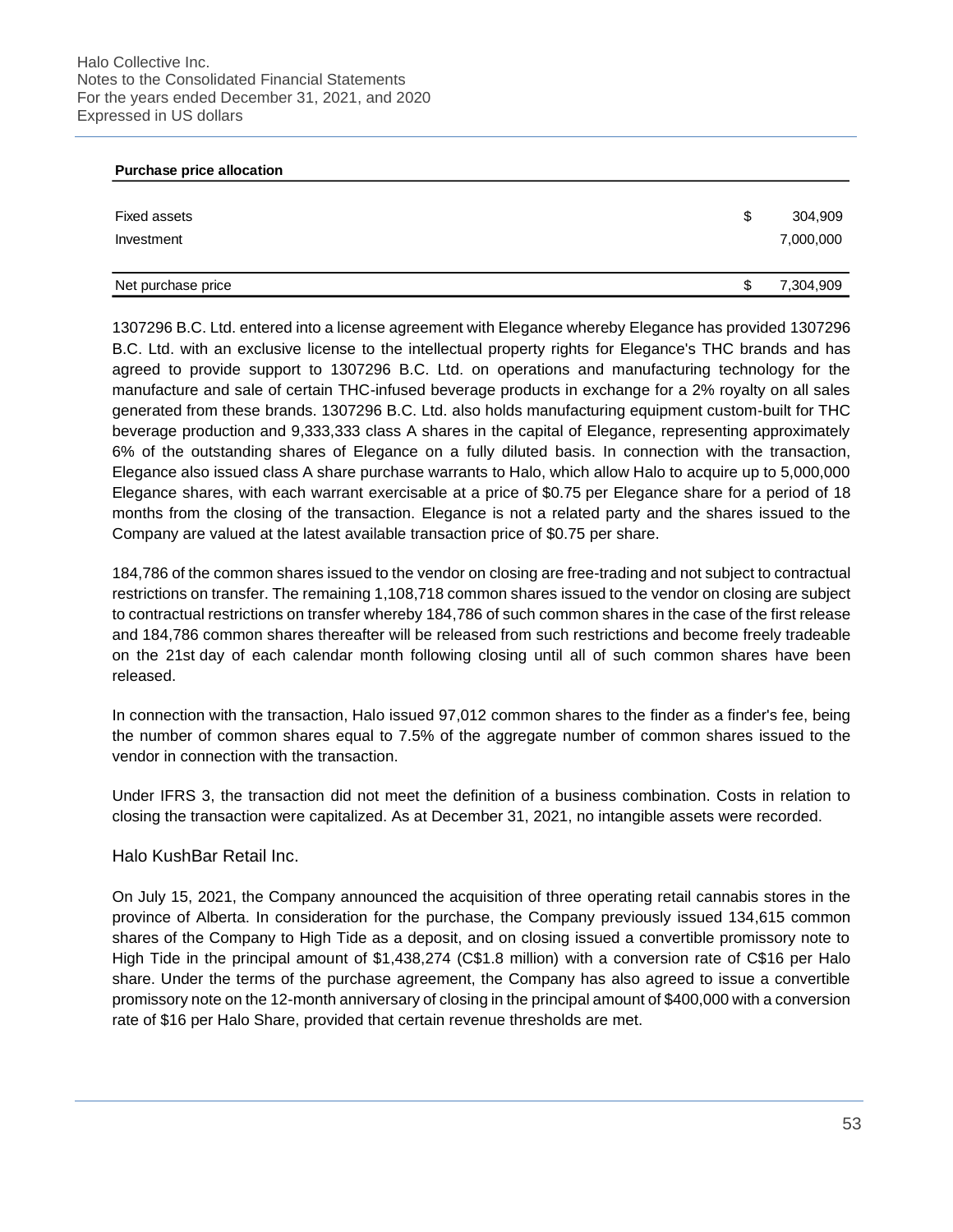| Purchase price allocation | | |
|---|---|---|
| Fixed assets | $ | 304,909 |
| Investment | | 7,000,000 |
| Net purchase price | $ | 7,304,909 |

1307296 B.C. Ltd. entered into a license agreement with Elegance whereby Elegance has provided 1307296 B.C. Ltd. with an exclusive license to the intellectual property rights for Elegance's THC brands and has agreed to provide support to 1307296 B.C. Ltd. on operations and manufacturing technology for the manufacture and sale of certain THC-infused beverage products in exchange for a 2% royalty on all sales generated from these brands. 1307296 B.C. Ltd. also holds manufacturing equipment custom-built for THC beverage production and 9,333,333 class A shares in the capital of Elegance, representing approximately 6% of the outstanding shares of Elegance on a fully diluted basis. In connection with the transaction, Elegance also issued class A share purchase warrants to Halo, which allow Halo to acquire up to 5,000,000 Elegance shares, with each warrant exercisable at a price of $0.75 per Elegance share for a period of 18 months from the closing of the transaction. Elegance is not a related party and the shares issued to the Company are valued at the latest available transaction price of $0.75 per share.

184,786 of the common shares issued to the vendor on closing are free-trading and not subject to contractual restrictions on transfer. The remaining 1,108,718 common shares issued to the vendor on closing are subject to contractual restrictions on transfer whereby 184,786 of such common shares in the case of the first release and 184,786 common shares thereafter will be released from such restrictions and become freely tradeable on the 21st day of each calendar month following closing until all of such common shares have been released.

In connection with the transaction, Halo issued 97,012 common shares to the finder as a finder's fee, being the number of common shares equal to 7.5% of the aggregate number of common shares issued to the vendor in connection with the transaction.

Under IFRS 3, the transaction did not meet the definition of a business combination. Costs in relation to closing the transaction were capitalized. As at December 31, 2021, no intangible assets were recorded.

### Halo KushBar Retail Inc.

On July 15, 2021, the Company announced the acquisition of three operating retail cannabis stores in the province of Alberta. In consideration for the purchase, the Company previously issued 134,615 common shares of the Company to High Tide as a deposit, and on closing issued a convertible promissory note to High Tide in the principal amount of $1,438,274 (C$1.8 million) with a conversion rate of C$16 per Halo share. Under the terms of the purchase agreement, the Company has also agreed to issue a convertible promissory note on the 12-month anniversary of closing in the principal amount of $400,000 with a conversion rate of $16 per Halo Share, provided that certain revenue thresholds are met.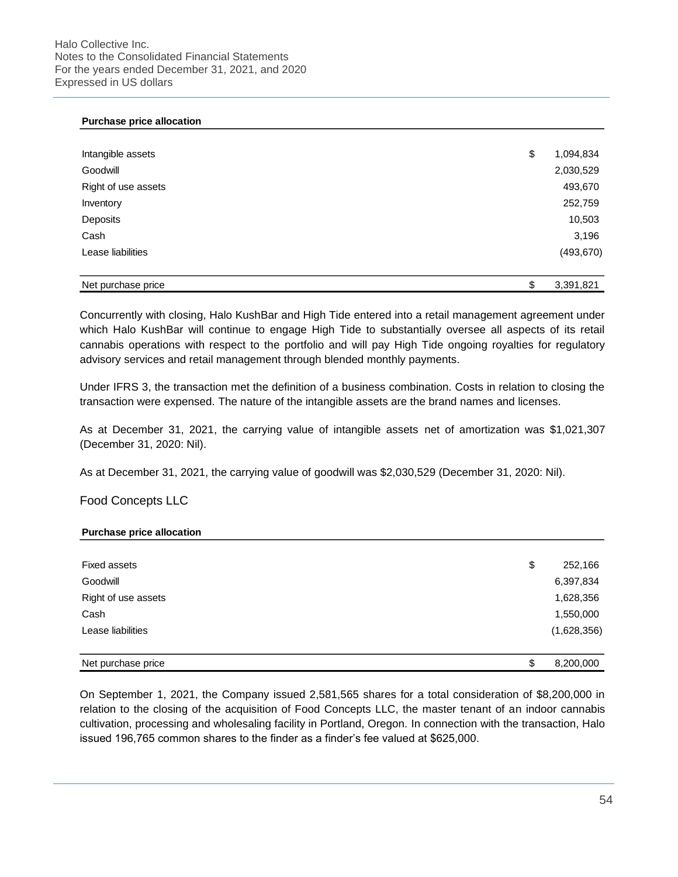**Purchase price allocation**

| | | |
|---|---|---|
| Intangible assets | $ | 1,094,834 |
| Goodwill | | 2,030,529 |
| Right of use assets | | 493,670 |
| Inventory | | 252,759 |
| Deposits | | 10,503 |
| Cash | | 3,196 |
| Lease liabilities | | (493,670) |
| Net purchase price | $ | 3,391,821 |

Concurrently with closing, Halo KushBar and High Tide entered into a retail management agreement under which Halo KushBar will continue to engage High Tide to substantially oversee all aspects of its retail cannabis operations with respect to the portfolio and will pay High Tide ongoing royalties for regulatory advisory services and retail management through blended monthly payments.

Under IFRS 3, the transaction met the definition of a business combination. Costs in relation to closing the transaction were expensed. The nature of the intangible assets are the brand names and licenses.

As at December 31, 2021, the carrying value of intangible assets net of amortization was $1,021,307 (December 31, 2020: Nil).

As at December 31, 2021, the carrying value of goodwill was $2,030,529 (December 31, 2020: Nil).

## Food Concepts LLC

**Purchase price allocation**

| | | |
|---|---|---|
| Fixed assets | $ | 252,166 |
| Goodwill | | 6,397,834 |
| Right of use assets | | 1,628,356 |
| Cash | | 1,550,000 |
| Lease liabilities | | (1,628,356) |
| Net purchase price | $ | 8,200,000 |

On September 1, 2021, the Company issued 2,581,565 shares for a total consideration of $8,200,000 in relation to the closing of the acquisition of Food Concepts LLC, the master tenant of an indoor cannabis cultivation, processing and wholesaling facility in Portland, Oregon. In connection with the transaction, Halo issued 196,765 common shares to the finder as a finder's fee valued at $625,000.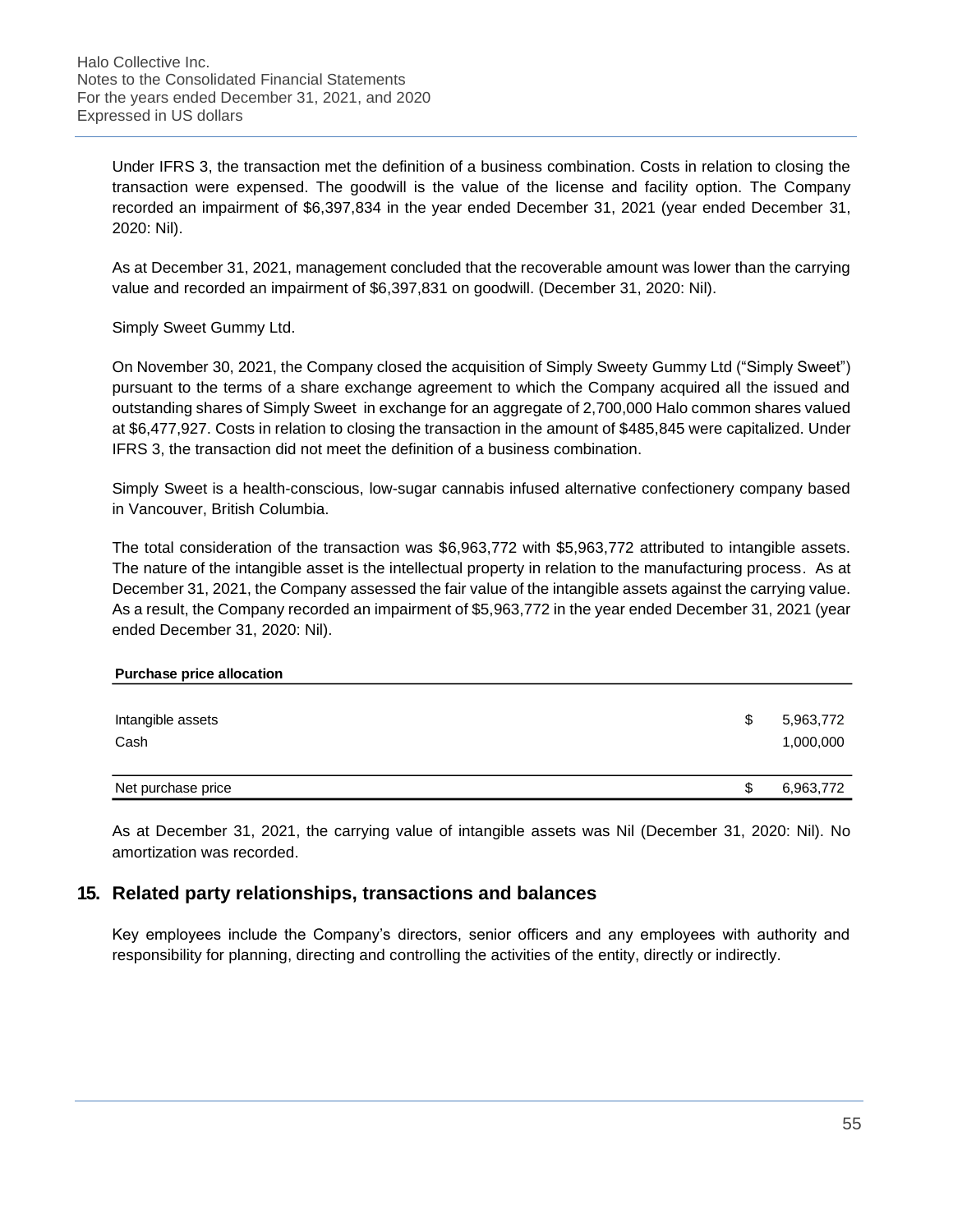Under IFRS 3, the transaction met the definition of a business combination. Costs in relation to closing the transaction were expensed. The goodwill is the value of the license and facility option. The Company recorded an impairment of $6,397,834 in the year ended December 31, 2021 (year ended December 31, 2020: Nil).

As at December 31, 2021, management concluded that the recoverable amount was lower than the carrying value and recorded an impairment of $6,397,831 on goodwill. (December 31, 2020: Nil).

Simply Sweet Gummy Ltd.

On November 30, 2021, the Company closed the acquisition of Simply Sweety Gummy Ltd ("Simply Sweet") pursuant to the terms of a share exchange agreement to which the Company acquired all the issued and outstanding shares of Simply Sweet in exchange for an aggregate of 2,700,000 Halo common shares valued at $6,477,927. Costs in relation to closing the transaction in the amount of $485,845 were capitalized. Under IFRS 3, the transaction did not meet the definition of a business combination.

Simply Sweet is a health-conscious, low-sugar cannabis infused alternative confectionery company based in Vancouver, British Columbia.

The total consideration of the transaction was $6,963,772 with $5,963,772 attributed to intangible assets. The nature of the intangible asset is the intellectual property in relation to the manufacturing process. As at December 31, 2021, the Company assessed the fair value of the intangible assets against the carrying value. As a result, the Company recorded an impairment of $5,963,772 in the year ended December 31, 2021 (year ended December 31, 2020: Nil).

| **Purchase price allocation** | | |
|---|---|---|
| Intangible assets | $ | 5,963,772 |
| Cash | | 1,000,000 |
| Net purchase price | $ | 6,963,772 |

As at December 31, 2021, the carrying value of intangible assets was Nil (December 31, 2020: Nil). No amortization was recorded.

## 15. Related party relationships, transactions and balances

Key employees include the Company's directors, senior officers and any employees with authority and responsibility for planning, directing and controlling the activities of the entity, directly or indirectly.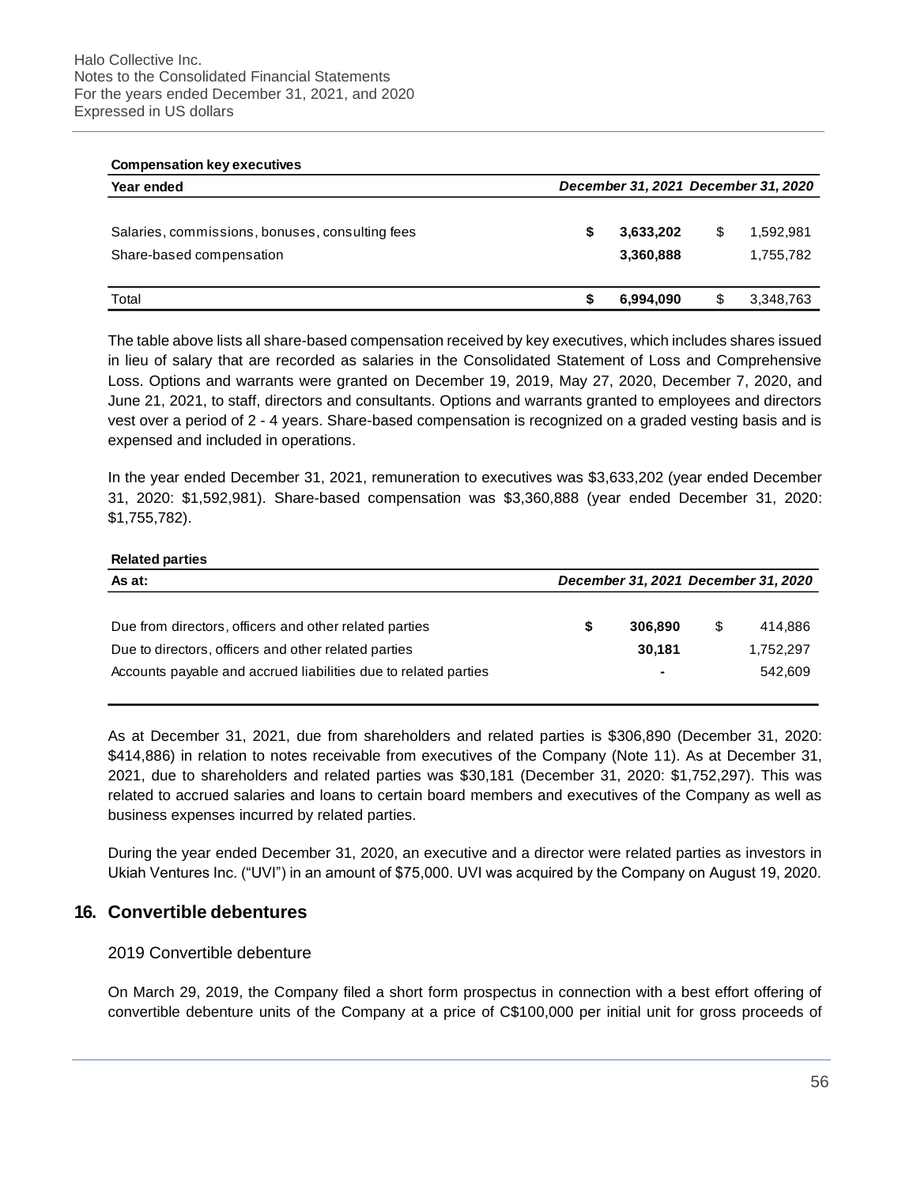**Compensation key executives**

| Year ended | December 31, 2021 | December 31, 2020 |
|---|---|---|
| Salaries, commissions, bonuses, consulting fees | **$ 3,633,202** | $ 1,592,981 |
| Share-based compensation | **3,360,888** | 1,755,782 |
| Total | **$ 6,994,090** | $ 3,348,763 |

The table above lists all share-based compensation received by key executives, which includes shares issued in lieu of salary that are recorded as salaries in the Consolidated Statement of Loss and Comprehensive Loss. Options and warrants were granted on December 19, 2019, May 27, 2020, December 7, 2020, and June 21, 2021, to staff, directors and consultants. Options and warrants granted to employees and directors vest over a period of 2 - 4 years. Share-based compensation is recognized on a graded vesting basis and is expensed and included in operations.

In the year ended December 31, 2021, remuneration to executives was $3,633,202 (year ended December 31, 2020: $1,592,981). Share-based compensation was $3,360,888 (year ended December 31, 2020: $1,755,782).

**Related parties**

| As at: | December 31, 2021 | December 31, 2020 |
|---|---|---|
| Due from directors, officers and other related parties | **$ 306,890** | $ 414,886 |
| Due to directors, officers and other related parties | **30,181** | 1,752,297 |
| Accounts payable and accrued liabilities due to related parties | **-** | 542,609 |

As at December 31, 2021, due from shareholders and related parties is $306,890 (December 31, 2020: $414,886) in relation to notes receivable from executives of the Company (Note 11). As at December 31, 2021, due to shareholders and related parties was $30,181 (December 31, 2020: $1,752,297). This was related to accrued salaries and loans to certain board members and executives of the Company as well as business expenses incurred by related parties.

During the year ended December 31, 2020, an executive and a director were related parties as investors in Ukiah Ventures Inc. ("UVI") in an amount of $75,000. UVI was acquired by the Company on August 19, 2020.

## 16. Convertible debentures

2019 Convertible debenture

On March 29, 2019, the Company filed a short form prospectus in connection with a best effort offering of convertible debenture units of the Company at a price of C$100,000 per initial unit for gross proceeds of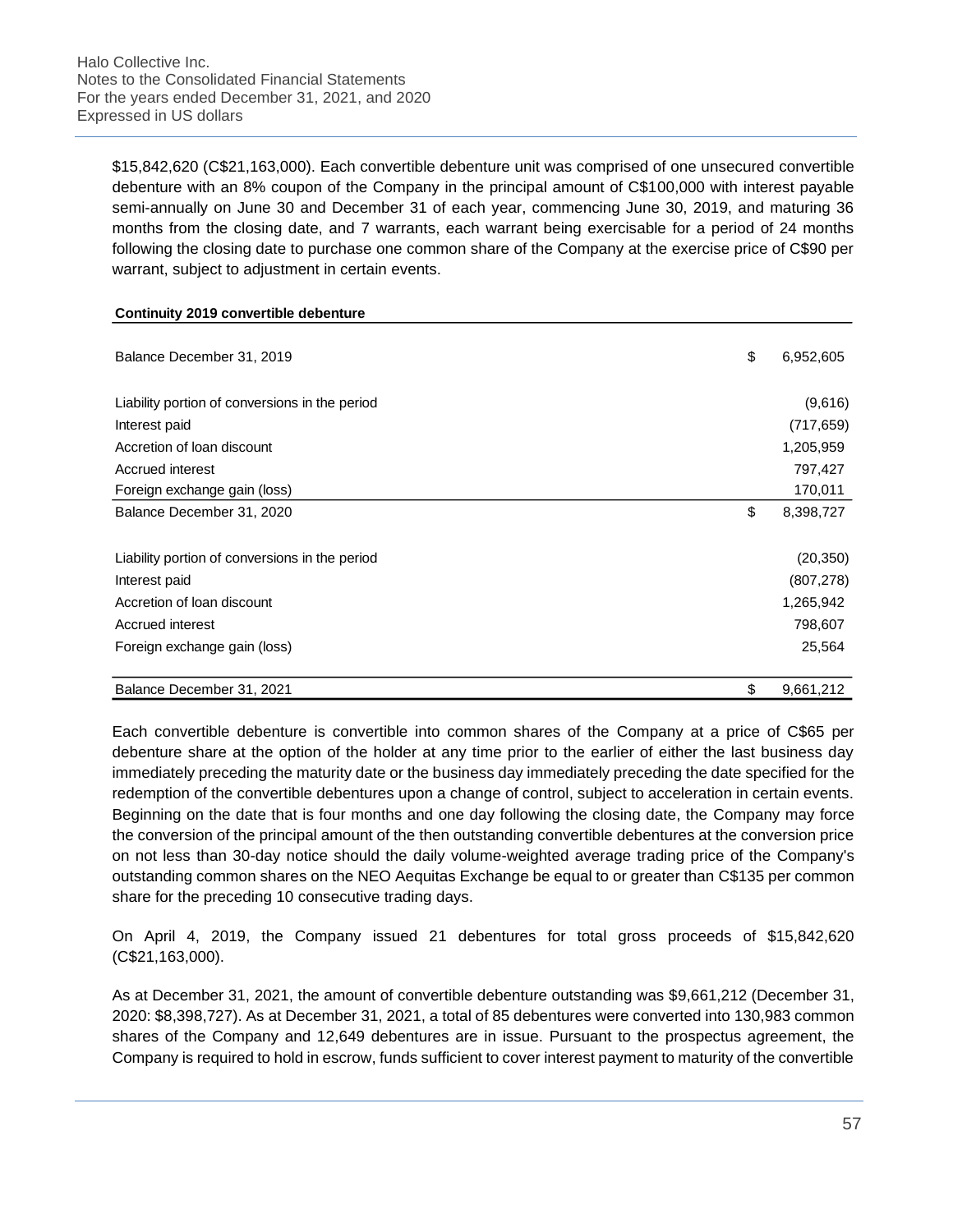$15,842,620 (C$21,163,000). Each convertible debenture unit was comprised of one unsecured convertible debenture with an 8% coupon of the Company in the principal amount of C$100,000 with interest payable semi-annually on June 30 and December 31 of each year, commencing June 30, 2019, and maturing 36 months from the closing date, and 7 warrants, each warrant being exercisable for a period of 24 months following the closing date to purchase one common share of the Company at the exercise price of C$90 per warrant, subject to adjustment in certain events.

| **Continuity 2019 convertible debenture** | | |
|---|---|---|
| Balance December 31, 2019 | $ | 6,952,605 |
| Liability portion of conversions in the period | | (9,616) |
| Interest paid | | (717,659) |
| Accretion of loan discount | | 1,205,959 |
| Accrued interest | | 797,427 |
| Foreign exchange gain (loss) | | 170,011 |
| Balance December 31, 2020 | $ | 8,398,727 |
| Liability portion of conversions in the period | | (20,350) |
| Interest paid | | (807,278) |
| Accretion of loan discount | | 1,265,942 |
| Accrued interest | | 798,607 |
| Foreign exchange gain (loss) | | 25,564 |
| Balance December 31, 2021 | $ | 9,661,212 |

Each convertible debenture is convertible into common shares of the Company at a price of C$65 per debenture share at the option of the holder at any time prior to the earlier of either the last business day immediately preceding the maturity date or the business day immediately preceding the date specified for the redemption of the convertible debentures upon a change of control, subject to acceleration in certain events. Beginning on the date that is four months and one day following the closing date, the Company may force the conversion of the principal amount of the then outstanding convertible debentures at the conversion price on not less than 30-day notice should the daily volume-weighted average trading price of the Company's outstanding common shares on the NEO Aequitas Exchange be equal to or greater than C$135 per common share for the preceding 10 consecutive trading days.

On April 4, 2019, the Company issued 21 debentures for total gross proceeds of $15,842,620 (C$21,163,000).

As at December 31, 2021, the amount of convertible debenture outstanding was $9,661,212 (December 31, 2020: $8,398,727). As at December 31, 2021, a total of 85 debentures were converted into 130,983 common shares of the Company and 12,649 debentures are in issue. Pursuant to the prospectus agreement, the Company is required to hold in escrow, funds sufficient to cover interest payment to maturity of the convertible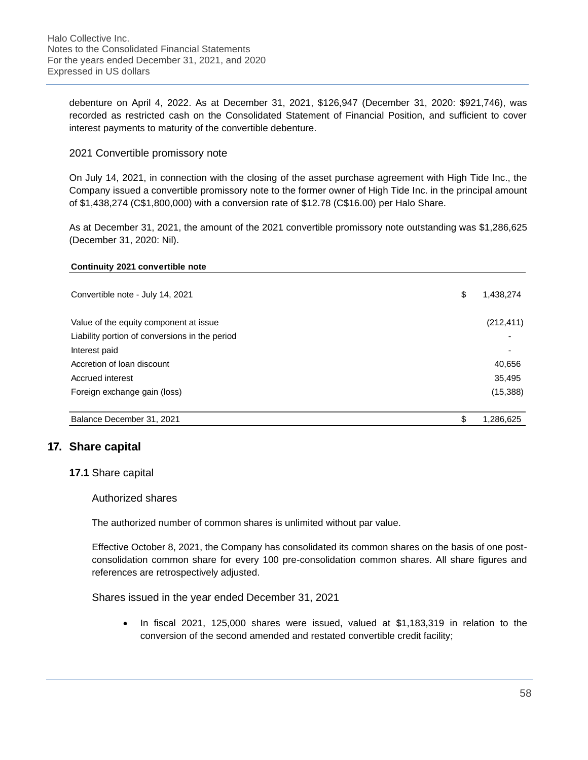debenture on April 4, 2022. As at December 31, 2021, $126,947 (December 31, 2020: $921,746), was recorded as restricted cash on the Consolidated Statement of Financial Position, and sufficient to cover interest payments to maturity of the convertible debenture.

### 2021 Convertible promissory note

On July 14, 2021, in connection with the closing of the asset purchase agreement with High Tide Inc., the Company issued a convertible promissory note to the former owner of High Tide Inc. in the principal amount of $1,438,274 (C$1,800,000) with a conversion rate of $12.78 (C$16.00) per Halo Share.

As at December 31, 2021, the amount of the 2021 convertible promissory note outstanding was $1,286,625 (December 31, 2020: Nil).

| **Continuity 2021 convertible note** | | |
|---|---|---|
| Convertible note - July 14, 2021 | $ | 1,438,274 |
| Value of the equity component at issue | | (212,411) |
| Liability portion of conversions in the period | | - |
| Interest paid | | - |
| Accretion of loan discount | | 40,656 |
| Accrued interest | | 35,495 |
| Foreign exchange gain (loss) | | (15,388) |
| Balance December 31, 2021 | $ | 1,286,625 |

## 17. Share capital

### 17.1 Share capital

#### Authorized shares

The authorized number of common shares is unlimited without par value.

Effective October 8, 2021, the Company has consolidated its common shares on the basis of one post-consolidation common share for every 100 pre-consolidation common shares. All share figures and references are retrospectively adjusted.

#### Shares issued in the year ended December 31, 2021

- In fiscal 2021, 125,000 shares were issued, valued at $1,183,319 in relation to the conversion of the second amended and restated convertible credit facility;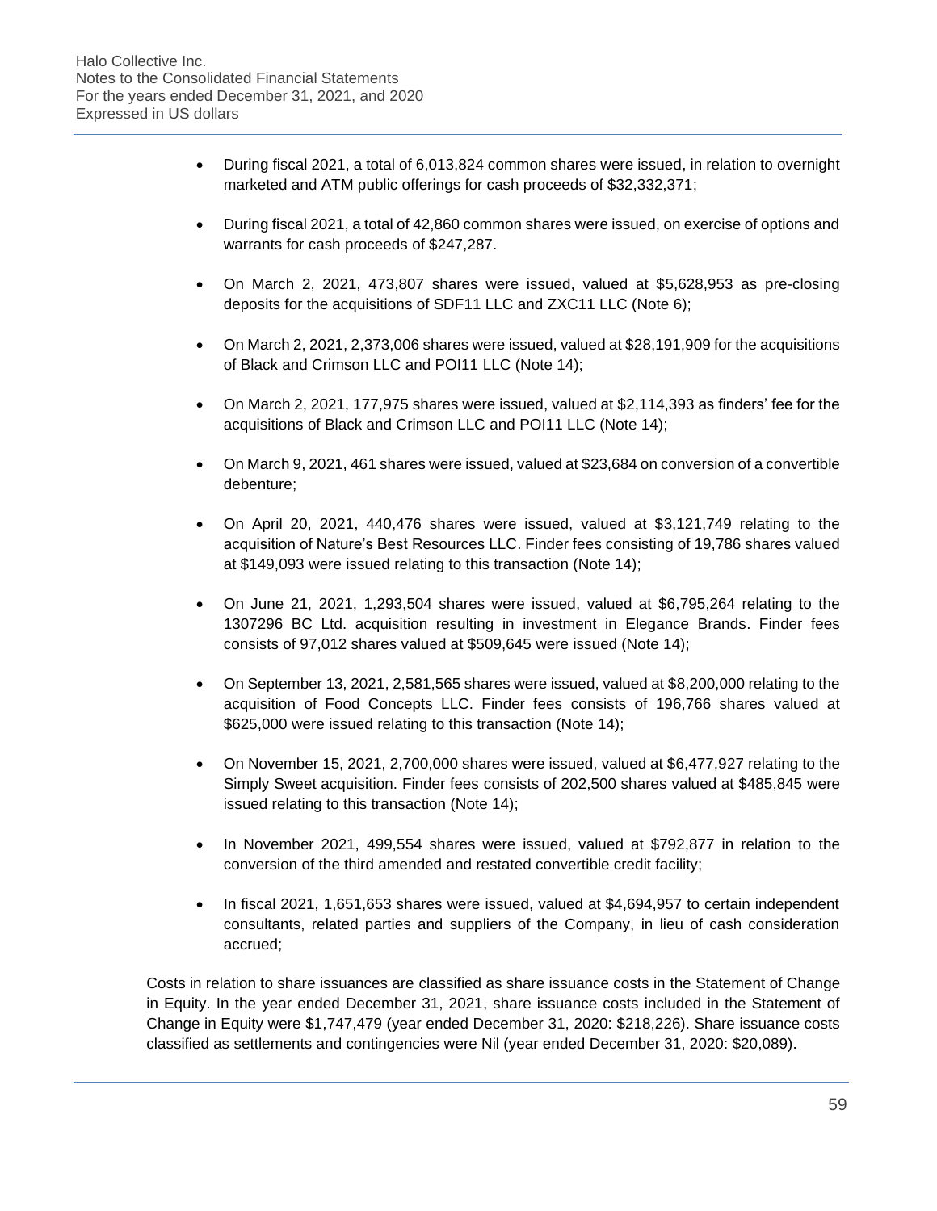- During fiscal 2021, a total of 6,013,824 common shares were issued, in relation to overnight marketed and ATM public offerings for cash proceeds of $32,332,371;

- During fiscal 2021, a total of 42,860 common shares were issued, on exercise of options and warrants for cash proceeds of $247,287.

- On March 2, 2021, 473,807 shares were issued, valued at $5,628,953 as pre-closing deposits for the acquisitions of SDF11 LLC and ZXC11 LLC (Note 6);

- On March 2, 2021, 2,373,006 shares were issued, valued at $28,191,909 for the acquisitions of Black and Crimson LLC and POI11 LLC (Note 14);

- On March 2, 2021, 177,975 shares were issued, valued at $2,114,393 as finders' fee for the acquisitions of Black and Crimson LLC and POI11 LLC (Note 14);

- On March 9, 2021, 461 shares were issued, valued at $23,684 on conversion of a convertible debenture;

- On April 20, 2021, 440,476 shares were issued, valued at $3,121,749 relating to the acquisition of Nature's Best Resources LLC. Finder fees consisting of 19,786 shares valued at $149,093 were issued relating to this transaction (Note 14);

- On June 21, 2021, 1,293,504 shares were issued, valued at $6,795,264 relating to the 1307296 BC Ltd. acquisition resulting in investment in Elegance Brands. Finder fees consists of 97,012 shares valued at $509,645 were issued (Note 14);

- On September 13, 2021, 2,581,565 shares were issued, valued at $8,200,000 relating to the acquisition of Food Concepts LLC. Finder fees consists of 196,766 shares valued at $625,000 were issued relating to this transaction (Note 14);

- On November 15, 2021, 2,700,000 shares were issued, valued at $6,477,927 relating to the Simply Sweet acquisition. Finder fees consists of 202,500 shares valued at $485,845 were issued relating to this transaction (Note 14);

- In November 2021, 499,554 shares were issued, valued at $792,877 in relation to the conversion of the third amended and restated convertible credit facility;

- In fiscal 2021, 1,651,653 shares were issued, valued at $4,694,957 to certain independent consultants, related parties and suppliers of the Company, in lieu of cash consideration accrued;

Costs in relation to share issuances are classified as share issuance costs in the Statement of Change in Equity. In the year ended December 31, 2021, share issuance costs included in the Statement of Change in Equity were $1,747,479 (year ended December 31, 2020: $218,226). Share issuance costs classified as settlements and contingencies were Nil (year ended December 31, 2020: $20,089).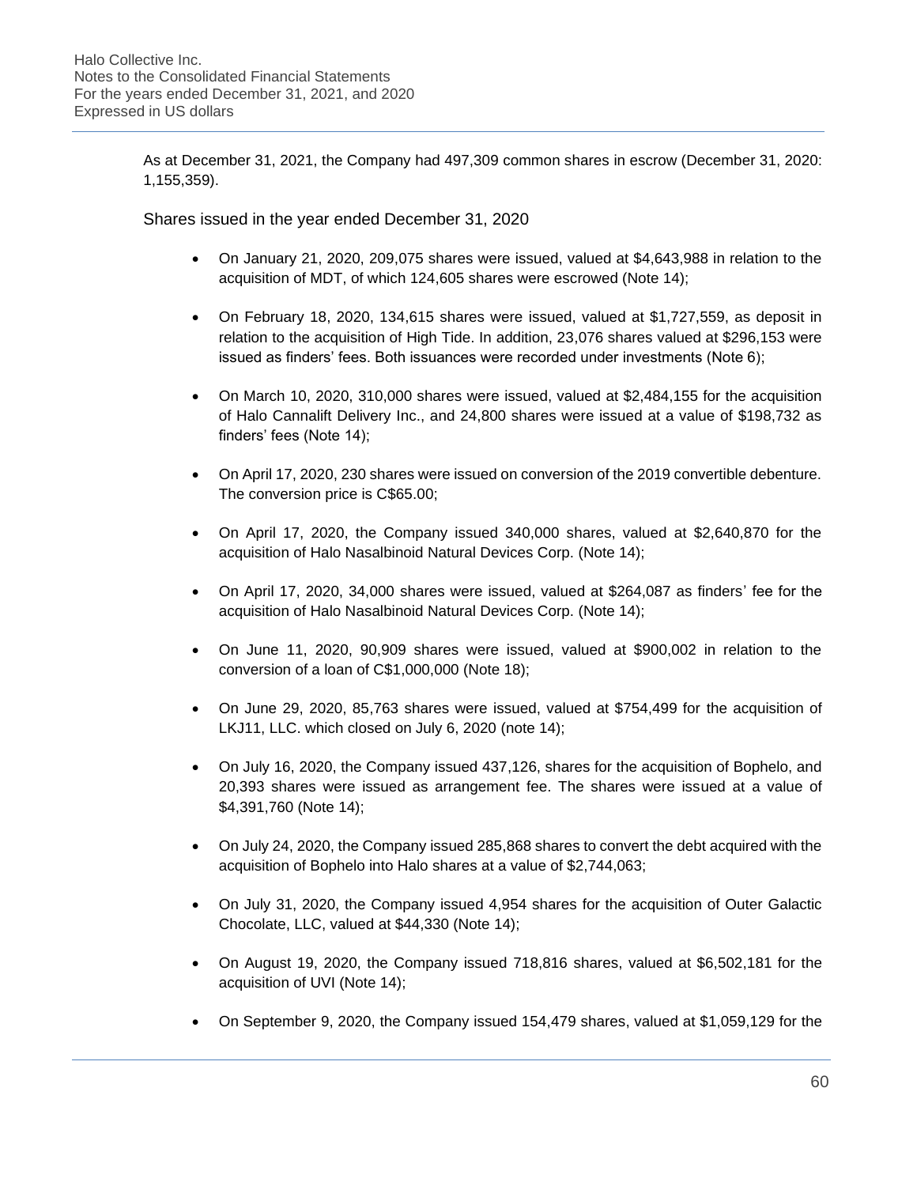As at December 31, 2021, the Company had 497,309 common shares in escrow (December 31, 2020: 1,155,359).

Shares issued in the year ended December 31, 2020

- On January 21, 2020, 209,075 shares were issued, valued at $4,643,988 in relation to the acquisition of MDT, of which 124,605 shares were escrowed (Note 14);
- On February 18, 2020, 134,615 shares were issued, valued at $1,727,559, as deposit in relation to the acquisition of High Tide. In addition, 23,076 shares valued at $296,153 were issued as finders' fees. Both issuances were recorded under investments (Note 6);
- On March 10, 2020, 310,000 shares were issued, valued at $2,484,155 for the acquisition of Halo Cannalift Delivery Inc., and 24,800 shares were issued at a value of $198,732 as finders' fees (Note 14);
- On April 17, 2020, 230 shares were issued on conversion of the 2019 convertible debenture. The conversion price is C$65.00;
- On April 17, 2020, the Company issued 340,000 shares, valued at $2,640,870 for the acquisition of Halo Nasalbinoid Natural Devices Corp. (Note 14);
- On April 17, 2020, 34,000 shares were issued, valued at $264,087 as finders' fee for the acquisition of Halo Nasalbinoid Natural Devices Corp. (Note 14);
- On June 11, 2020, 90,909 shares were issued, valued at $900,002 in relation to the conversion of a loan of C$1,000,000 (Note 18);
- On June 29, 2020, 85,763 shares were issued, valued at $754,499 for the acquisition of LKJ11, LLC. which closed on July 6, 2020 (note 14);
- On July 16, 2020, the Company issued 437,126, shares for the acquisition of Bophelo, and 20,393 shares were issued as arrangement fee. The shares were issued at a value of $4,391,760 (Note 14);
- On July 24, 2020, the Company issued 285,868 shares to convert the debt acquired with the acquisition of Bophelo into Halo shares at a value of $2,744,063;
- On July 31, 2020, the Company issued 4,954 shares for the acquisition of Outer Galactic Chocolate, LLC, valued at $44,330 (Note 14);
- On August 19, 2020, the Company issued 718,816 shares, valued at $6,502,181 for the acquisition of UVI (Note 14);
- On September 9, 2020, the Company issued 154,479 shares, valued at $1,059,129 for the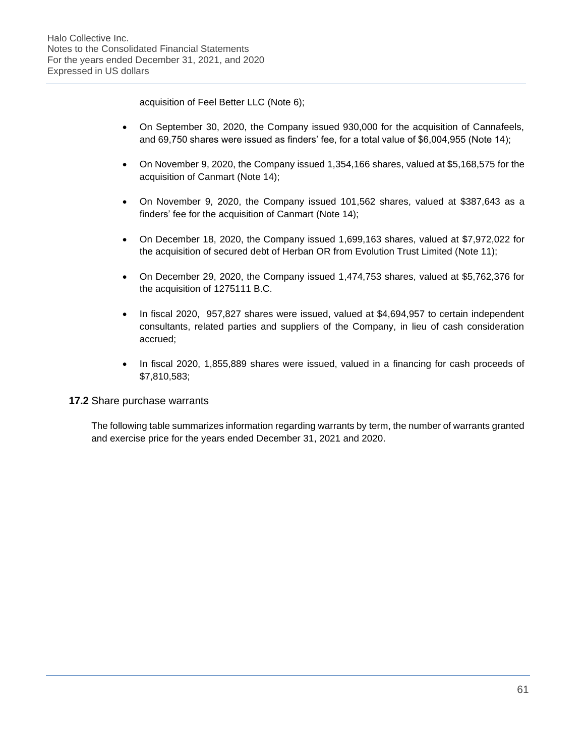acquisition of Feel Better LLC (Note 6);

- On September 30, 2020, the Company issued 930,000 for the acquisition of Cannafeels, and 69,750 shares were issued as finders' fee, for a total value of $6,004,955 (Note 14);
- On November 9, 2020, the Company issued 1,354,166 shares, valued at $5,168,575 for the acquisition of Canmart (Note 14);
- On November 9, 2020, the Company issued 101,562 shares, valued at $387,643 as a finders' fee for the acquisition of Canmart (Note 14);
- On December 18, 2020, the Company issued 1,699,163 shares, valued at $7,972,022 for the acquisition of secured debt of Herban OR from Evolution Trust Limited (Note 11);
- On December 29, 2020, the Company issued 1,474,753 shares, valued at $5,762,376 for the acquisition of 1275111 B.C.
- In fiscal 2020, 957,827 shares were issued, valued at $4,694,957 to certain independent consultants, related parties and suppliers of the Company, in lieu of cash consideration accrued;
- In fiscal 2020, 1,855,889 shares were issued, valued in a financing for cash proceeds of $7,810,583;

### **17.2** Share purchase warrants

The following table summarizes information regarding warrants by term, the number of warrants granted and exercise price for the years ended December 31, 2021 and 2020.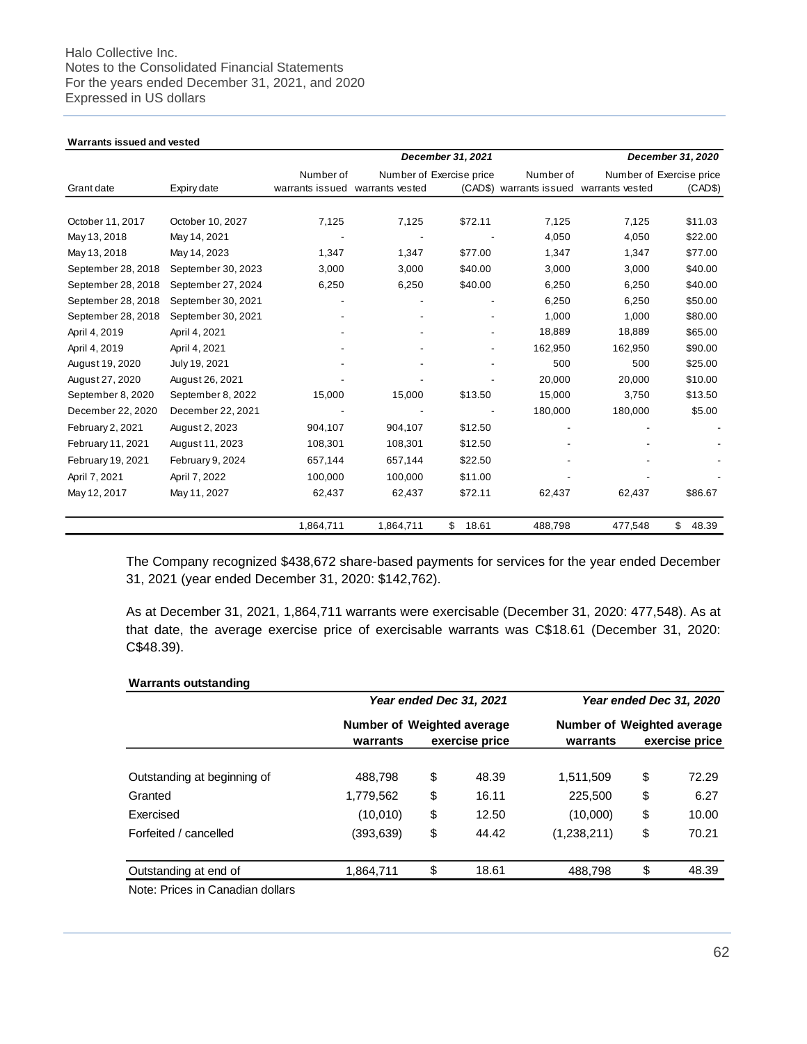**Warrants issued and vested**

| | | *December 31, 2021* | | | *December 31, 2020* | | |
|---|---|---|---|---|---|---|---|
| Grant date | Expiry date | Number of warrants issued | Number of warrants vested | Exercise price (CAD$) | Number of warrants issued | Number of warrants vested | Exercise price (CAD$) |
| October 11, 2017 | October 10, 2027 | 7,125 | 7,125 | $72.11 | 7,125 | 7,125 | $11.03 |
| May 13, 2018 | May 14, 2021 | - | - | - | 4,050 | 4,050 | $22.00 |
| May 13, 2018 | May 14, 2023 | 1,347 | 1,347 | $77.00 | 1,347 | 1,347 | $77.00 |
| September 28, 2018 | September 30, 2023 | 3,000 | 3,000 | $40.00 | 3,000 | 3,000 | $40.00 |
| September 28, 2018 | September 27, 2024 | 6,250 | 6,250 | $40.00 | 6,250 | 6,250 | $40.00 |
| September 28, 2018 | September 30, 2021 | - | - | - | 6,250 | 6,250 | $50.00 |
| September 28, 2018 | September 30, 2021 | - | - | - | 1,000 | 1,000 | $80.00 |
| April 4, 2019 | April 4, 2021 | - | - | - | 18,889 | 18,889 | $65.00 |
| April 4, 2019 | April 4, 2021 | - | - | - | 162,950 | 162,950 | $90.00 |
| August 19, 2020 | July 19, 2021 | - | - | - | 500 | 500 | $25.00 |
| August 27, 2020 | August 26, 2021 | - | - | - | 20,000 | 20,000 | $10.00 |
| September 8, 2020 | September 8, 2022 | 15,000 | 15,000 | $13.50 | 15,000 | 3,750 | $13.50 |
| December 22, 2020 | December 22, 2021 | - | - | - | 180,000 | 180,000 | $5.00 |
| February 2, 2021 | August 2, 2023 | 904,107 | 904,107 | $12.50 | - | - | - |
| February 11, 2021 | August 11, 2023 | 108,301 | 108,301 | $12.50 | - | - | - |
| February 19, 2021 | February 9, 2024 | 657,144 | 657,144 | $22.50 | - | - | - |
| April 7, 2021 | April 7, 2022 | 100,000 | 100,000 | $11.00 | - | - | - |
| May 12, 2017 | May 11, 2027 | 62,437 | 62,437 | $72.11 | 62,437 | 62,437 | $86.67 |
| | | 1,864,711 | 1,864,711 | $ 18.61 | 488,798 | 477,548 | $ 48.39 |

The Company recognized $438,672 share-based payments for services for the year ended December 31, 2021 (year ended December 31, 2020: $142,762).

As at December 31, 2021, 1,864,711 warrants were exercisable (December 31, 2020: 477,548). As at that date, the average exercise price of exercisable warrants was C$18.61 (December 31, 2020: C$48.39).

**Warrants outstanding**

| | *Year ended Dec 31, 2021* | | *Year ended Dec 31, 2020* | |
|---|---|---|---|---|
| | **Number of warrants** | **Weighted average exercise price** | **Number of warrants** | **Weighted average exercise price** |
| Outstanding at beginning of | 488,798 | $ 48.39 | 1,511,509 | $ 72.29 |
| Granted | 1,779,562 | $ 16.11 | 225,500 | $ 6.27 |
| Exercised | (10,010) | $ 12.50 | (10,000) | $ 10.00 |
| Forfeited / cancelled | (393,639) | $ 44.42 | (1,238,211) | $ 70.21 |
| Outstanding at end of | 1,864,711 | $ 18.61 | 488,798 | $ 48.39 |

Note: Prices in Canadian dollars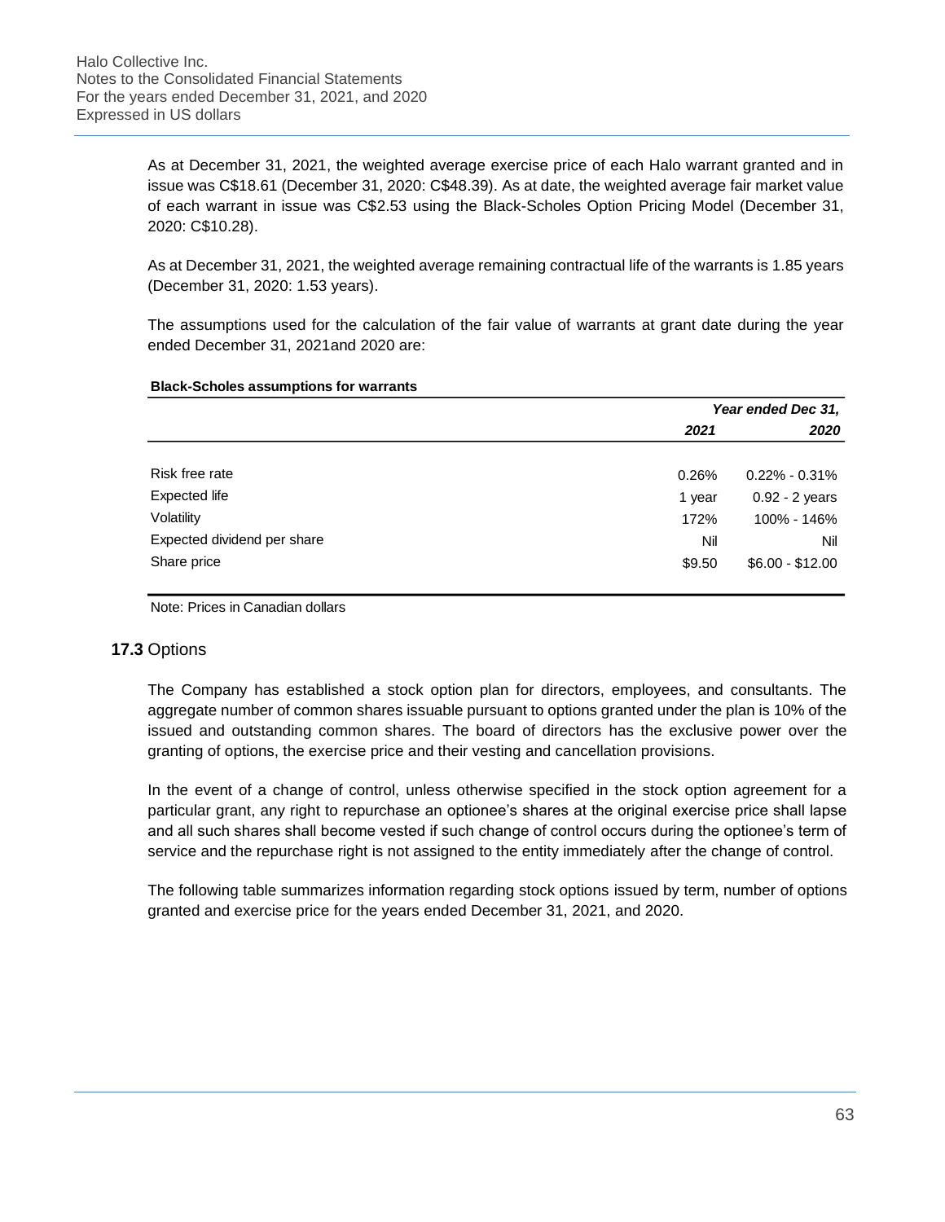As at December 31, 2021, the weighted average exercise price of each Halo warrant granted and in issue was C$18.61 (December 31, 2020: C$48.39). As at date, the weighted average fair market value of each warrant in issue was C$2.53 using the Black-Scholes Option Pricing Model (December 31, 2020: C$10.28).

As at December 31, 2021, the weighted average remaining contractual life of the warrants is 1.85 years (December 31, 2020: 1.53 years).

The assumptions used for the calculation of the fair value of warrants at grant date during the year ended December 31, 2021and 2020 are:

**Black-Scholes assumptions for warrants**

| | *Year ended Dec 31,* | |
|---|---|---|
| | ***2021*** | ***2020*** |
| Risk free rate | 0.26% | 0.22% - 0.31% |
| Expected life | 1 year | 0.92 - 2 years |
| Volatility | 172% | 100% - 146% |
| Expected dividend per share | Nil | Nil |
| Share price | $9.50 | $6.00 - $12.00 |

Note: Prices in Canadian dollars

## **17.3** Options

The Company has established a stock option plan for directors, employees, and consultants. The aggregate number of common shares issuable pursuant to options granted under the plan is 10% of the issued and outstanding common shares. The board of directors has the exclusive power over the granting of options, the exercise price and their vesting and cancellation provisions.

In the event of a change of control, unless otherwise specified in the stock option agreement for a particular grant, any right to repurchase an optionee's shares at the original exercise price shall lapse and all such shares shall become vested if such change of control occurs during the optionee's term of service and the repurchase right is not assigned to the entity immediately after the change of control.

The following table summarizes information regarding stock options issued by term, number of options granted and exercise price for the years ended December 31, 2021, and 2020.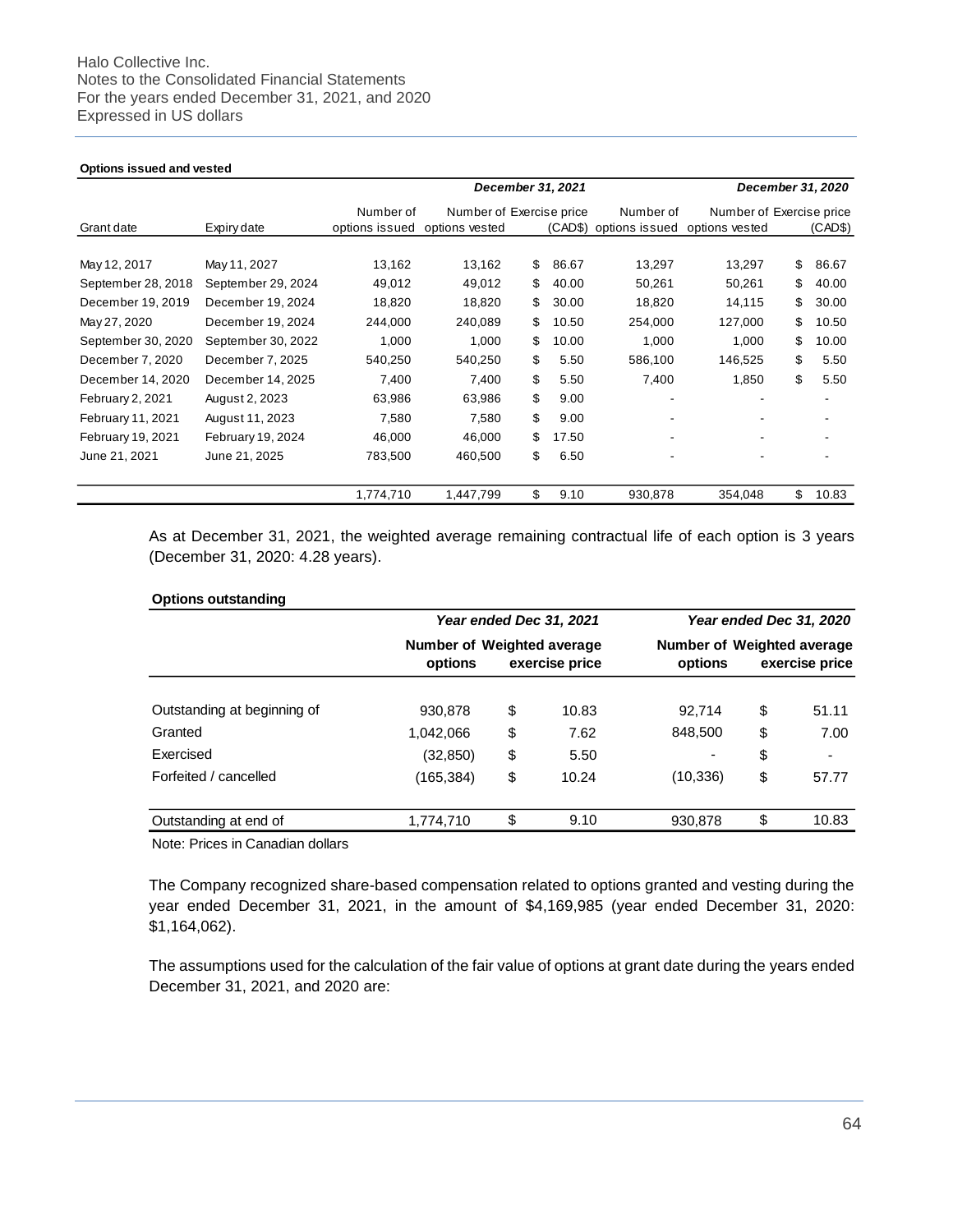**Options issued and vested**

| | | December 31, 2021 | | | December 31, 2020 | | |
|---|---|---|---|---|---|---|---|
| Grant date | Expiry date | Number of options issued | Number of options vested | Exercise price (CAD$) | Number of options issued | Number of options vested | Exercise price (CAD$) |
| May 12, 2017 | May 11, 2027 | 13,162 | 13,162 | $ 86.67 | 13,297 | 13,297 | $ 86.67 |
| September 28, 2018 | September 29, 2024 | 49,012 | 49,012 | $ 40.00 | 50,261 | 50,261 | $ 40.00 |
| December 19, 2019 | December 19, 2024 | 18,820 | 18,820 | $ 30.00 | 18,820 | 14,115 | $ 30.00 |
| May 27, 2020 | December 19, 2024 | 244,000 | 240,089 | $ 10.50 | 254,000 | 127,000 | $ 10.50 |
| September 30, 2020 | September 30, 2022 | 1,000 | 1,000 | $ 10.00 | 1,000 | 1,000 | $ 10.00 |
| December 7, 2020 | December 7, 2025 | 540,250 | 540,250 | $ 5.50 | 586,100 | 146,525 | $ 5.50 |
| December 14, 2020 | December 14, 2025 | 7,400 | 7,400 | $ 5.50 | 7,400 | 1,850 | $ 5.50 |
| February 2, 2021 | August 2, 2023 | 63,986 | 63,986 | $ 9.00 | - | - | - |
| February 11, 2021 | August 11, 2023 | 7,580 | 7,580 | $ 9.00 | - | - | - |
| February 19, 2021 | February 19, 2024 | 46,000 | 46,000 | $ 17.50 | - | - | - |
| June 21, 2021 | June 21, 2025 | 783,500 | 460,500 | $ 6.50 | - | - | - |
| | | 1,774,710 | 1,447,799 | $ 9.10 | 930,878 | 354,048 | $ 10.83 |

As at December 31, 2021, the weighted average remaining contractual life of each option is 3 years (December 31, 2020: 4.28 years).

**Options outstanding**

| | Year ended Dec 31, 2021 | | Year ended Dec 31, 2020 | |
|---|---|---|---|---|
| | **Number of options** | **Weighted average exercise price** | **Number of options** | **Weighted average exercise price** |
| Outstanding at beginning of | 930,878 | $ 10.83 | 92,714 | $ 51.11 |
| Granted | 1,042,066 | $ 7.62 | 848,500 | $ 7.00 |
| Exercised | (32,850) | $ 5.50 | - | $ - |
| Forfeited / cancelled | (165,384) | $ 10.24 | (10,336) | $ 57.77 |
| Outstanding at end of | 1,774,710 | $ 9.10 | 930,878 | $ 10.83 |

Note: Prices in Canadian dollars

The Company recognized share-based compensation related to options granted and vesting during the year ended December 31, 2021, in the amount of $4,169,985 (year ended December 31, 2020: $1,164,062).

The assumptions used for the calculation of the fair value of options at grant date during the years ended December 31, 2021, and 2020 are: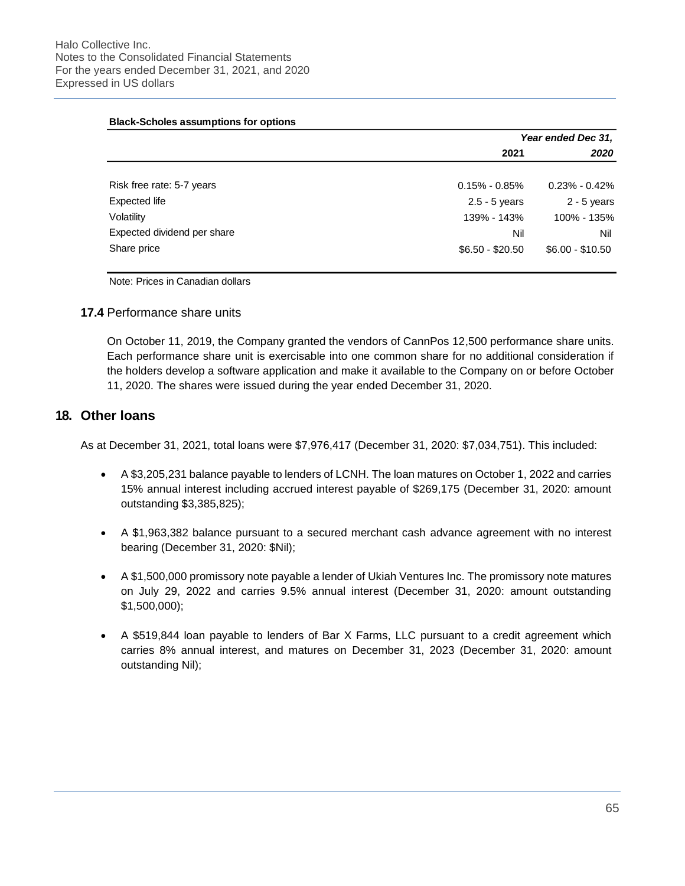**Black-Scholes assumptions for options**

| | *Year ended Dec 31,* | |
|---|---|---|
| | **2021** | ***2020*** |
| Risk free rate: 5-7 years | 0.15% - 0.85% | 0.23% - 0.42% |
| Expected life | 2.5 - 5 years | 2 - 5 years |
| Volatility | 139% - 143% | 100% - 135% |
| Expected dividend per share | Nil | Nil |
| Share price | $6.50 - $20.50 | $6.00 - $10.50 |

Note: Prices in Canadian dollars

### **17.4** Performance share units

On October 11, 2019, the Company granted the vendors of CannPos 12,500 performance share units. Each performance share unit is exercisable into one common share for no additional consideration if the holders develop a software application and make it available to the Company on or before October 11, 2020. The shares were issued during the year ended December 31, 2020.

## 18. Other loans

As at December 31, 2021, total loans were $7,976,417 (December 31, 2020: $7,034,751). This included:

- A $3,205,231 balance payable to lenders of LCNH. The loan matures on October 1, 2022 and carries 15% annual interest including accrued interest payable of $269,175 (December 31, 2020: amount outstanding $3,385,825);

- A $1,963,382 balance pursuant to a secured merchant cash advance agreement with no interest bearing (December 31, 2020: $Nil);

- A $1,500,000 promissory note payable a lender of Ukiah Ventures Inc. The promissory note matures on July 29, 2022 and carries 9.5% annual interest (December 31, 2020: amount outstanding $1,500,000);

- A $519,844 loan payable to lenders of Bar X Farms, LLC pursuant to a credit agreement which carries 8% annual interest, and matures on December 31, 2023 (December 31, 2020: amount outstanding Nil);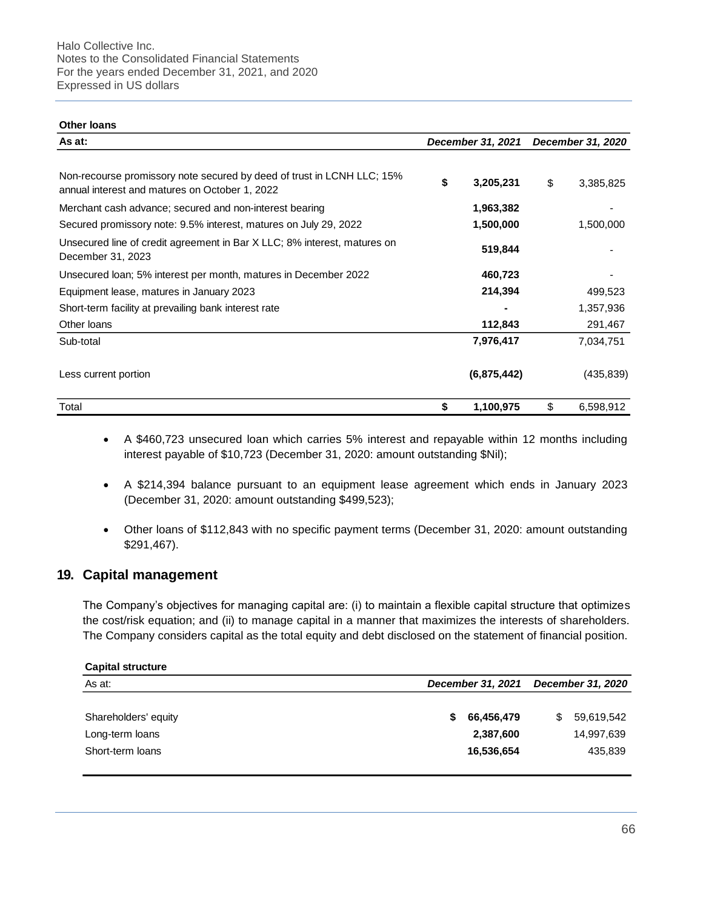**Other loans**

| As at: | December 31, 2021 | December 31, 2020 |
|---|---|---|
| Non-recourse promissory note secured by deed of trust in LCNH LLC; 15% annual interest and matures on October 1, 2022 | $ 3,205,231 | $ 3,385,825 |
| Merchant cash advance; secured and non-interest bearing | 1,963,382 | - |
| Secured promissory note: 9.5% interest, matures on July 29, 2022 | 1,500,000 | 1,500,000 |
| Unsecured line of credit agreement in Bar X LLC; 8% interest, matures on December 31, 2023 | 519,844 | - |
| Unsecured loan; 5% interest per month, matures in December 2022 | 460,723 | - |
| Equipment lease, matures in January 2023 | 214,394 | 499,523 |
| Short-term facility at prevailing bank interest rate | - | 1,357,936 |
| Other loans | 112,843 | 291,467 |
| Sub-total | 7,976,417 | 7,034,751 |
| Less current portion | (6,875,442) | (435,839) |
| Total | $ 1,100,975 | $ 6,598,912 |

- A $460,723 unsecured loan which carries 5% interest and repayable within 12 months including interest payable of $10,723 (December 31, 2020: amount outstanding $Nil);
- A $214,394 balance pursuant to an equipment lease agreement which ends in January 2023 (December 31, 2020: amount outstanding $499,523);
- Other loans of $112,843 with no specific payment terms (December 31, 2020: amount outstanding $291,467).

## 19. Capital management

The Company's objectives for managing capital are: (i) to maintain a flexible capital structure that optimizes the cost/risk equation; and (ii) to manage capital in a manner that maximizes the interests of shareholders. The Company considers capital as the total equity and debt disclosed on the statement of financial position.

**Capital structure**

| As at: | December 31, 2021 | December 31, 2020 |
|---|---|---|
| Shareholders' equity | $ 66,456,479 | $ 59,619,542 |
| Long-term loans | 2,387,600 | 14,997,639 |
| Short-term loans | 16,536,654 | 435,839 |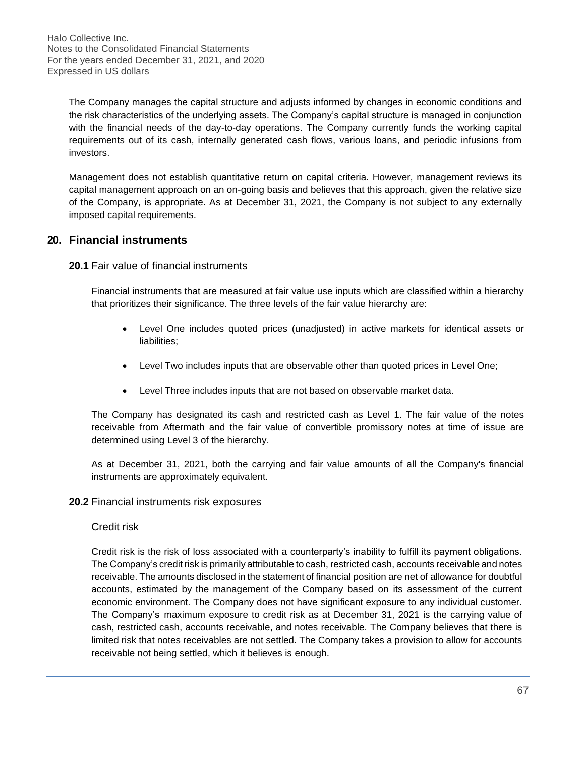The Company manages the capital structure and adjusts informed by changes in economic conditions and the risk characteristics of the underlying assets. The Company's capital structure is managed in conjunction with the financial needs of the day-to-day operations. The Company currently funds the working capital requirements out of its cash, internally generated cash flows, various loans, and periodic infusions from investors.

Management does not establish quantitative return on capital criteria. However, management reviews its capital management approach on an on-going basis and believes that this approach, given the relative size of the Company, is appropriate. As at December 31, 2021, the Company is not subject to any externally imposed capital requirements.

## 20. Financial instruments

### 20.1 Fair value of financial instruments

Financial instruments that are measured at fair value use inputs which are classified within a hierarchy that prioritizes their significance. The three levels of the fair value hierarchy are:

- Level One includes quoted prices (unadjusted) in active markets for identical assets or liabilities;
- Level Two includes inputs that are observable other than quoted prices in Level One;
- Level Three includes inputs that are not based on observable market data.

The Company has designated its cash and restricted cash as Level 1. The fair value of the notes receivable from Aftermath and the fair value of convertible promissory notes at time of issue are determined using Level 3 of the hierarchy.

As at December 31, 2021, both the carrying and fair value amounts of all the Company's financial instruments are approximately equivalent.

### 20.2 Financial instruments risk exposures

Credit risk

Credit risk is the risk of loss associated with a counterparty's inability to fulfill its payment obligations. The Company's credit risk is primarily attributable to cash, restricted cash, accounts receivable and notes receivable. The amounts disclosed in the statement of financial position are net of allowance for doubtful accounts, estimated by the management of the Company based on its assessment of the current economic environment. The Company does not have significant exposure to any individual customer. The Company's maximum exposure to credit risk as at December 31, 2021 is the carrying value of cash, restricted cash, accounts receivable, and notes receivable. The Company believes that there is limited risk that notes receivables are not settled. The Company takes a provision to allow for accounts receivable not being settled, which it believes is enough.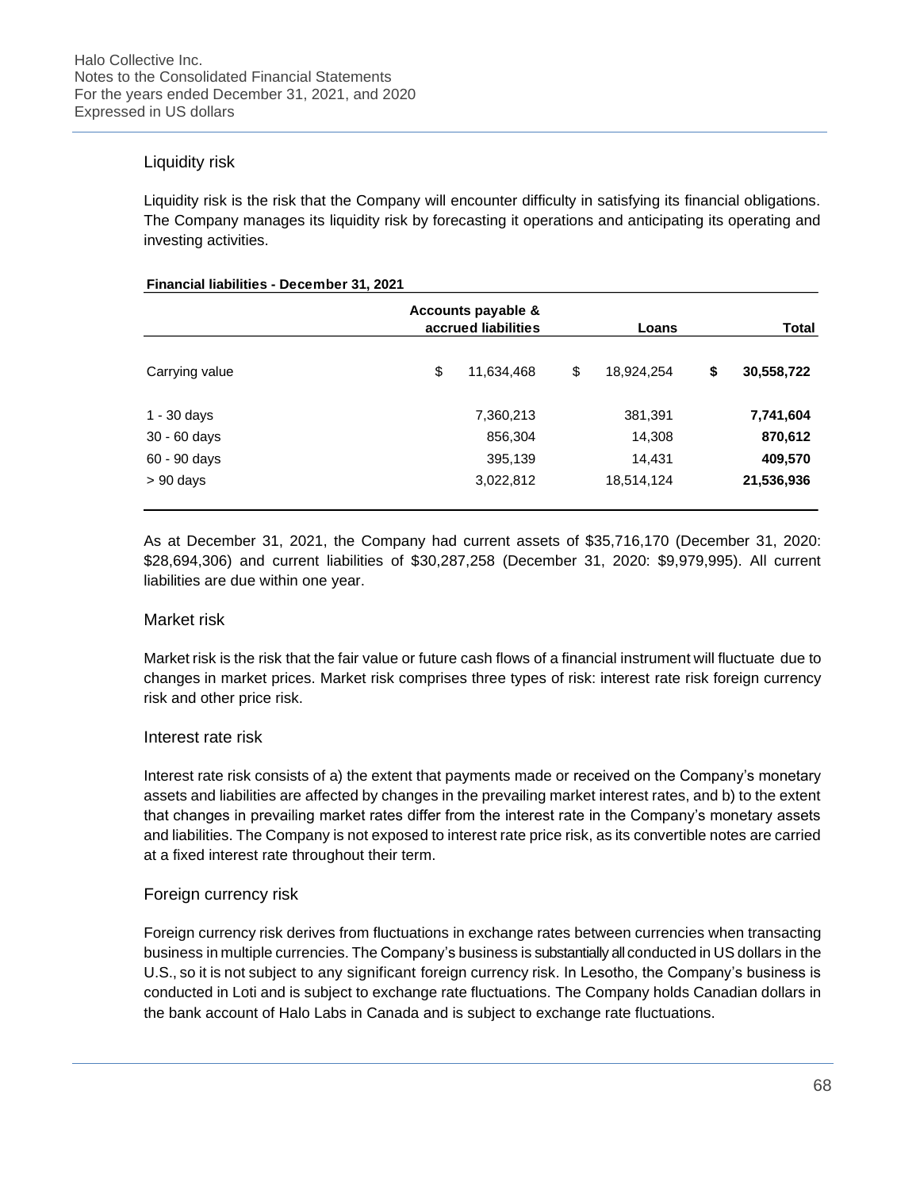## Liquidity risk

Liquidity risk is the risk that the Company will encounter difficulty in satisfying its financial obligations. The Company manages its liquidity risk by forecasting it operations and anticipating its operating and investing activities.

**Financial liabilities - December 31, 2021**

| | Accounts payable & accrued liabilities | Loans | Total |
|---|---|---|---|
| Carrying value | $ 11,634,468 | $ 18,924,254 | **$ 30,558,722** |
| 1 - 30 days | 7,360,213 | 381,391 | **7,741,604** |
| 30 - 60 days | 856,304 | 14,308 | **870,612** |
| 60 - 90 days | 395,139 | 14,431 | **409,570** |
| > 90 days | 3,022,812 | 18,514,124 | **21,536,936** |

As at December 31, 2021, the Company had current assets of $35,716,170 (December 31, 2020: $28,694,306) and current liabilities of $30,287,258 (December 31, 2020: $9,979,995). All current liabilities are due within one year.

## Market risk

Market risk is the risk that the fair value or future cash flows of a financial instrument will fluctuate due to changes in market prices. Market risk comprises three types of risk: interest rate risk foreign currency risk and other price risk.

## Interest rate risk

Interest rate risk consists of a) the extent that payments made or received on the Company's monetary assets and liabilities are affected by changes in the prevailing market interest rates, and b) to the extent that changes in prevailing market rates differ from the interest rate in the Company's monetary assets and liabilities. The Company is not exposed to interest rate price risk, as its convertible notes are carried at a fixed interest rate throughout their term.

## Foreign currency risk

Foreign currency risk derives from fluctuations in exchange rates between currencies when transacting business in multiple currencies. The Company's business is substantially all conducted in US dollars in the U.S., so it is not subject to any significant foreign currency risk. In Lesotho, the Company's business is conducted in Loti and is subject to exchange rate fluctuations. The Company holds Canadian dollars in the bank account of Halo Labs in Canada and is subject to exchange rate fluctuations.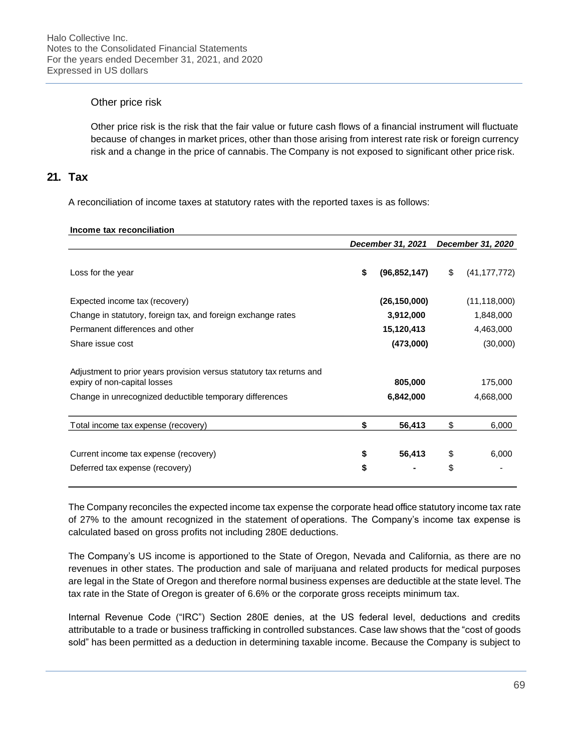Other price risk

Other price risk is the risk that the fair value or future cash flows of a financial instrument will fluctuate because of changes in market prices, other than those arising from interest rate risk or foreign currency risk and a change in the price of cannabis. The Company is not exposed to significant other price risk.

## 21. Tax

A reconciliation of income taxes at statutory rates with the reported taxes is as follows:

**Income tax reconciliation**

| | *December 31, 2021* | *December 31, 2020* |
|---|---|---|
| Loss for the year | **$ (96,852,147)** | $ (41,177,772) |
| Expected income tax (recovery) | **(26,150,000)** | (11,118,000) |
| Change in statutory, foreign tax, and foreign exchange rates | **3,912,000** | 1,848,000 |
| Permanent differences and other | **15,120,413** | 4,463,000 |
| Share issue cost | **(473,000)** | (30,000) |
| Adjustment to prior years provision versus statutory tax returns and expiry of non-capital losses | **805,000** | 175,000 |
| Change in unrecognized deductible temporary differences | **6,842,000** | 4,668,000 |
| Total income tax expense (recovery) | **$ 56,413** | $ 6,000 |
| Current income tax expense (recovery) | **$ 56,413** | $ 6,000 |
| Deferred tax expense (recovery) | **$ -** | $ - |

The Company reconciles the expected income tax expense the corporate head office statutory income tax rate of 27% to the amount recognized in the statement of operations. The Company's income tax expense is calculated based on gross profits not including 280E deductions.

The Company's US income is apportioned to the State of Oregon, Nevada and California, as there are no revenues in other states. The production and sale of marijuana and related products for medical purposes are legal in the State of Oregon and therefore normal business expenses are deductible at the state level. The tax rate in the State of Oregon is greater of 6.6% or the corporate gross receipts minimum tax.

Internal Revenue Code ("IRC") Section 280E denies, at the US federal level, deductions and credits attributable to a trade or business trafficking in controlled substances. Case law shows that the "cost of goods sold" has been permitted as a deduction in determining taxable income. Because the Company is subject to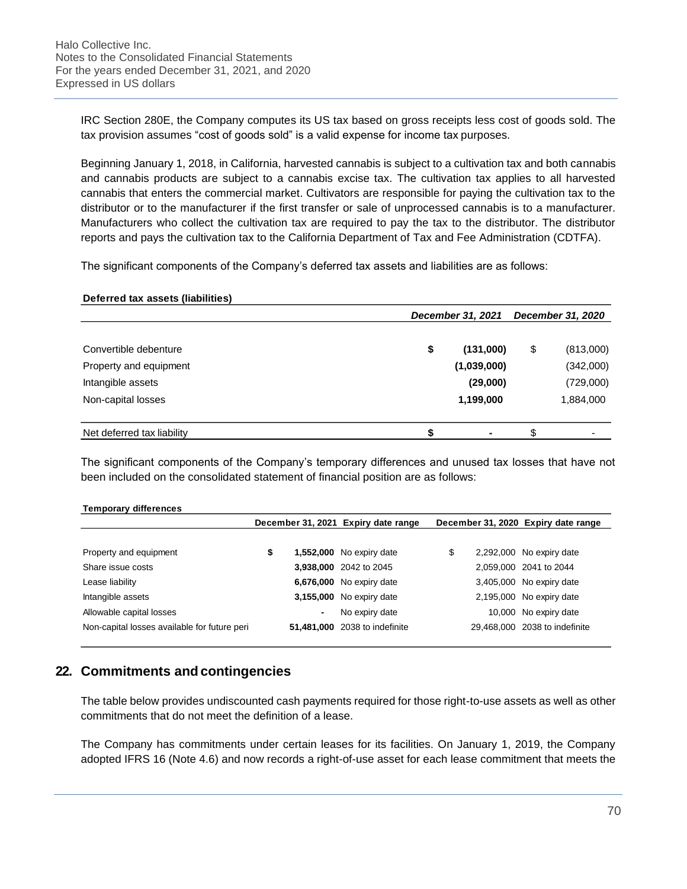IRC Section 280E, the Company computes its US tax based on gross receipts less cost of goods sold. The tax provision assumes "cost of goods sold" is a valid expense for income tax purposes.

Beginning January 1, 2018, in California, harvested cannabis is subject to a cultivation tax and both cannabis and cannabis products are subject to a cannabis excise tax. The cultivation tax applies to all harvested cannabis that enters the commercial market. Cultivators are responsible for paying the cultivation tax to the distributor or to the manufacturer if the first transfer or sale of unprocessed cannabis is to a manufacturer. Manufacturers who collect the cultivation tax are required to pay the tax to the distributor. The distributor reports and pays the cultivation tax to the California Department of Tax and Fee Administration (CDTFA).

The significant components of the Company's deferred tax assets and liabilities are as follows:

**Deferred tax assets (liabilities)**

| | *December 31, 2021* | *December 31, 2020* |
|---|---|---|
| Convertible debenture | **$ (131,000)** | $ (813,000) |
| Property and equipment | **(1,039,000)** | (342,000) |
| Intangible assets | **(29,000)** | (729,000) |
| Non-capital losses | **1,199,000** | 1,884,000 |
| Net deferred tax liability | **$ -** | $ - |

The significant components of the Company's temporary differences and unused tax losses that have not been included on the consolidated statement of financial position are as follows:

**Temporary differences**

| | December 31, 2021 | Expiry date range | December 31, 2020 | Expiry date range |
|---|---|---|---|---|
| Property and equipment | **$ 1,552,000** | No expiry date | $ 2,292,000 | No expiry date |
| Share issue costs | **3,938,000** | 2042 to 2045 | 2,059,000 | 2041 to 2044 |
| Lease liability | **6,676,000** | No expiry date | 3,405,000 | No expiry date |
| Intangible assets | **3,155,000** | No expiry date | 2,195,000 | No expiry date |
| Allowable capital losses | **-** | No expiry date | 10,000 | No expiry date |
| Non-capital losses available for future peri | **51,481,000** | 2038 to indefinite | 29,468,000 | 2038 to indefinite |

## 22. Commitments and contingencies

The table below provides undiscounted cash payments required for those right-to-use assets as well as other commitments that do not meet the definition of a lease.

The Company has commitments under certain leases for its facilities. On January 1, 2019, the Company adopted IFRS 16 (Note 4.6) and now records a right-of-use asset for each lease commitment that meets the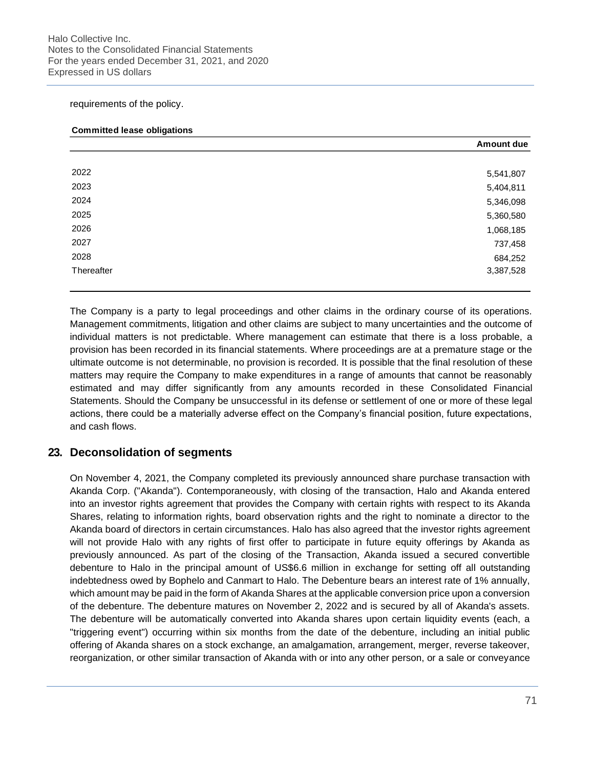requirements of the policy.

**Committed lease obligations**

| | Amount due |
|---|---|
| 2022 | 5,541,807 |
| 2023 | 5,404,811 |
| 2024 | 5,346,098 |
| 2025 | 5,360,580 |
| 2026 | 1,068,185 |
| 2027 | 737,458 |
| 2028 | 684,252 |
| Thereafter | 3,387,528 |

The Company is a party to legal proceedings and other claims in the ordinary course of its operations. Management commitments, litigation and other claims are subject to many uncertainties and the outcome of individual matters is not predictable. Where management can estimate that there is a loss probable, a provision has been recorded in its financial statements. Where proceedings are at a premature stage or the ultimate outcome is not determinable, no provision is recorded. It is possible that the final resolution of these matters may require the Company to make expenditures in a range of amounts that cannot be reasonably estimated and may differ significantly from any amounts recorded in these Consolidated Financial Statements. Should the Company be unsuccessful in its defense or settlement of one or more of these legal actions, there could be a materially adverse effect on the Company's financial position, future expectations, and cash flows.

## 23. Deconsolidation of segments

On November 4, 2021, the Company completed its previously announced share purchase transaction with Akanda Corp. ("Akanda"). Contemporaneously, with closing of the transaction, Halo and Akanda entered into an investor rights agreement that provides the Company with certain rights with respect to its Akanda Shares, relating to information rights, board observation rights and the right to nominate a director to the Akanda board of directors in certain circumstances. Halo has also agreed that the investor rights agreement will not provide Halo with any rights of first offer to participate in future equity offerings by Akanda as previously announced. As part of the closing of the Transaction, Akanda issued a secured convertible debenture to Halo in the principal amount of US$6.6 million in exchange for setting off all outstanding indebtedness owed by Bophelo and Canmart to Halo. The Debenture bears an interest rate of 1% annually, which amount may be paid in the form of Akanda Shares at the applicable conversion price upon a conversion of the debenture. The debenture matures on November 2, 2022 and is secured by all of Akanda's assets. The debenture will be automatically converted into Akanda shares upon certain liquidity events (each, a "triggering event") occurring within six months from the date of the debenture, including an initial public offering of Akanda shares on a stock exchange, an amalgamation, arrangement, merger, reverse takeover, reorganization, or other similar transaction of Akanda with or into any other person, or a sale or conveyance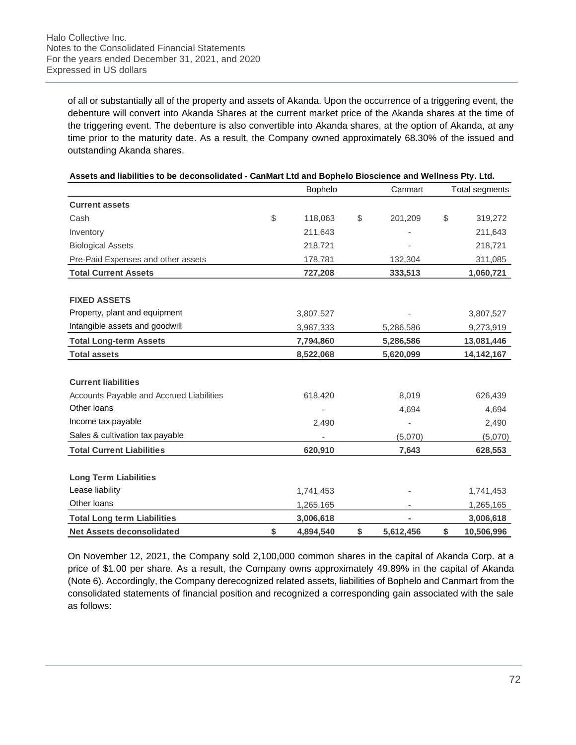of all or substantially all of the property and assets of Akanda. Upon the occurrence of a triggering event, the debenture will convert into Akanda Shares at the current market price of the Akanda shares at the time of the triggering event. The debenture is also convertible into Akanda shares, at the option of Akanda, at any time prior to the maturity date. As a result, the Company owned approximately 68.30% of the issued and outstanding Akanda shares.

**Assets and liabilities to be deconsolidated - CanMart Ltd and Bophelo Bioscience and Wellness Pty. Ltd.**

| | Bophelo | Canmart | Total segments |
|---|---|---|---|
| **Current assets** | | | |
| Cash | $ 118,063 | $ 201,209 | $ 319,272 |
| Inventory | 211,643 | - | 211,643 |
| Biological Assets | 218,721 | - | 218,721 |
| Pre-Paid Expenses and other assets | 178,781 | 132,304 | 311,085 |
| **Total Current Assets** | **727,208** | **333,513** | **1,060,721** |
| | | | |
| **FIXED ASSETS** | | | |
| Property, plant and equipment | 3,807,527 | - | 3,807,527 |
| Intangible assets and goodwill | 3,987,333 | 5,286,586 | 9,273,919 |
| **Total Long-term Assets** | **7,794,860** | **5,286,586** | **13,081,446** |
| **Total assets** | **8,522,068** | **5,620,099** | **14,142,167** |
| | | | |
| **Current liabilities** | | | |
| Accounts Payable and Accrued Liabilities | 618,420 | 8,019 | 626,439 |
| Other loans | - | 4,694 | 4,694 |
| Income tax payable | 2,490 | - | 2,490 |
| Sales & cultivation tax payable | - | (5,070) | (5,070) |
| **Total Current Liabilities** | **620,910** | **7,643** | **628,553** |
| | | | |
| **Long Term Liabilities** | | | |
| Lease liability | 1,741,453 | - | 1,741,453 |
| Other loans | 1,265,165 | - | 1,265,165 |
| **Total Long term Liabilities** | **3,006,618** | **-** | **3,006,618** |
| **Net Assets deconsolidated** | **$ 4,894,540** | **$ 5,612,456** | **$ 10,506,996** |

On November 12, 2021, the Company sold 2,100,000 common shares in the capital of Akanda Corp. at a price of $1.00 per share. As a result, the Company owns approximately 49.89% in the capital of Akanda (Note 6). Accordingly, the Company derecognized related assets, liabilities of Bophelo and Canmart from the consolidated statements of financial position and recognized a corresponding gain associated with the sale as follows: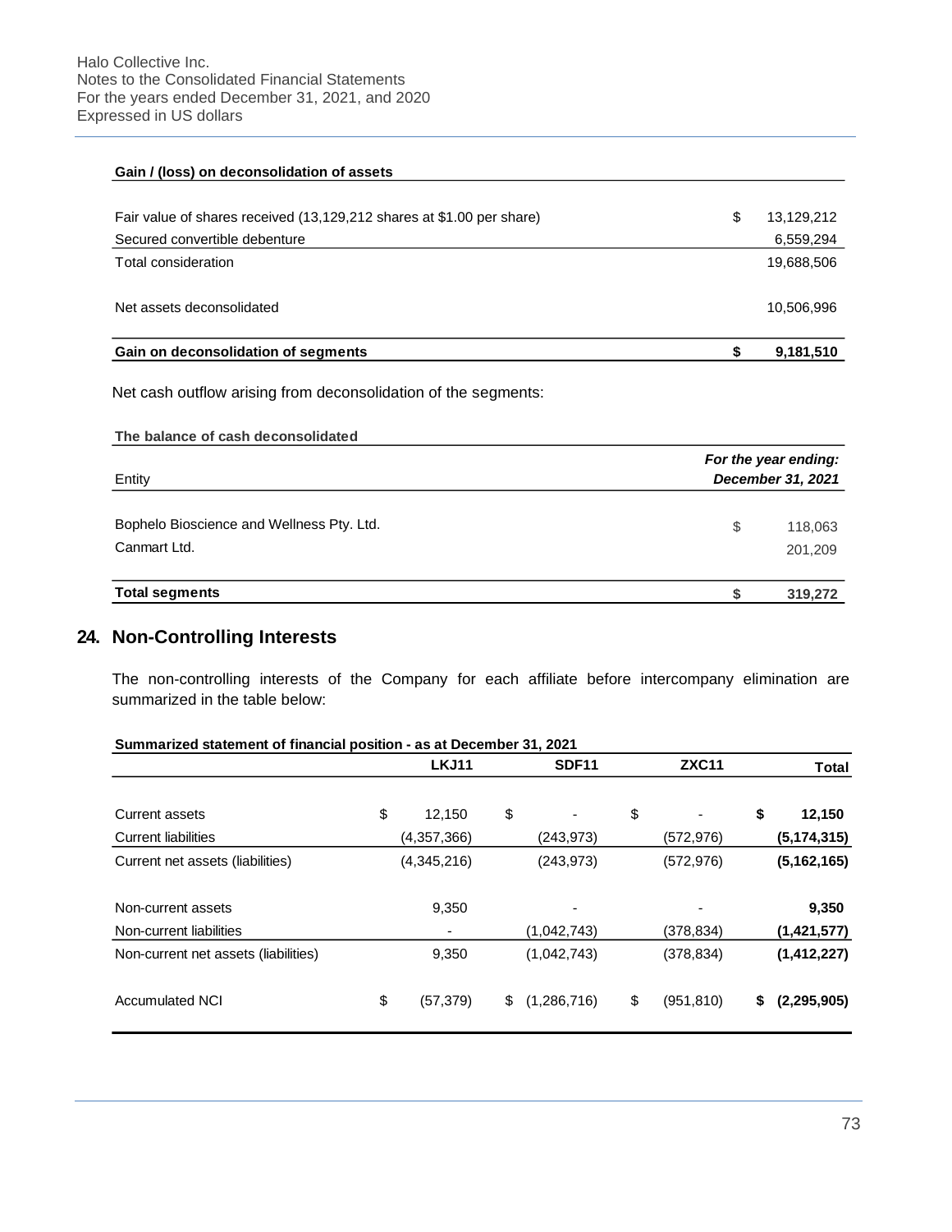| Gain / (loss) on deconsolidation of assets | | |
|---|---|---|
| Fair value of shares received (13,129,212 shares at $1.00 per share) | $ | 13,129,212 |
| Secured convertible debenture | | 6,559,294 |
| Total consideration | | 19,688,506 |
| Net assets deconsolidated | | 10,506,996 |
| **Gain on deconsolidation of segments** | **$** | **9,181,510** |

Net cash outflow arising from deconsolidation of the segments:

| The balance of cash deconsolidated | | |
|---|---|---|
| Entity | | *For the year ending: December 31, 2021* |
| Bophelo Bioscience and Wellness Pty. Ltd. | $ | 118,063 |
| Canmart Ltd. | | 201,209 |
| **Total segments** | **$** | **319,272** |

## 24. Non-Controlling Interests

The non-controlling interests of the Company for each affiliate before intercompany elimination are summarized in the table below:

**Summarized statement of financial position - as at December 31, 2021**

| | | LKJ11 | | SDF11 | | ZXC11 | | Total |
|---|---|---|---|---|---|---|---|---|
| Current assets | $ | 12,150 | $ | - | $ | - | **$** | **12,150** |
| Current liabilities | | (4,357,366) | | (243,973) | | (572,976) | | **(5,174,315)** |
| Current net assets (liabilities) | | (4,345,216) | | (243,973) | | (572,976) | | **(5,162,165)** |
| Non-current assets | | 9,350 | | - | | - | | **9,350** |
| Non-current liabilities | | - | | (1,042,743) | | (378,834) | | **(1,421,577)** |
| Non-current net assets (liabilities) | | 9,350 | | (1,042,743) | | (378,834) | | **(1,412,227)** |
| Accumulated NCI | $ | (57,379) | $ | (1,286,716) | $ | (951,810) | **$** | **(2,295,905)** |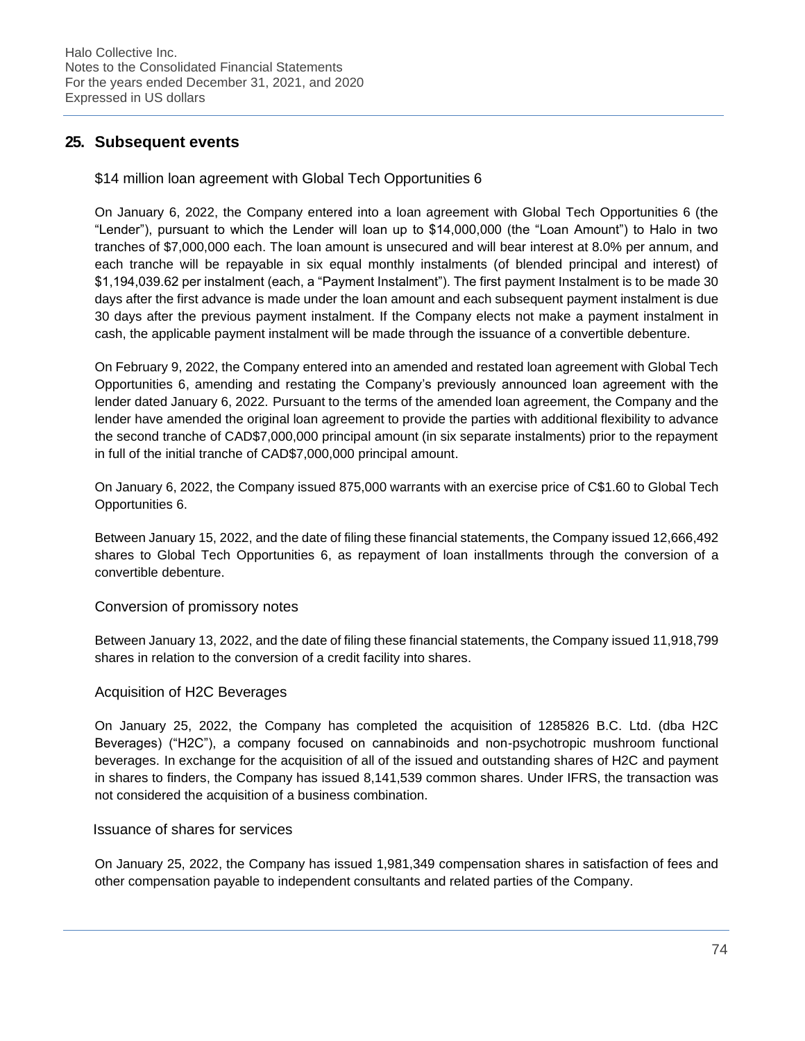## 25. Subsequent events

### $14 million loan agreement with Global Tech Opportunities 6

On January 6, 2022, the Company entered into a loan agreement with Global Tech Opportunities 6 (the "Lender"), pursuant to which the Lender will loan up to $14,000,000 (the "Loan Amount") to Halo in two tranches of $7,000,000 each. The loan amount is unsecured and will bear interest at 8.0% per annum, and each tranche will be repayable in six equal monthly instalments (of blended principal and interest) of $1,194,039.62 per instalment (each, a "Payment Instalment"). The first payment Instalment is to be made 30 days after the first advance is made under the loan amount and each subsequent payment instalment is due 30 days after the previous payment instalment. If the Company elects not make a payment instalment in cash, the applicable payment instalment will be made through the issuance of a convertible debenture.

On February 9, 2022, the Company entered into an amended and restated loan agreement with Global Tech Opportunities 6, amending and restating the Company's previously announced loan agreement with the lender dated January 6, 2022. Pursuant to the terms of the amended loan agreement, the Company and the lender have amended the original loan agreement to provide the parties with additional flexibility to advance the second tranche of CAD$7,000,000 principal amount (in six separate instalments) prior to the repayment in full of the initial tranche of CAD$7,000,000 principal amount.

On January 6, 2022, the Company issued 875,000 warrants with an exercise price of C$1.60 to Global Tech Opportunities 6.

Between January 15, 2022, and the date of filing these financial statements, the Company issued 12,666,492 shares to Global Tech Opportunities 6, as repayment of loan installments through the conversion of a convertible debenture.

### Conversion of promissory notes

Between January 13, 2022, and the date of filing these financial statements, the Company issued 11,918,799 shares in relation to the conversion of a credit facility into shares.

### Acquisition of H2C Beverages

On January 25, 2022, the Company has completed the acquisition of 1285826 B.C. Ltd. (dba H2C Beverages) ("H2C"), a company focused on cannabinoids and non-psychotropic mushroom functional beverages. In exchange for the acquisition of all of the issued and outstanding shares of H2C and payment in shares to finders, the Company has issued 8,141,539 common shares. Under IFRS, the transaction was not considered the acquisition of a business combination.

### Issuance of shares for services

On January 25, 2022, the Company has issued 1,981,349 compensation shares in satisfaction of fees and other compensation payable to independent consultants and related parties of the Company.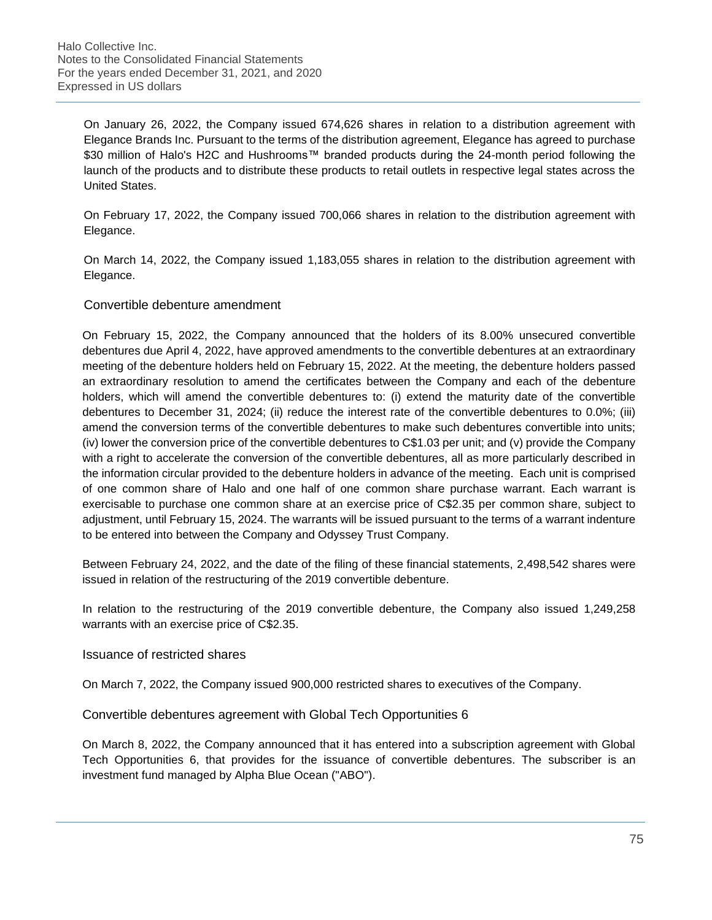On January 26, 2022, the Company issued 674,626 shares in relation to a distribution agreement with Elegance Brands Inc. Pursuant to the terms of the distribution agreement, Elegance has agreed to purchase $30 million of Halo's H2C and Hushrooms™ branded products during the 24-month period following the launch of the products and to distribute these products to retail outlets in respective legal states across the United States.

On February 17, 2022, the Company issued 700,066 shares in relation to the distribution agreement with Elegance.

On March 14, 2022, the Company issued 1,183,055 shares in relation to the distribution agreement with Elegance.

### Convertible debenture amendment

On February 15, 2022, the Company announced that the holders of its 8.00% unsecured convertible debentures due April 4, 2022, have approved amendments to the convertible debentures at an extraordinary meeting of the debenture holders held on February 15, 2022. At the meeting, the debenture holders passed an extraordinary resolution to amend the certificates between the Company and each of the debenture holders, which will amend the convertible debentures to: (i) extend the maturity date of the convertible debentures to December 31, 2024; (ii) reduce the interest rate of the convertible debentures to 0.0%; (iii) amend the conversion terms of the convertible debentures to make such debentures convertible into units; (iv) lower the conversion price of the convertible debentures to C$1.03 per unit; and (v) provide the Company with a right to accelerate the conversion of the convertible debentures, all as more particularly described in the information circular provided to the debenture holders in advance of the meeting. Each unit is comprised of one common share of Halo and one half of one common share purchase warrant. Each warrant is exercisable to purchase one common share at an exercise price of C$2.35 per common share, subject to adjustment, until February 15, 2024. The warrants will be issued pursuant to the terms of a warrant indenture to be entered into between the Company and Odyssey Trust Company.

Between February 24, 2022, and the date of the filing of these financial statements, 2,498,542 shares were issued in relation of the restructuring of the 2019 convertible debenture.

In relation to the restructuring of the 2019 convertible debenture, the Company also issued 1,249,258 warrants with an exercise price of C$2.35.

### Issuance of restricted shares

On March 7, 2022, the Company issued 900,000 restricted shares to executives of the Company.

### Convertible debentures agreement with Global Tech Opportunities 6

On March 8, 2022, the Company announced that it has entered into a subscription agreement with Global Tech Opportunities 6, that provides for the issuance of convertible debentures. The subscriber is an investment fund managed by Alpha Blue Ocean ("ABO").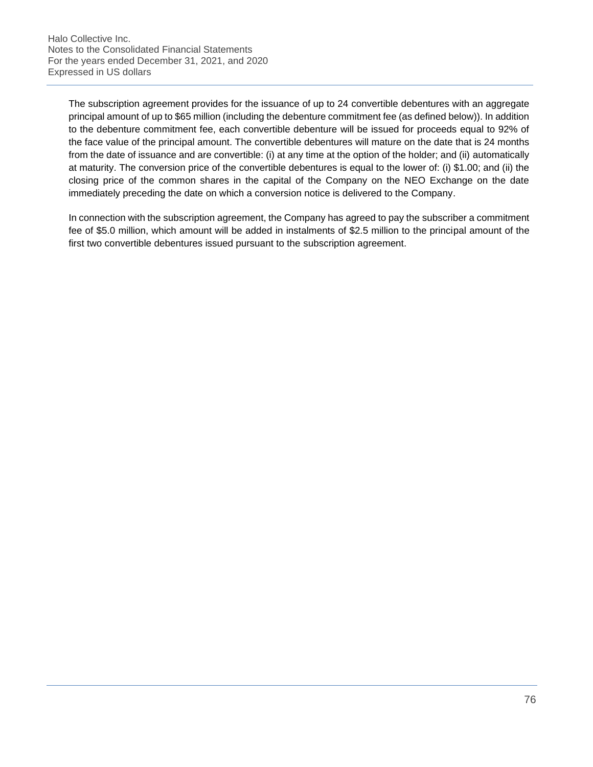The subscription agreement provides for the issuance of up to 24 convertible debentures with an aggregate principal amount of up to $65 million (including the debenture commitment fee (as defined below)). In addition to the debenture commitment fee, each convertible debenture will be issued for proceeds equal to 92% of the face value of the principal amount. The convertible debentures will mature on the date that is 24 months from the date of issuance and are convertible: (i) at any time at the option of the holder; and (ii) automatically at maturity. The conversion price of the convertible debentures is equal to the lower of: (i) $1.00; and (ii) the closing price of the common shares in the capital of the Company on the NEO Exchange on the date immediately preceding the date on which a conversion notice is delivered to the Company.

In connection with the subscription agreement, the Company has agreed to pay the subscriber a commitment fee of $5.0 million, which amount will be added in instalments of $2.5 million to the principal amount of the first two convertible debentures issued pursuant to the subscription agreement.